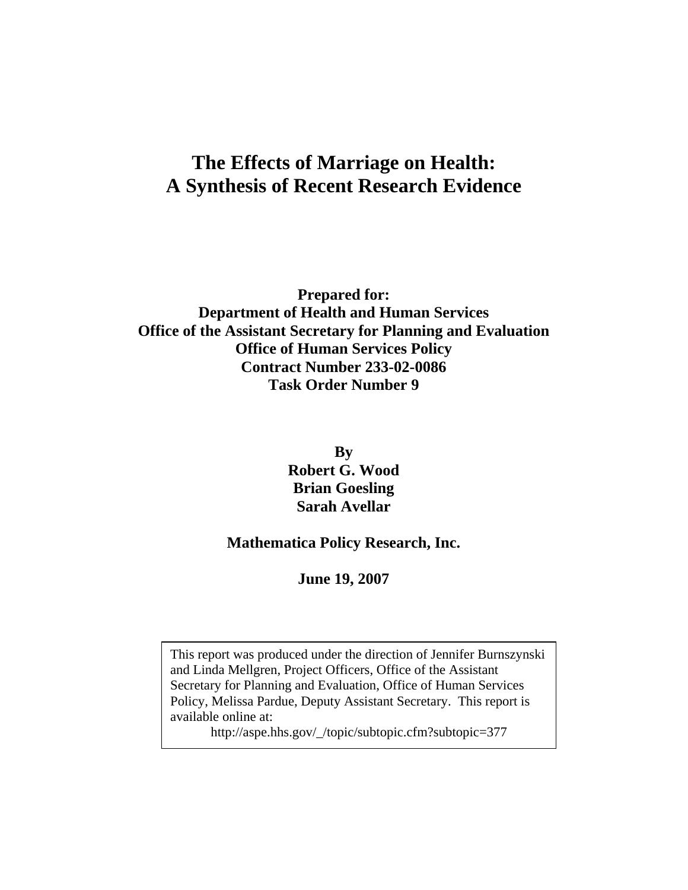# The Effects of Marriage on Health: A Synthesis of Recent Research Evidence

**Prepared for:**
**Department of Health and Human Services**
**Office of the Assistant Secretary for Planning and Evaluation**
**Office of Human Services Policy**
**Contract Number 233-02-0086**
**Task Order Number 9**

**By**
**Robert G. Wood**
**Brian Goesling**
**Sarah Avellar**

**Mathematica Policy Research, Inc.**

**June 19, 2007**

This report was produced under the direction of Jennifer Burnszynski and Linda Mellgren, Project Officers, Office of the Assistant Secretary for Planning and Evaluation, Office of Human Services Policy, Melissa Pardue, Deputy Assistant Secretary. This report is available online at:

http://aspe.hhs.gov/_/topic/subtopic.cfm?subtopic=377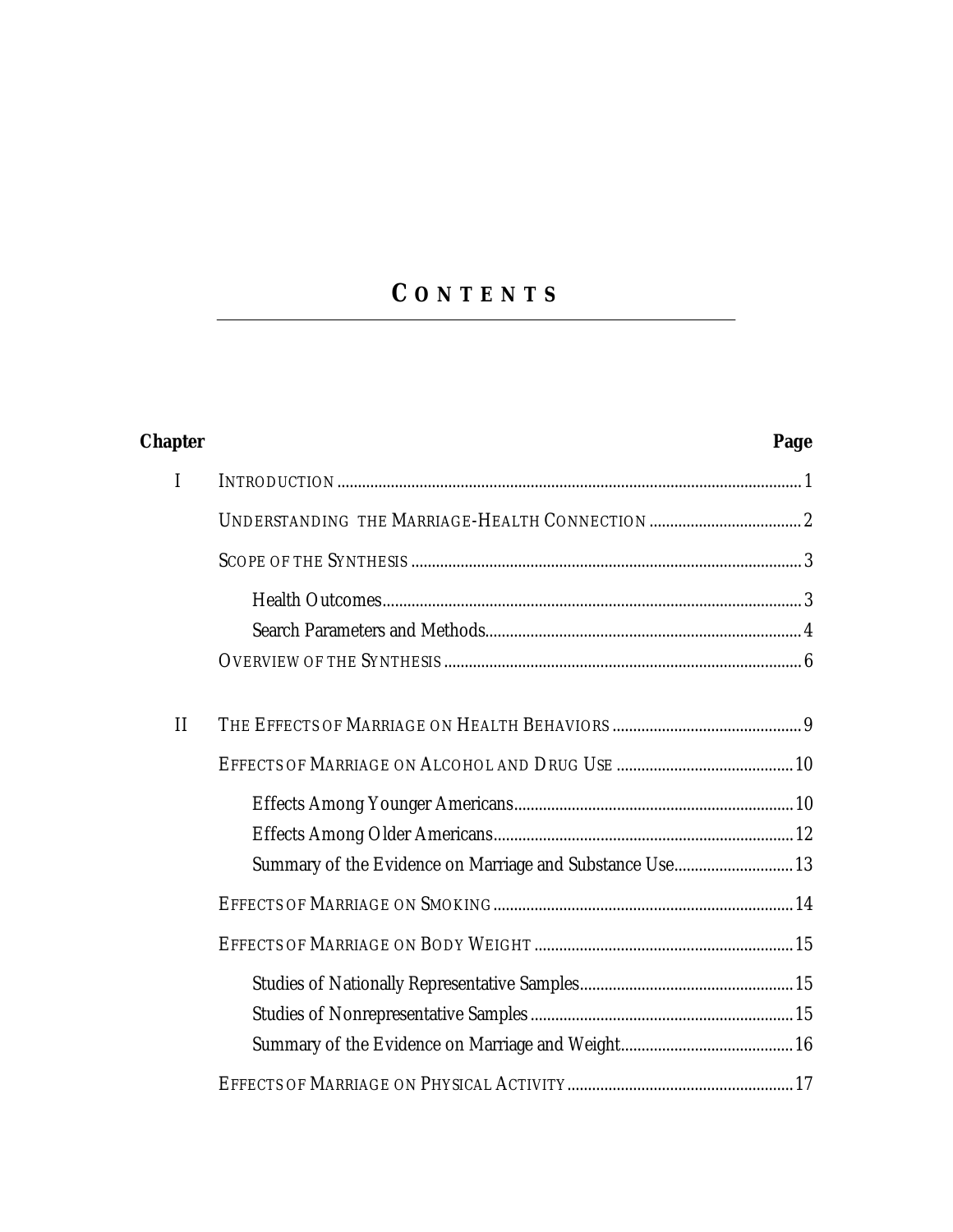# CONTENTS

| Chapter | | Page |
|---|---|---|
| I | INTRODUCTION | 1 |
| | UNDERSTANDING THE MARRIAGE-HEALTH CONNECTION | 2 |
| | SCOPE OF THE SYNTHESIS | 3 |
| | Health Outcomes | 3 |
| | Search Parameters and Methods | 4 |
| | OVERVIEW OF THE SYNTHESIS | 6 |
| II | THE EFFECTS OF MARRIAGE ON HEALTH BEHAVIORS | 9 |
| | EFFECTS OF MARRIAGE ON ALCOHOL AND DRUG USE | 10 |
| | Effects Among Younger Americans | 10 |
| | Effects Among Older Americans | 12 |
| | Summary of the Evidence on Marriage and Substance Use | 13 |
| | EFFECTS OF MARRIAGE ON SMOKING | 14 |
| | EFFECTS OF MARRIAGE ON BODY WEIGHT | 15 |
| | Studies of Nationally Representative Samples | 15 |
| | Studies of Nonrepresentative Samples | 15 |
| | Summary of the Evidence on Marriage and Weight | 16 |
| | EFFECTS OF MARRIAGE ON PHYSICAL ACTIVITY | 17 |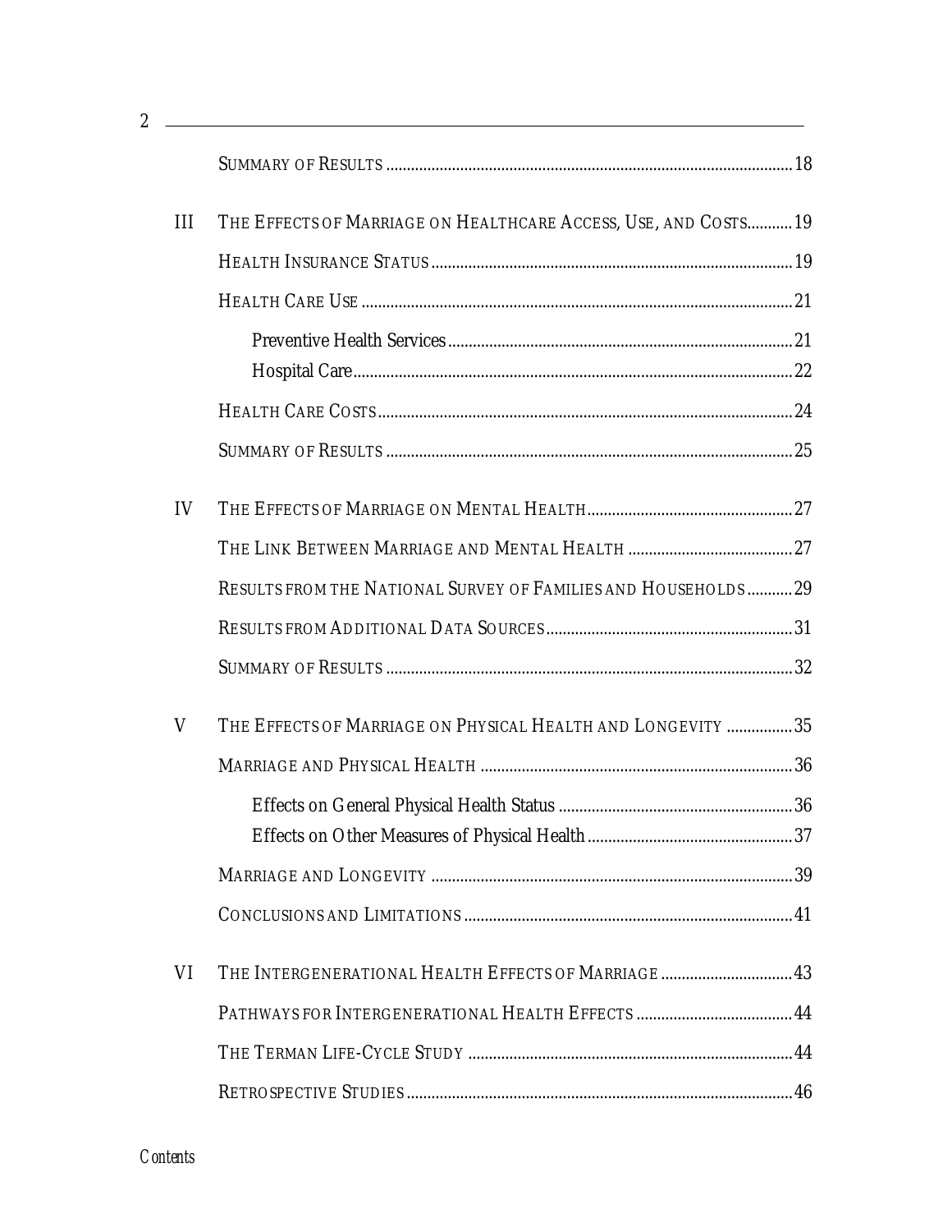| | | |
|---|---|---|
| | SUMMARY OF RESULTS | 18 |
| III | THE EFFECTS OF MARRIAGE ON HEALTHCARE ACCESS, USE, AND COSTS | 19 |
| | HEALTH INSURANCE STATUS | 19 |
| | HEALTH CARE USE | 21 |
| | Preventive Health Services | 21 |
| | Hospital Care | 22 |
| | HEALTH CARE COSTS | 24 |
| | SUMMARY OF RESULTS | 25 |
| IV | THE EFFECTS OF MARRIAGE ON MENTAL HEALTH | 27 |
| | THE LINK BETWEEN MARRIAGE AND MENTAL HEALTH | 27 |
| | RESULTS FROM THE NATIONAL SURVEY OF FAMILIES AND HOUSEHOLDS | 29 |
| | RESULTS FROM ADDITIONAL DATA SOURCES | 31 |
| | SUMMARY OF RESULTS | 32 |
| V | THE EFFECTS OF MARRIAGE ON PHYSICAL HEALTH AND LONGEVITY | 35 |
| | MARRIAGE AND PHYSICAL HEALTH | 36 |
| | Effects on General Physical Health Status | 36 |
| | Effects on Other Measures of Physical Health | 37 |
| | MARRIAGE AND LONGEVITY | 39 |
| | CONCLUSIONS AND LIMITATIONS | 41 |
| VI | THE INTERGENERATIONAL HEALTH EFFECTS OF MARRIAGE | 43 |
| | PATHWAYS FOR INTERGENERATIONAL HEALTH EFFECTS | 44 |
| | THE TERMAN LIFE-CYCLE STUDY | 44 |
| | RETROSPECTIVE STUDIES | 46 |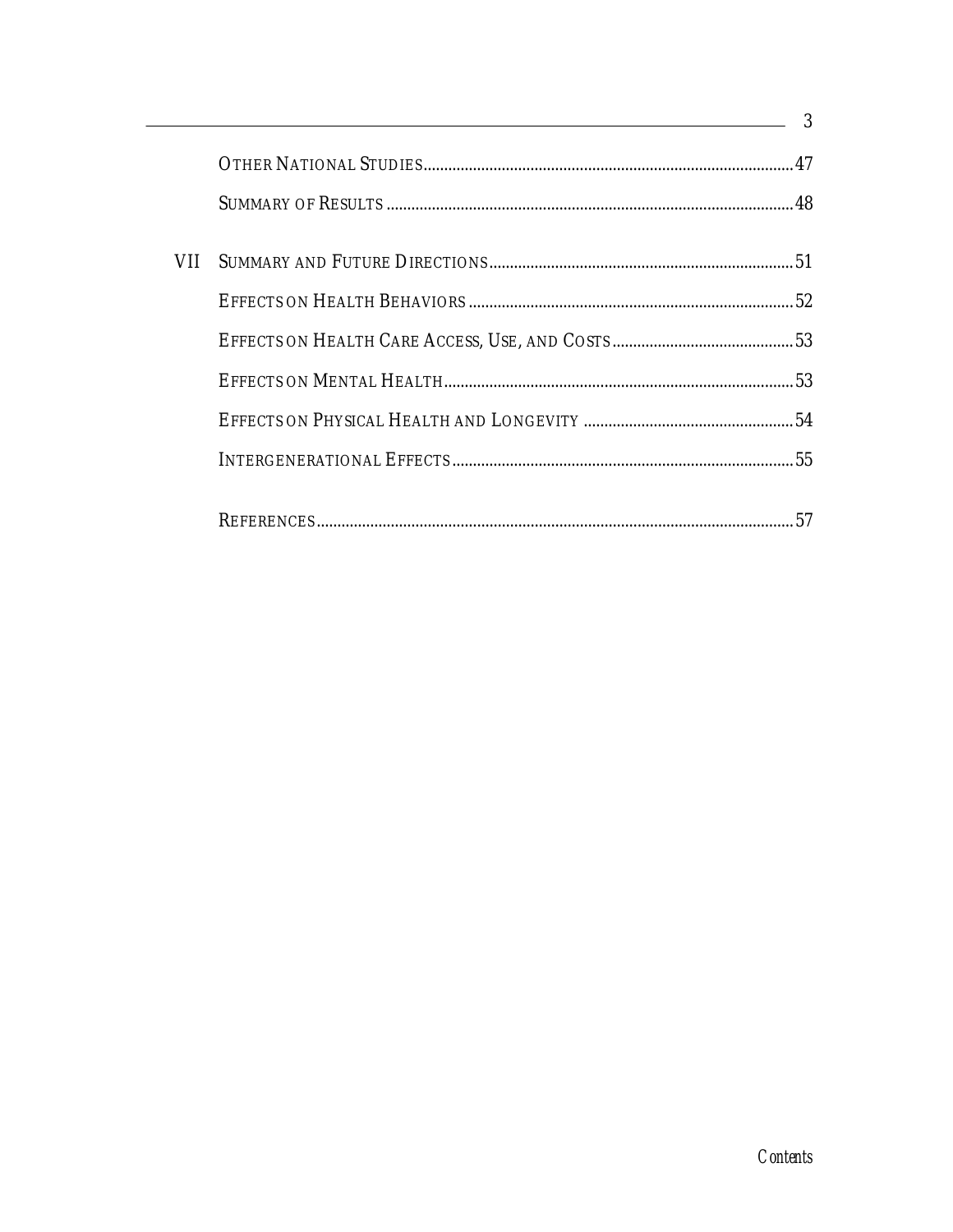| | | |
|---|---|---|
| | Other National Studies | 47 |
| | Summary of Results | 48 |
| VII | Summary and Future Directions | 51 |
| | Effects on Health Behaviors | 52 |
| | Effects on Health Care Access, Use, and Costs | 53 |
| | Effects on Mental Health | 53 |
| | Effects on Physical Health and Longevity | 54 |
| | Intergenerational Effects | 55 |
| | References | 57 |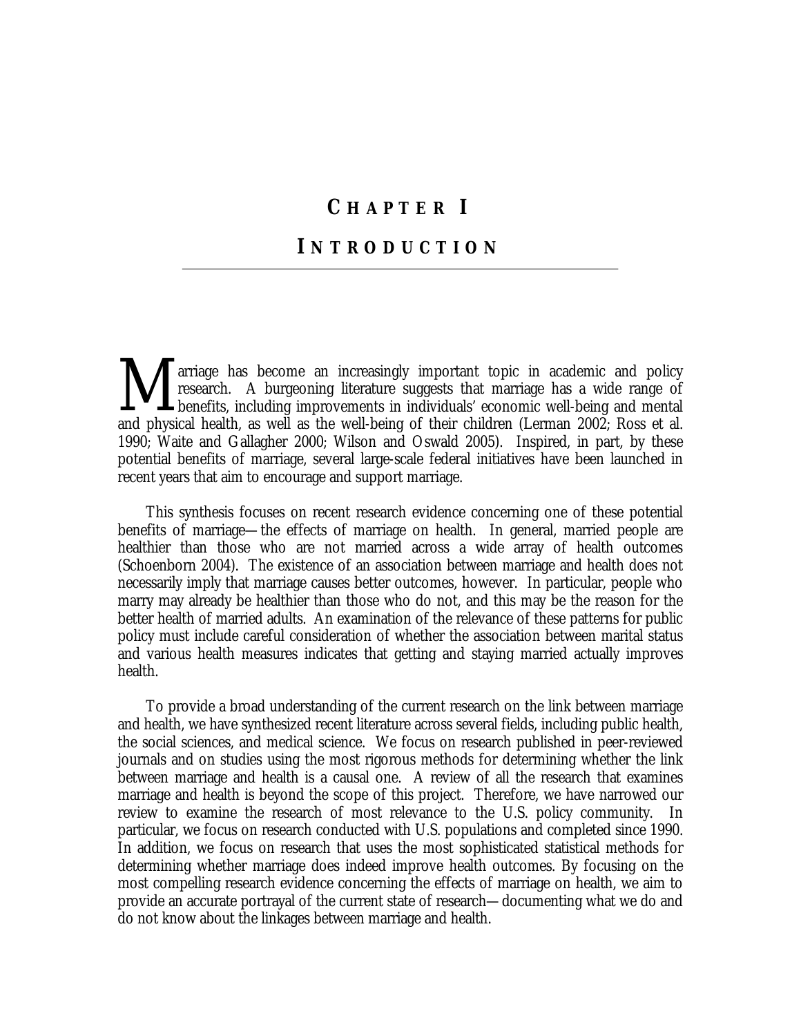# Chapter I

# Introduction

Marriage has become an increasingly important topic in academic and policy research. A burgeoning literature suggests that marriage has a wide range of benefits, including improvements in individuals' economic well-being and mental and physical health, as well as the well-being of their children (Lerman 2002; Ross et al. 1990; Waite and Gallagher 2000; Wilson and Oswald 2005). Inspired, in part, by these potential benefits of marriage, several large-scale federal initiatives have been launched in recent years that aim to encourage and support marriage.

This synthesis focuses on recent research evidence concerning one of these potential benefits of marriage—the effects of marriage on health. In general, married people are healthier than those who are not married across a wide array of health outcomes (Schoenborn 2004). The existence of an association between marriage and health does not necessarily imply that marriage causes better outcomes, however. In particular, people who marry may already be healthier than those who do not, and this may be the reason for the better health of married adults. An examination of the relevance of these patterns for public policy must include careful consideration of whether the association between marital status and various health measures indicates that getting and staying married actually improves health.

To provide a broad understanding of the current research on the link between marriage and health, we have synthesized recent literature across several fields, including public health, the social sciences, and medical science. We focus on research published in peer-reviewed journals and on studies using the most rigorous methods for determining whether the link between marriage and health is a causal one. A review of all the research that examines marriage and health is beyond the scope of this project. Therefore, we have narrowed our review to examine the research of most relevance to the U.S. policy community. In particular, we focus on research conducted with U.S. populations and completed since 1990. In addition, we focus on research that uses the most sophisticated statistical methods for determining whether marriage does indeed improve health outcomes. By focusing on the most compelling research evidence concerning the effects of marriage on health, we aim to provide an accurate portrayal of the current state of research—documenting what we do and do not know about the linkages between marriage and health.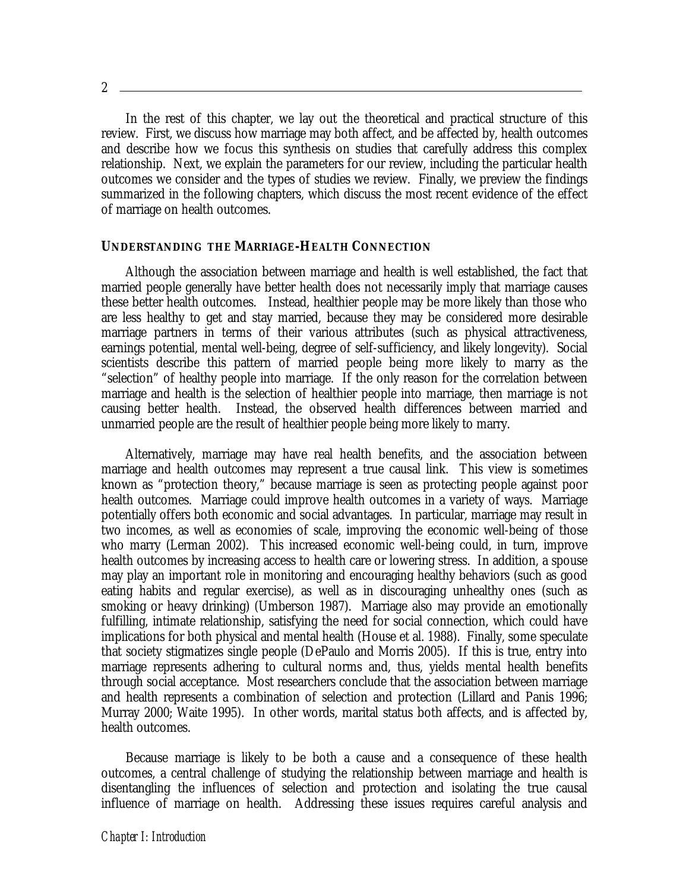In the rest of this chapter, we lay out the theoretical and practical structure of this review. First, we discuss how marriage may both affect, and be affected by, health outcomes and describe how we focus this synthesis on studies that carefully address this complex relationship. Next, we explain the parameters for our review, including the particular health outcomes we consider and the types of studies we review. Finally, we preview the findings summarized in the following chapters, which discuss the most recent evidence of the effect of marriage on health outcomes.

## UNDERSTANDING THE MARRIAGE-HEALTH CONNECTION

Although the association between marriage and health is well established, the fact that married people generally have better health does not necessarily imply that marriage causes these better health outcomes. Instead, healthier people may be more likely than those who are less healthy to get and stay married, because they may be considered more desirable marriage partners in terms of their various attributes (such as physical attractiveness, earnings potential, mental well-being, degree of self-sufficiency, and likely longevity). Social scientists describe this pattern of married people being more likely to marry as the "selection" of healthy people into marriage. If the only reason for the correlation between marriage and health is the selection of healthier people into marriage, then marriage is not causing better health. Instead, the observed health differences between married and unmarried people are the result of healthier people being more likely to marry.

Alternatively, marriage may have real health benefits, and the association between marriage and health outcomes may represent a true causal link. This view is sometimes known as "protection theory," because marriage is seen as protecting people against poor health outcomes. Marriage could improve health outcomes in a variety of ways. Marriage potentially offers both economic and social advantages. In particular, marriage may result in two incomes, as well as economies of scale, improving the economic well-being of those who marry (Lerman 2002). This increased economic well-being could, in turn, improve health outcomes by increasing access to health care or lowering stress. In addition, a spouse may play an important role in monitoring and encouraging healthy behaviors (such as good eating habits and regular exercise), as well as in discouraging unhealthy ones (such as smoking or heavy drinking) (Umberson 1987). Marriage also may provide an emotionally fulfilling, intimate relationship, satisfying the need for social connection, which could have implications for both physical and mental health (House et al. 1988). Finally, some speculate that society stigmatizes single people (DePaulo and Morris 2005). If this is true, entry into marriage represents adhering to cultural norms and, thus, yields mental health benefits through social acceptance. Most researchers conclude that the association between marriage and health represents a combination of selection and protection (Lillard and Panis 1996; Murray 2000; Waite 1995). In other words, marital status both affects, and is affected by, health outcomes.

Because marriage is likely to be both a cause and a consequence of these health outcomes, a central challenge of studying the relationship between marriage and health is disentangling the influences of selection and protection and isolating the true causal influence of marriage on health. Addressing these issues requires careful analysis and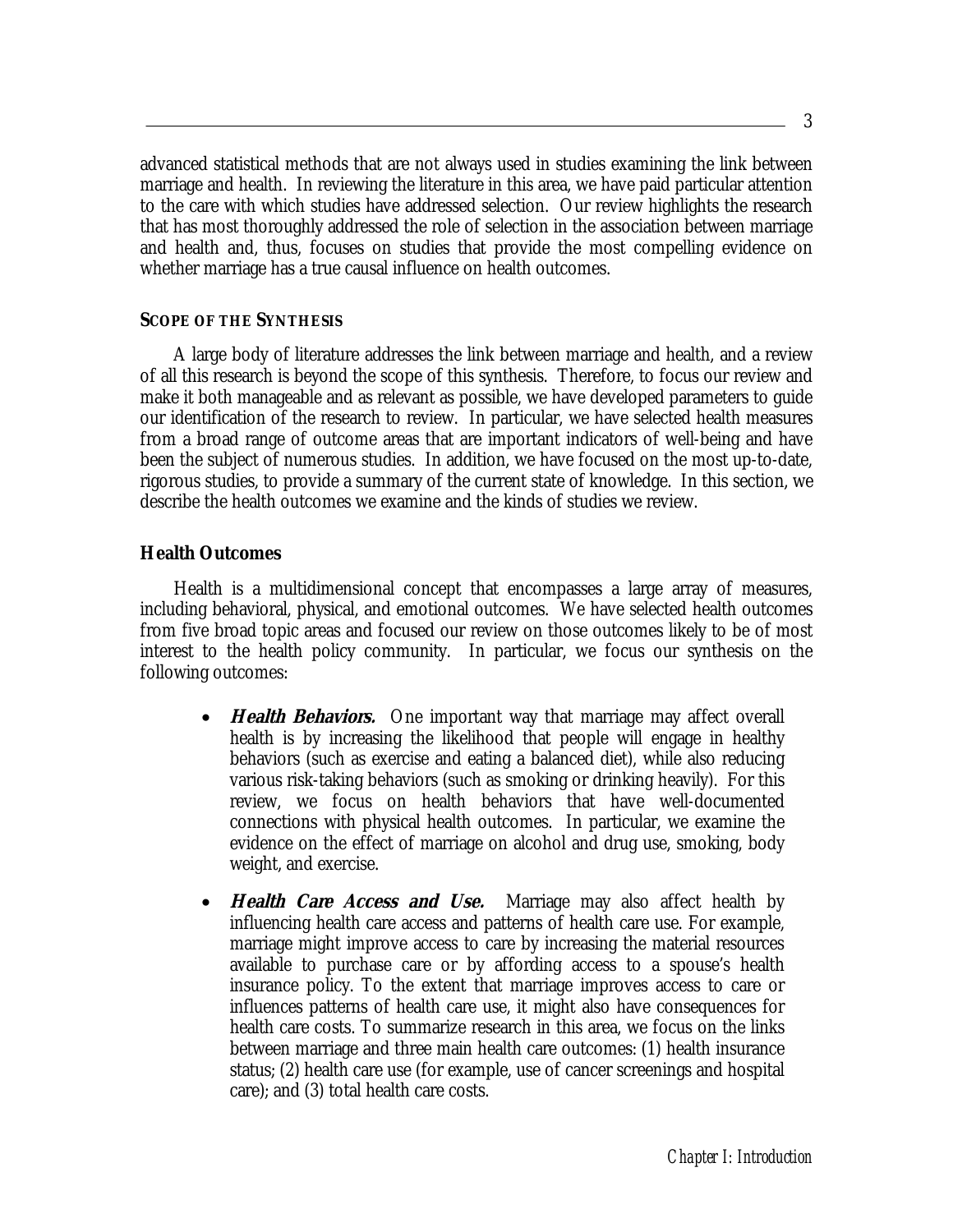advanced statistical methods that are not always used in studies examining the link between marriage and health. In reviewing the literature in this area, we have paid particular attention to the care with which studies have addressed selection. Our review highlights the research that has most thoroughly addressed the role of selection in the association between marriage and health and, thus, focuses on studies that provide the most compelling evidence on whether marriage has a true causal influence on health outcomes.

## SCOPE OF THE SYNTHESIS

A large body of literature addresses the link between marriage and health, and a review of all this research is beyond the scope of this synthesis. Therefore, to focus our review and make it both manageable and as relevant as possible, we have developed parameters to guide our identification of the research to review. In particular, we have selected health measures from a broad range of outcome areas that are important indicators of well-being and have been the subject of numerous studies. In addition, we have focused on the most up-to-date, rigorous studies, to provide a summary of the current state of knowledge. In this section, we describe the health outcomes we examine and the kinds of studies we review.

### Health Outcomes

Health is a multidimensional concept that encompasses a large array of measures, including behavioral, physical, and emotional outcomes. We have selected health outcomes from five broad topic areas and focused our review on those outcomes likely to be of most interest to the health policy community. In particular, we focus our synthesis on the following outcomes:

- ***Health Behaviors.*** One important way that marriage may affect overall health is by increasing the likelihood that people will engage in healthy behaviors (such as exercise and eating a balanced diet), while also reducing various risk-taking behaviors (such as smoking or drinking heavily). For this review, we focus on health behaviors that have well-documented connections with physical health outcomes. In particular, we examine the evidence on the effect of marriage on alcohol and drug use, smoking, body weight, and exercise.

- ***Health Care Access and Use.*** Marriage may also affect health by influencing health care access and patterns of health care use. For example, marriage might improve access to care by increasing the material resources available to purchase care or by affording access to a spouse's health insurance policy. To the extent that marriage improves access to care or influences patterns of health care use, it might also have consequences for health care costs. To summarize research in this area, we focus on the links between marriage and three main health care outcomes: (1) health insurance status; (2) health care use (for example, use of cancer screenings and hospital care); and (3) total health care costs.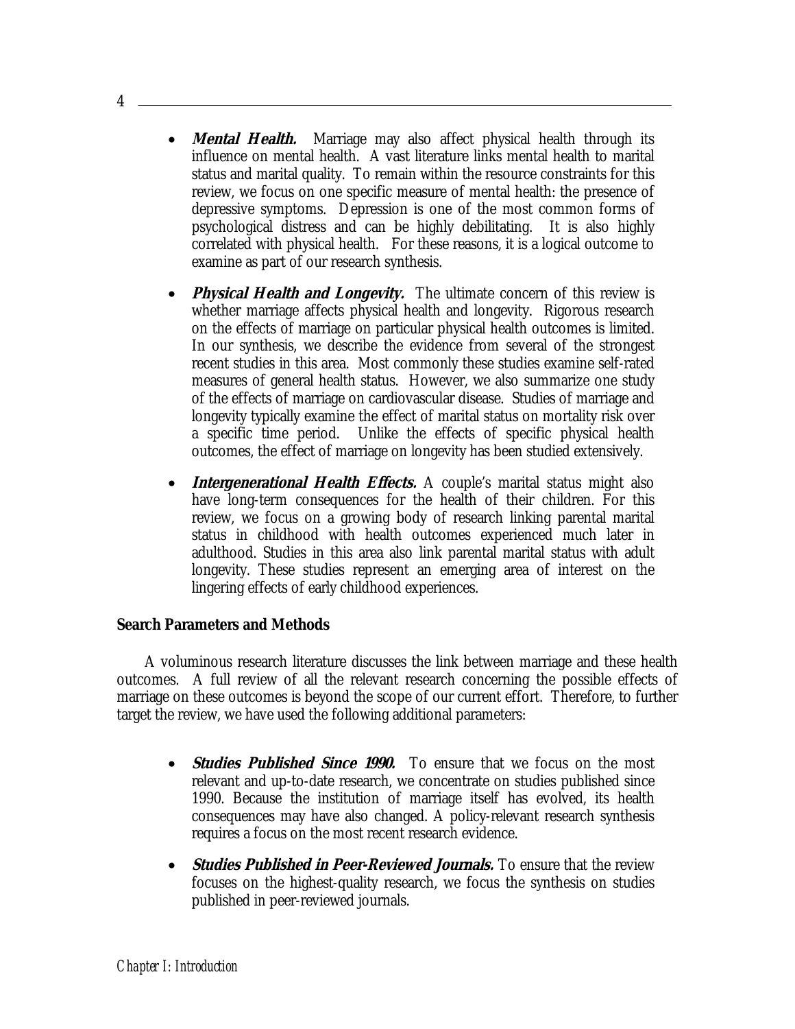- ***Mental Health.*** Marriage may also affect physical health through its influence on mental health. A vast literature links mental health to marital status and marital quality. To remain within the resource constraints for this review, we focus on one specific measure of mental health: the presence of depressive symptoms. Depression is one of the most common forms of psychological distress and can be highly debilitating. It is also highly correlated with physical health. For these reasons, it is a logical outcome to examine as part of our research synthesis.

- ***Physical Health and Longevity.*** The ultimate concern of this review is whether marriage affects physical health and longevity. Rigorous research on the effects of marriage on particular physical health outcomes is limited. In our synthesis, we describe the evidence from several of the strongest recent studies in this area. Most commonly these studies examine self-rated measures of general health status. However, we also summarize one study of the effects of marriage on cardiovascular disease. Studies of marriage and longevity typically examine the effect of marital status on mortality risk over a specific time period. Unlike the effects of specific physical health outcomes, the effect of marriage on longevity has been studied extensively.

- ***Intergenerational Health Effects.*** A couple's marital status might also have long-term consequences for the health of their children. For this review, we focus on a growing body of research linking parental marital status in childhood with health outcomes experienced much later in adulthood. Studies in this area also link parental marital status with adult longevity. These studies represent an emerging area of interest on the lingering effects of early childhood experiences.

## Search Parameters and Methods

A voluminous research literature discusses the link between marriage and these health outcomes. A full review of all the relevant research concerning the possible effects of marriage on these outcomes is beyond the scope of our current effort. Therefore, to further target the review, we have used the following additional parameters:

- ***Studies Published Since 1990.*** To ensure that we focus on the most relevant and up-to-date research, we concentrate on studies published since 1990. Because the institution of marriage itself has evolved, its health consequences may have also changed. A policy-relevant research synthesis requires a focus on the most recent research evidence.

- ***Studies Published in Peer-Reviewed Journals.*** To ensure that the review focuses on the highest-quality research, we focus the synthesis on studies published in peer-reviewed journals.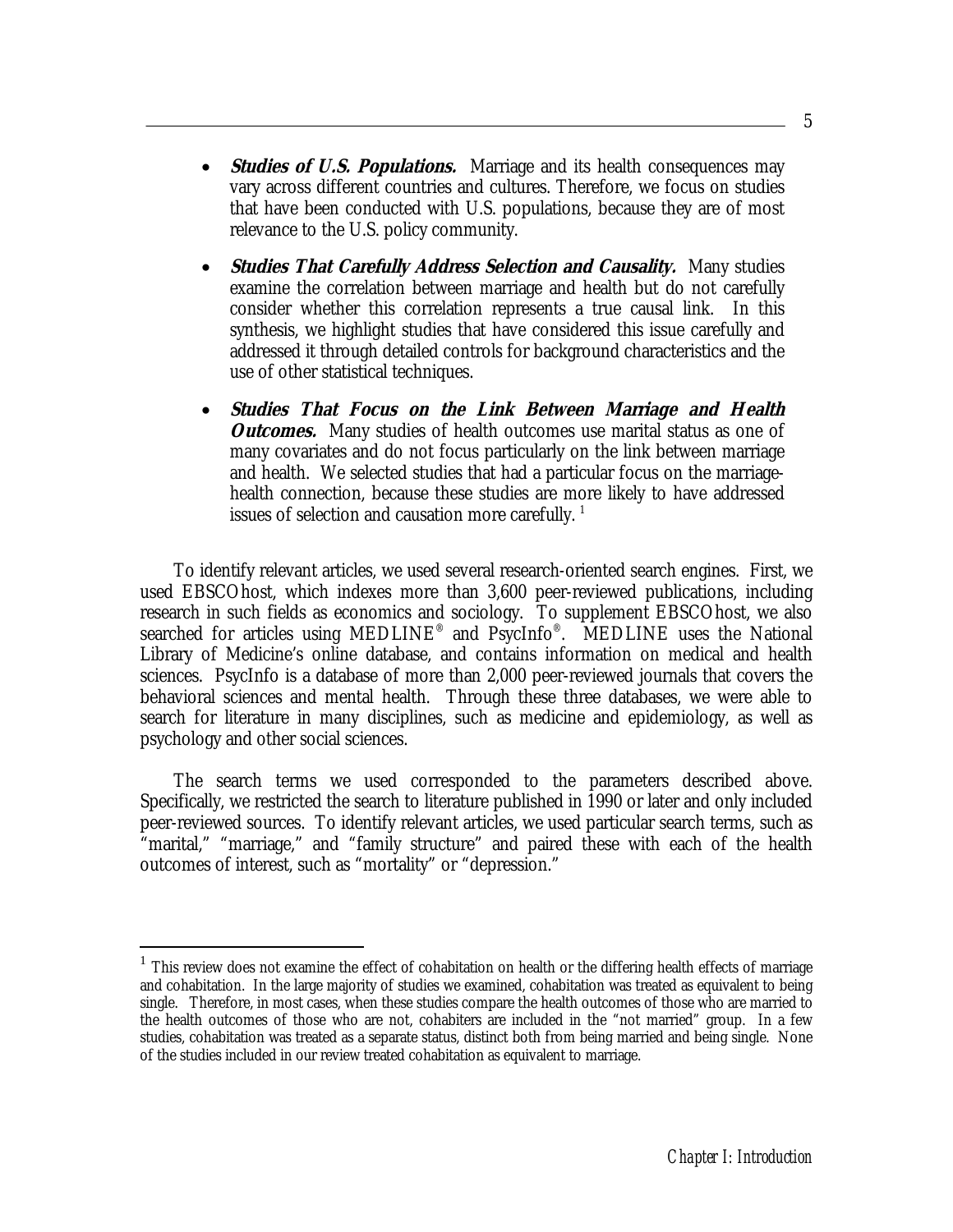- ***Studies of U.S. Populations.*** Marriage and its health consequences may vary across different countries and cultures. Therefore, we focus on studies that have been conducted with U.S. populations, because they are of most relevance to the U.S. policy community.

- ***Studies That Carefully Address Selection and Causality.*** Many studies examine the correlation between marriage and health but do not carefully consider whether this correlation represents a true causal link. In this synthesis, we highlight studies that have considered this issue carefully and addressed it through detailed controls for background characteristics and the use of other statistical techniques.

- ***Studies That Focus on the Link Between Marriage and Health Outcomes.*** Many studies of health outcomes use marital status as one of many covariates and do not focus particularly on the link between marriage and health. We selected studies that had a particular focus on the marriage-health connection, because these studies are more likely to have addressed issues of selection and causation more carefully. [1]

To identify relevant articles, we used several research-oriented search engines. First, we used EBSCOhost, which indexes more than 3,600 peer-reviewed publications, including research in such fields as economics and sociology. To supplement EBSCOhost, we also searched for articles using MEDLINE® and PsycInfo®. MEDLINE uses the National Library of Medicine's online database, and contains information on medical and health sciences. PsycInfo is a database of more than 2,000 peer-reviewed journals that covers the behavioral sciences and mental health. Through these three databases, we were able to search for literature in many disciplines, such as medicine and epidemiology, as well as psychology and other social sciences.

The search terms we used corresponded to the parameters described above. Specifically, we restricted the search to literature published in 1990 or later and only included peer-reviewed sources. To identify relevant articles, we used particular search terms, such as "marital," "marriage," and "family structure" and paired these with each of the health outcomes of interest, such as "mortality" or "depression."

---

[1] This review does not examine the effect of cohabitation on health or the differing health effects of marriage and cohabitation. In the large majority of studies we examined, cohabitation was treated as equivalent to being single. Therefore, in most cases, when these studies compare the health outcomes of those who are married to the health outcomes of those who are not, cohabiters are included in the "not married" group. In a few studies, cohabitation was treated as a separate status, distinct both from being married and being single. None of the studies included in our review treated cohabitation as equivalent to marriage.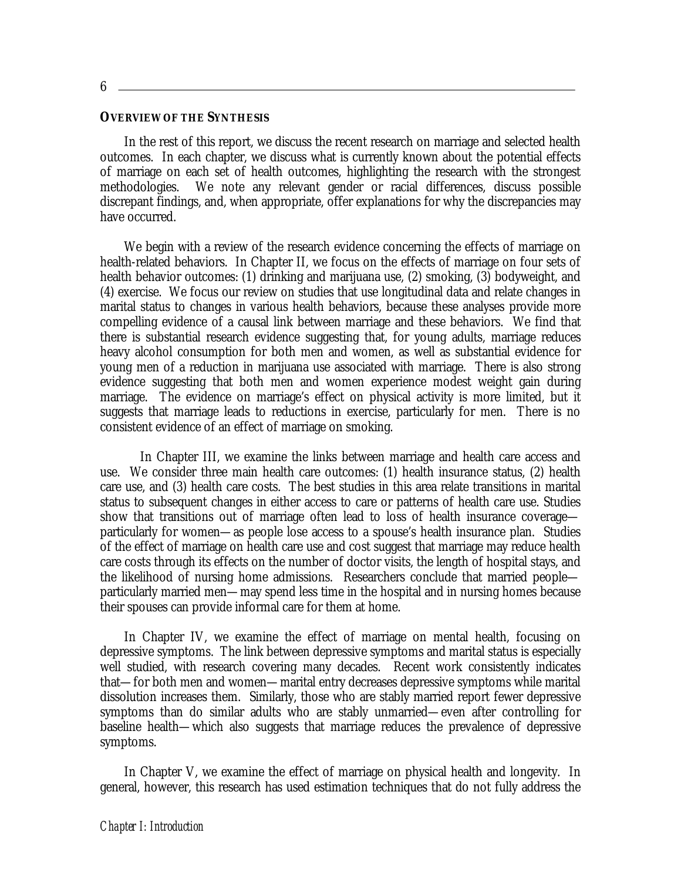## OVERVIEW OF THE SYNTHESIS

In the rest of this report, we discuss the recent research on marriage and selected health outcomes. In each chapter, we discuss what is currently known about the potential effects of marriage on each set of health outcomes, highlighting the research with the strongest methodologies. We note any relevant gender or racial differences, discuss possible discrepant findings, and, when appropriate, offer explanations for why the discrepancies may have occurred.

We begin with a review of the research evidence concerning the effects of marriage on health-related behaviors. In Chapter II, we focus on the effects of marriage on four sets of health behavior outcomes: (1) drinking and marijuana use, (2) smoking, (3) bodyweight, and (4) exercise. We focus our review on studies that use longitudinal data and relate changes in marital status to changes in various health behaviors, because these analyses provide more compelling evidence of a causal link between marriage and these behaviors. We find that there is substantial research evidence suggesting that, for young adults, marriage reduces heavy alcohol consumption for both men and women, as well as substantial evidence for young men of a reduction in marijuana use associated with marriage. There is also strong evidence suggesting that both men and women experience modest weight gain during marriage. The evidence on marriage's effect on physical activity is more limited, but it suggests that marriage leads to reductions in exercise, particularly for men. There is no consistent evidence of an effect of marriage on smoking.

In Chapter III, we examine the links between marriage and health care access and use. We consider three main health care outcomes: (1) health insurance status, (2) health care use, and (3) health care costs. The best studies in this area relate transitions in marital status to subsequent changes in either access to care or patterns of health care use. Studies show that transitions out of marriage often lead to loss of health insurance coverage—particularly for women—as people lose access to a spouse's health insurance plan. Studies of the effect of marriage on health care use and cost suggest that marriage may reduce health care costs through its effects on the number of doctor visits, the length of hospital stays, and the likelihood of nursing home admissions. Researchers conclude that married people—particularly married men—may spend less time in the hospital and in nursing homes because their spouses can provide informal care for them at home.

In Chapter IV, we examine the effect of marriage on mental health, focusing on depressive symptoms. The link between depressive symptoms and marital status is especially well studied, with research covering many decades. Recent work consistently indicates that—for both men and women—marital entry decreases depressive symptoms while marital dissolution increases them. Similarly, those who are stably married report fewer depressive symptoms than do similar adults who are stably unmarried—even after controlling for baseline health—which also suggests that marriage reduces the prevalence of depressive symptoms.

In Chapter V, we examine the effect of marriage on physical health and longevity. In general, however, this research has used estimation techniques that do not fully address the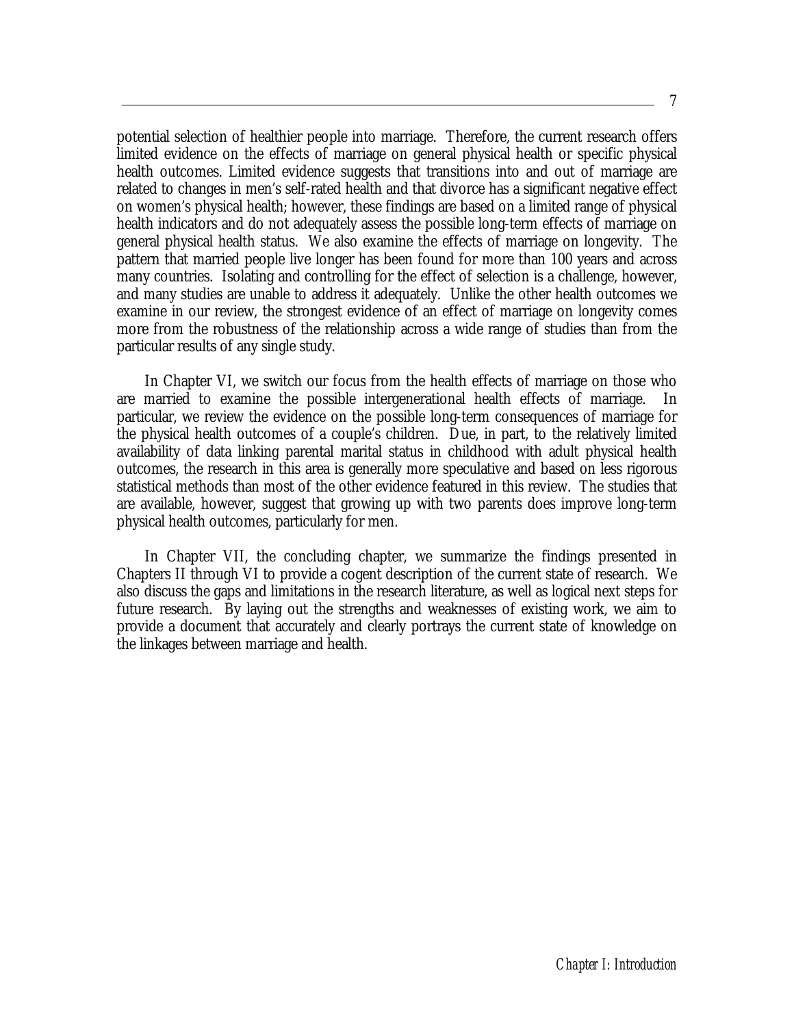potential selection of healthier people into marriage. Therefore, the current research offers limited evidence on the effects of marriage on general physical health or specific physical health outcomes. Limited evidence suggests that transitions into and out of marriage are related to changes in men's self-rated health and that divorce has a significant negative effect on women's physical health; however, these findings are based on a limited range of physical health indicators and do not adequately assess the possible long-term effects of marriage on general physical health status. We also examine the effects of marriage on longevity. The pattern that married people live longer has been found for more than 100 years and across many countries. Isolating and controlling for the effect of selection is a challenge, however, and many studies are unable to address it adequately. Unlike the other health outcomes we examine in our review, the strongest evidence of an effect of marriage on longevity comes more from the robustness of the relationship across a wide range of studies than from the particular results of any single study.

In Chapter VI, we switch our focus from the health effects of marriage on those who are married to examine the possible intergenerational health effects of marriage. In particular, we review the evidence on the possible long-term consequences of marriage for the physical health outcomes of a couple's children. Due, in part, to the relatively limited availability of data linking parental marital status in childhood with adult physical health outcomes, the research in this area is generally more speculative and based on less rigorous statistical methods than most of the other evidence featured in this review. The studies that are available, however, suggest that growing up with two parents does improve long-term physical health outcomes, particularly for men.

In Chapter VII, the concluding chapter, we summarize the findings presented in Chapters II through VI to provide a cogent description of the current state of research. We also discuss the gaps and limitations in the research literature, as well as logical next steps for future research. By laying out the strengths and weaknesses of existing work, we aim to provide a document that accurately and clearly portrays the current state of knowledge on the linkages between marriage and health.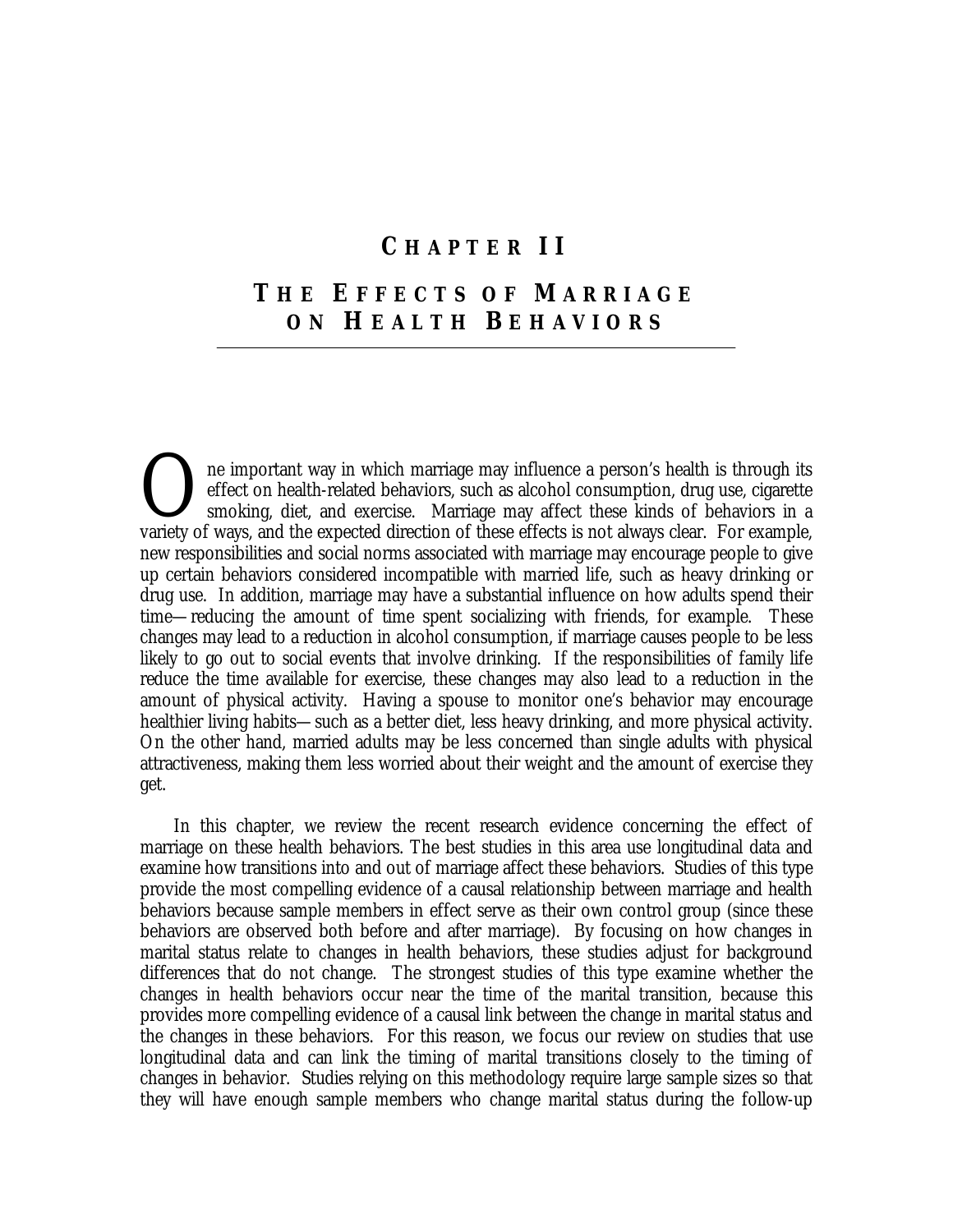# CHAPTER II

# THE EFFECTS OF MARRIAGE ON HEALTH BEHAVIORS

One important way in which marriage may influence a person's health is through its effect on health-related behaviors, such as alcohol consumption, drug use, cigarette smoking, diet, and exercise. Marriage may affect these kinds of behaviors in a variety of ways, and the expected direction of these effects is not always clear. For example, new responsibilities and social norms associated with marriage may encourage people to give up certain behaviors considered incompatible with married life, such as heavy drinking or drug use. In addition, marriage may have a substantial influence on how adults spend their time—reducing the amount of time spent socializing with friends, for example. These changes may lead to a reduction in alcohol consumption, if marriage causes people to be less likely to go out to social events that involve drinking. If the responsibilities of family life reduce the time available for exercise, these changes may also lead to a reduction in the amount of physical activity. Having a spouse to monitor one's behavior may encourage healthier living habits—such as a better diet, less heavy drinking, and more physical activity. On the other hand, married adults may be less concerned than single adults with physical attractiveness, making them less worried about their weight and the amount of exercise they get.

In this chapter, we review the recent research evidence concerning the effect of marriage on these health behaviors. The best studies in this area use longitudinal data and examine how transitions into and out of marriage affect these behaviors. Studies of this type provide the most compelling evidence of a causal relationship between marriage and health behaviors because sample members in effect serve as their own control group (since these behaviors are observed both before and after marriage). By focusing on how changes in marital status relate to changes in health behaviors, these studies adjust for background differences that do not change. The strongest studies of this type examine whether the changes in health behaviors occur near the time of the marital transition, because this provides more compelling evidence of a causal link between the change in marital status and the changes in these behaviors. For this reason, we focus our review on studies that use longitudinal data and can link the timing of marital transitions closely to the timing of changes in behavior. Studies relying on this methodology require large sample sizes so that they will have enough sample members who change marital status during the follow-up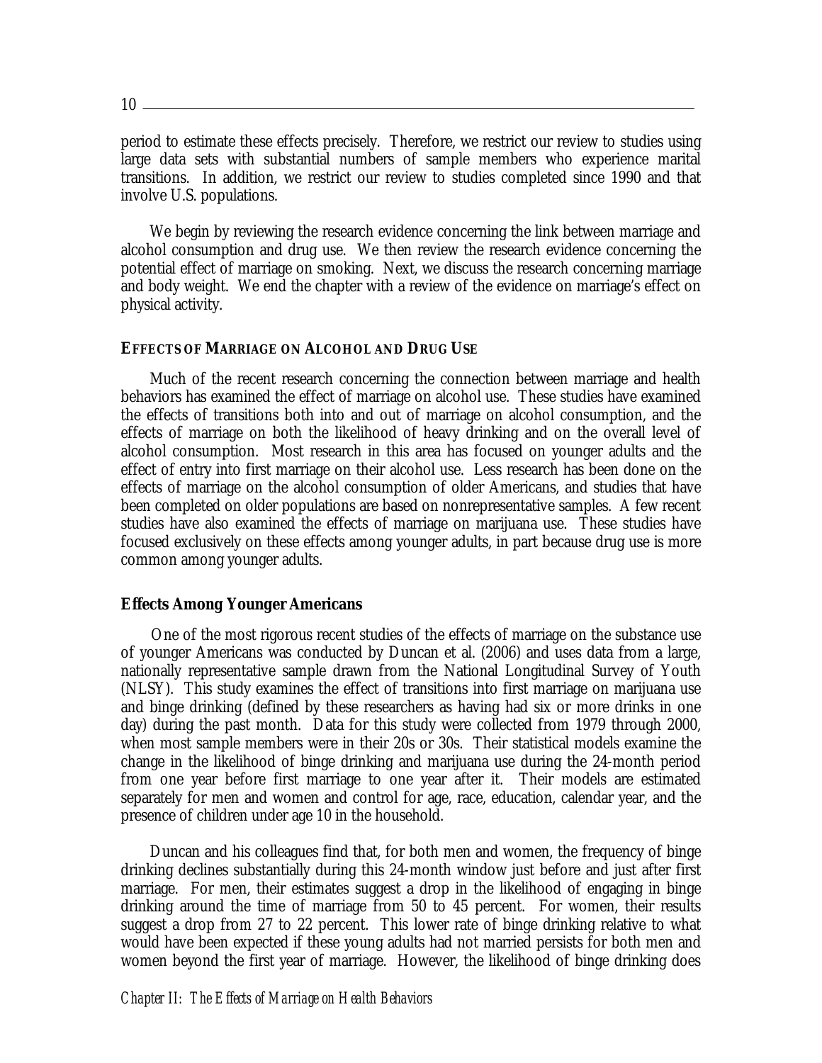period to estimate these effects precisely. Therefore, we restrict our review to studies using large data sets with substantial numbers of sample members who experience marital transitions. In addition, we restrict our review to studies completed since 1990 and that involve U.S. populations.

We begin by reviewing the research evidence concerning the link between marriage and alcohol consumption and drug use. We then review the research evidence concerning the potential effect of marriage on smoking. Next, we discuss the research concerning marriage and body weight. We end the chapter with a review of the evidence on marriage's effect on physical activity.

## EFFECTS OF MARRIAGE ON ALCOHOL AND DRUG USE

Much of the recent research concerning the connection between marriage and health behaviors has examined the effect of marriage on alcohol use. These studies have examined the effects of transitions both into and out of marriage on alcohol consumption, and the effects of marriage on both the likelihood of heavy drinking and on the overall level of alcohol consumption. Most research in this area has focused on younger adults and the effect of entry into first marriage on their alcohol use. Less research has been done on the effects of marriage on the alcohol consumption of older Americans, and studies that have been completed on older populations are based on nonrepresentative samples. A few recent studies have also examined the effects of marriage on marijuana use. These studies have focused exclusively on these effects among younger adults, in part because drug use is more common among younger adults.

### Effects Among Younger Americans

One of the most rigorous recent studies of the effects of marriage on the substance use of younger Americans was conducted by Duncan et al. (2006) and uses data from a large, nationally representative sample drawn from the National Longitudinal Survey of Youth (NLSY). This study examines the effect of transitions into first marriage on marijuana use and binge drinking (defined by these researchers as having had six or more drinks in one day) during the past month. Data for this study were collected from 1979 through 2000, when most sample members were in their 20s or 30s. Their statistical models examine the change in the likelihood of binge drinking and marijuana use during the 24-month period from one year before first marriage to one year after it. Their models are estimated separately for men and women and control for age, race, education, calendar year, and the presence of children under age 10 in the household.

Duncan and his colleagues find that, for both men and women, the frequency of binge drinking declines substantially during this 24-month window just before and just after first marriage. For men, their estimates suggest a drop in the likelihood of engaging in binge drinking around the time of marriage from 50 to 45 percent. For women, their results suggest a drop from 27 to 22 percent. This lower rate of binge drinking relative to what would have been expected if these young adults had not married persists for both men and women beyond the first year of marriage. However, the likelihood of binge drinking does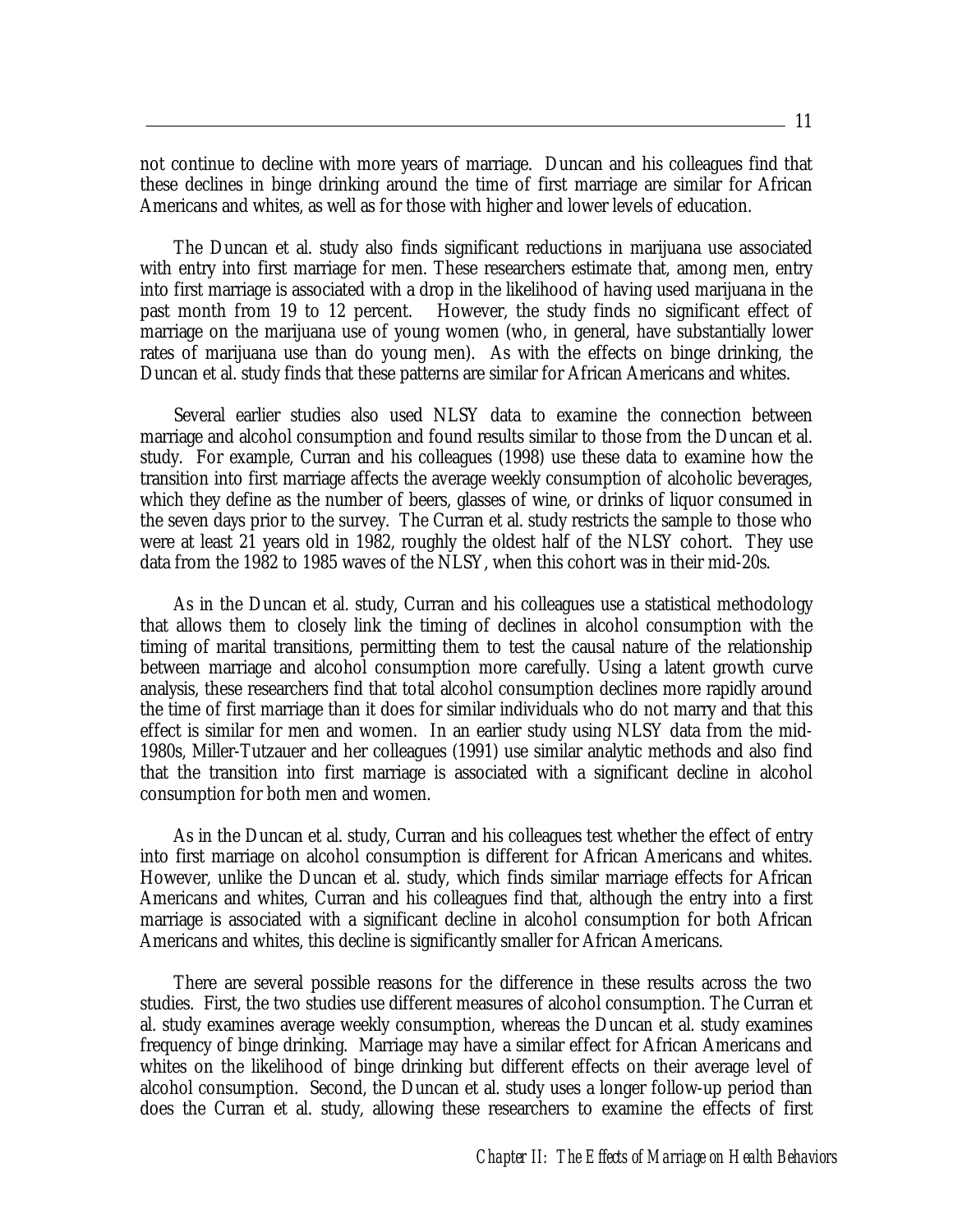not continue to decline with more years of marriage. Duncan and his colleagues find that these declines in binge drinking around the time of first marriage are similar for African Americans and whites, as well as for those with higher and lower levels of education.

The Duncan et al. study also finds significant reductions in marijuana use associated with entry into first marriage for men. These researchers estimate that, among men, entry into first marriage is associated with a drop in the likelihood of having used marijuana in the past month from 19 to 12 percent. However, the study finds no significant effect of marriage on the marijuana use of young women (who, in general, have substantially lower rates of marijuana use than do young men). As with the effects on binge drinking, the Duncan et al. study finds that these patterns are similar for African Americans and whites.

Several earlier studies also used NLSY data to examine the connection between marriage and alcohol consumption and found results similar to those from the Duncan et al. study. For example, Curran and his colleagues (1998) use these data to examine how the transition into first marriage affects the average weekly consumption of alcoholic beverages, which they define as the number of beers, glasses of wine, or drinks of liquor consumed in the seven days prior to the survey. The Curran et al. study restricts the sample to those who were at least 21 years old in 1982, roughly the oldest half of the NLSY cohort. They use data from the 1982 to 1985 waves of the NLSY, when this cohort was in their mid-20s.

As in the Duncan et al. study, Curran and his colleagues use a statistical methodology that allows them to closely link the timing of declines in alcohol consumption with the timing of marital transitions, permitting them to test the causal nature of the relationship between marriage and alcohol consumption more carefully. Using a latent growth curve analysis, these researchers find that total alcohol consumption declines more rapidly around the time of first marriage than it does for similar individuals who do not marry and that this effect is similar for men and women. In an earlier study using NLSY data from the mid-1980s, Miller-Tutzauer and her colleagues (1991) use similar analytic methods and also find that the transition into first marriage is associated with a significant decline in alcohol consumption for both men and women.

As in the Duncan et al. study, Curran and his colleagues test whether the effect of entry into first marriage on alcohol consumption is different for African Americans and whites. However, unlike the Duncan et al. study, which finds similar marriage effects for African Americans and whites, Curran and his colleagues find that, although the entry into a first marriage is associated with a significant decline in alcohol consumption for both African Americans and whites, this decline is significantly smaller for African Americans.

There are several possible reasons for the difference in these results across the two studies. First, the two studies use different measures of alcohol consumption. The Curran et al. study examines average weekly consumption, whereas the Duncan et al. study examines frequency of binge drinking. Marriage may have a similar effect for African Americans and whites on the likelihood of binge drinking but different effects on their average level of alcohol consumption. Second, the Duncan et al. study uses a longer follow-up period than does the Curran et al. study, allowing these researchers to examine the effects of first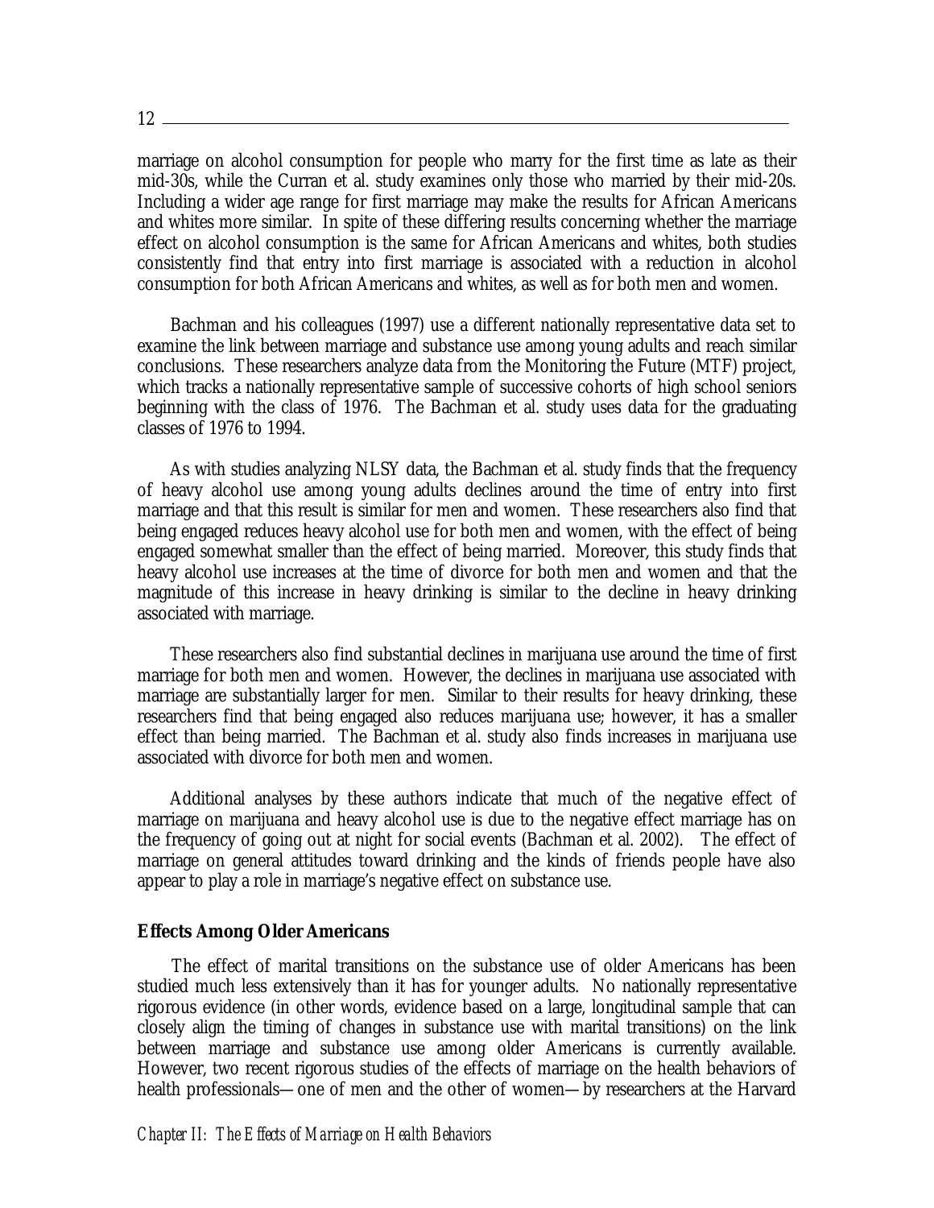marriage on alcohol consumption for people who marry for the first time as late as their mid-30s, while the Curran et al. study examines only those who married by their mid-20s. Including a wider age range for first marriage may make the results for African Americans and whites more similar. In spite of these differing results concerning whether the marriage effect on alcohol consumption is the same for African Americans and whites, both studies consistently find that entry into first marriage is associated with a reduction in alcohol consumption for both African Americans and whites, as well as for both men and women.

Bachman and his colleagues (1997) use a different nationally representative data set to examine the link between marriage and substance use among young adults and reach similar conclusions. These researchers analyze data from the Monitoring the Future (MTF) project, which tracks a nationally representative sample of successive cohorts of high school seniors beginning with the class of 1976. The Bachman et al. study uses data for the graduating classes of 1976 to 1994.

As with studies analyzing NLSY data, the Bachman et al. study finds that the frequency of heavy alcohol use among young adults declines around the time of entry into first marriage and that this result is similar for men and women. These researchers also find that being engaged reduces heavy alcohol use for both men and women, with the effect of being engaged somewhat smaller than the effect of being married. Moreover, this study finds that heavy alcohol use increases at the time of divorce for both men and women and that the magnitude of this increase in heavy drinking is similar to the decline in heavy drinking associated with marriage.

These researchers also find substantial declines in marijuana use around the time of first marriage for both men and women. However, the declines in marijuana use associated with marriage are substantially larger for men. Similar to their results for heavy drinking, these researchers find that being engaged also reduces marijuana use; however, it has a smaller effect than being married. The Bachman et al. study also finds increases in marijuana use associated with divorce for both men and women.

Additional analyses by these authors indicate that much of the negative effect of marriage on marijuana and heavy alcohol use is due to the negative effect marriage has on the frequency of going out at night for social events (Bachman et al. 2002). The effect of marriage on general attitudes toward drinking and the kinds of friends people have also appear to play a role in marriage's negative effect on substance use.

**Effects Among Older Americans**

The effect of marital transitions on the substance use of older Americans has been studied much less extensively than it has for younger adults. No nationally representative rigorous evidence (in other words, evidence based on a large, longitudinal sample that can closely align the timing of changes in substance use with marital transitions) on the link between marriage and substance use among older Americans is currently available. However, two recent rigorous studies of the effects of marriage on the health behaviors of health professionals—one of men and the other of women—by researchers at the Harvard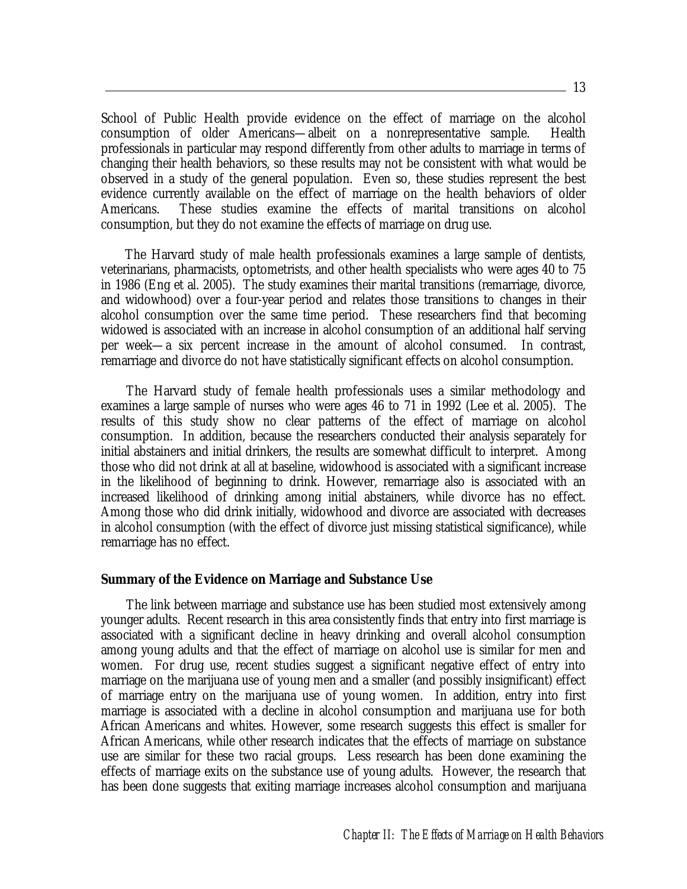School of Public Health provide evidence on the effect of marriage on the alcohol consumption of older Americans—albeit on a nonrepresentative sample. Health professionals in particular may respond differently from other adults to marriage in terms of changing their health behaviors, so these results may not be consistent with what would be observed in a study of the general population. Even so, these studies represent the best evidence currently available on the effect of marriage on the health behaviors of older Americans. These studies examine the effects of marital transitions on alcohol consumption, but they do not examine the effects of marriage on drug use.

The Harvard study of male health professionals examines a large sample of dentists, veterinarians, pharmacists, optometrists, and other health specialists who were ages 40 to 75 in 1986 (Eng et al. 2005). The study examines their marital transitions (remarriage, divorce, and widowhood) over a four-year period and relates those transitions to changes in their alcohol consumption over the same time period. These researchers find that becoming widowed is associated with an increase in alcohol consumption of an additional half serving per week—a six percent increase in the amount of alcohol consumed. In contrast, remarriage and divorce do not have statistically significant effects on alcohol consumption.

The Harvard study of female health professionals uses a similar methodology and examines a large sample of nurses who were ages 46 to 71 in 1992 (Lee et al. 2005). The results of this study show no clear patterns of the effect of marriage on alcohol consumption. In addition, because the researchers conducted their analysis separately for initial abstainers and initial drinkers, the results are somewhat difficult to interpret. Among those who did not drink at all at baseline, widowhood is associated with a significant increase in the likelihood of beginning to drink. However, remarriage also is associated with an increased likelihood of drinking among initial abstainers, while divorce has no effect. Among those who did drink initially, widowhood and divorce are associated with decreases in alcohol consumption (with the effect of divorce just missing statistical significance), while remarriage has no effect.

**Summary of the Evidence on Marriage and Substance Use**

The link between marriage and substance use has been studied most extensively among younger adults. Recent research in this area consistently finds that entry into first marriage is associated with a significant decline in heavy drinking and overall alcohol consumption among young adults and that the effect of marriage on alcohol use is similar for men and women. For drug use, recent studies suggest a significant negative effect of entry into marriage on the marijuana use of young men and a smaller (and possibly insignificant) effect of marriage entry on the marijuana use of young women. In addition, entry into first marriage is associated with a decline in alcohol consumption and marijuana use for both African Americans and whites. However, some research suggests this effect is smaller for African Americans, while other research indicates that the effects of marriage on substance use are similar for these two racial groups. Less research has been done examining the effects of marriage exits on the substance use of young adults. However, the research that has been done suggests that exiting marriage increases alcohol consumption and marijuana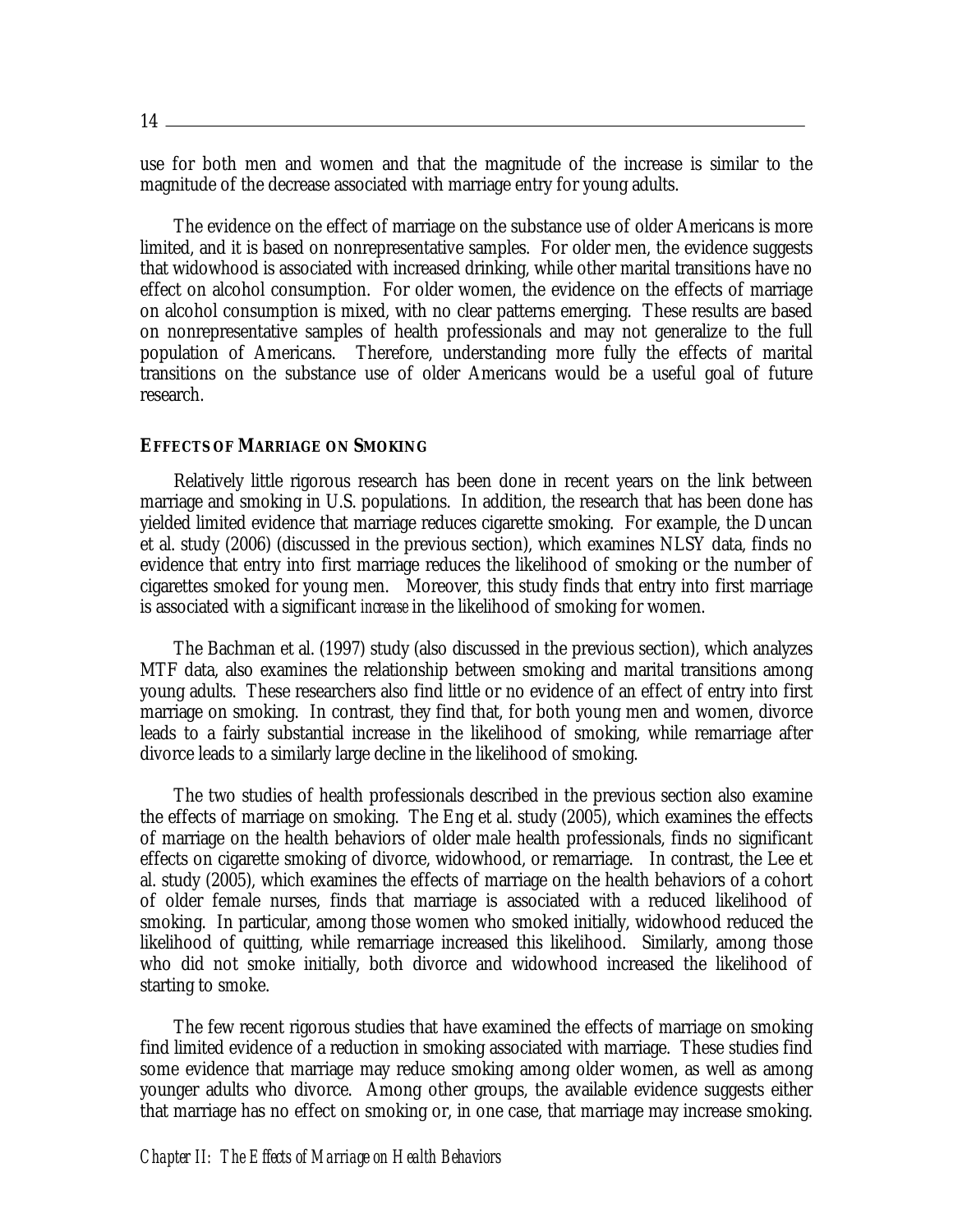use for both men and women and that the magnitude of the increase is similar to the magnitude of the decrease associated with marriage entry for young adults.

The evidence on the effect of marriage on the substance use of older Americans is more limited, and it is based on nonrepresentative samples. For older men, the evidence suggests that widowhood is associated with increased drinking, while other marital transitions have no effect on alcohol consumption. For older women, the evidence on the effects of marriage on alcohol consumption is mixed, with no clear patterns emerging. These results are based on nonrepresentative samples of health professionals and may not generalize to the full population of Americans. Therefore, understanding more fully the effects of marital transitions on the substance use of older Americans would be a useful goal of future research.

### EFFECTS OF MARRIAGE ON SMOKING

Relatively little rigorous research has been done in recent years on the link between marriage and smoking in U.S. populations. In addition, the research that has been done has yielded limited evidence that marriage reduces cigarette smoking. For example, the Duncan et al. study (2006) (discussed in the previous section), which examines NLSY data, finds no evidence that entry into first marriage reduces the likelihood of smoking or the number of cigarettes smoked for young men. Moreover, this study finds that entry into first marriage is associated with a significant *increase* in the likelihood of smoking for women.

The Bachman et al. (1997) study (also discussed in the previous section), which analyzes MTF data, also examines the relationship between smoking and marital transitions among young adults. These researchers also find little or no evidence of an effect of entry into first marriage on smoking. In contrast, they find that, for both young men and women, divorce leads to a fairly substantial increase in the likelihood of smoking, while remarriage after divorce leads to a similarly large decline in the likelihood of smoking.

The two studies of health professionals described in the previous section also examine the effects of marriage on smoking. The Eng et al. study (2005), which examines the effects of marriage on the health behaviors of older male health professionals, finds no significant effects on cigarette smoking of divorce, widowhood, or remarriage. In contrast, the Lee et al. study (2005), which examines the effects of marriage on the health behaviors of a cohort of older female nurses, finds that marriage is associated with a reduced likelihood of smoking. In particular, among those women who smoked initially, widowhood reduced the likelihood of quitting, while remarriage increased this likelihood. Similarly, among those who did not smoke initially, both divorce and widowhood increased the likelihood of starting to smoke.

The few recent rigorous studies that have examined the effects of marriage on smoking find limited evidence of a reduction in smoking associated with marriage. These studies find some evidence that marriage may reduce smoking among older women, as well as among younger adults who divorce. Among other groups, the available evidence suggests either that marriage has no effect on smoking or, in one case, that marriage may increase smoking.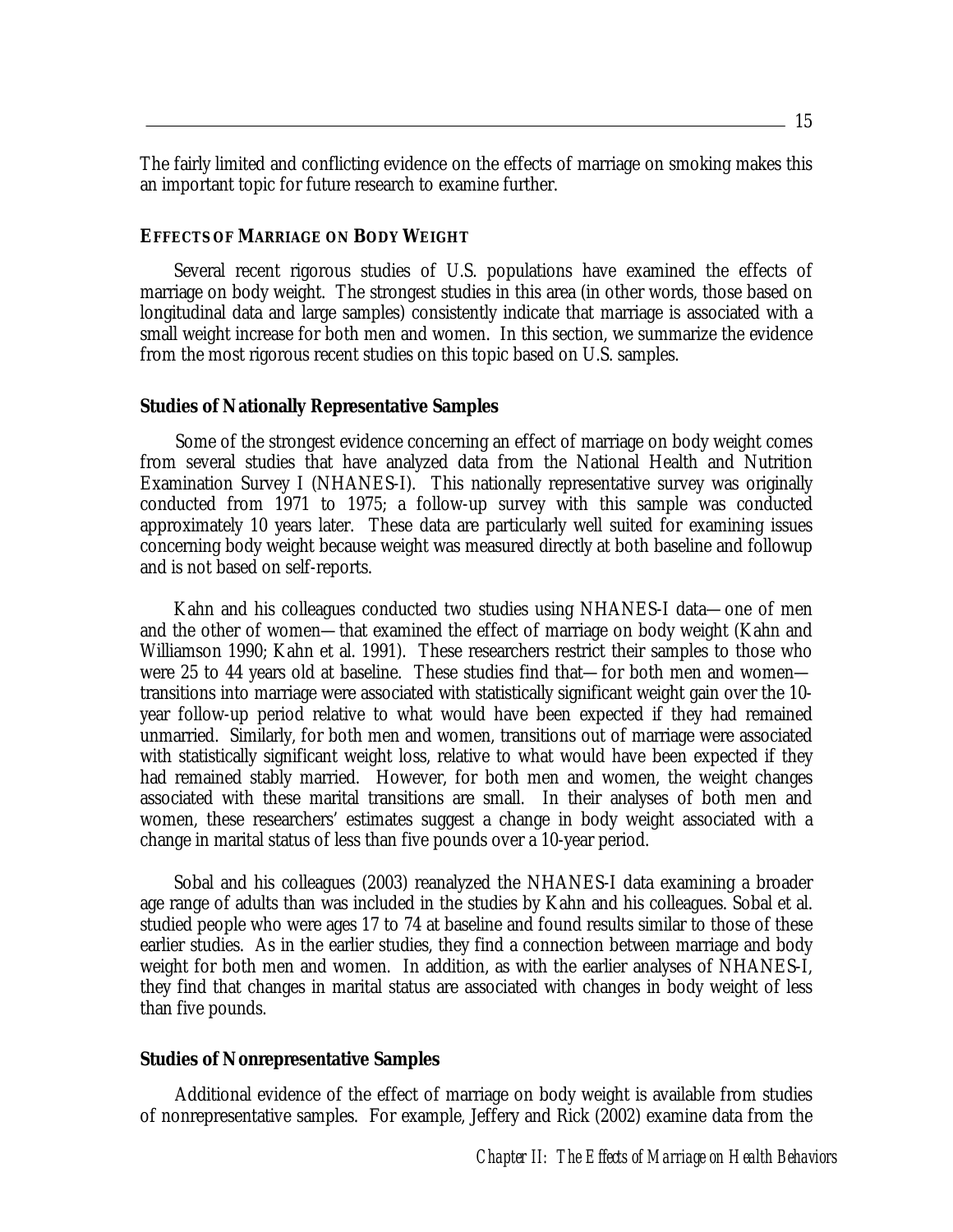The fairly limited and conflicting evidence on the effects of marriage on smoking makes this an important topic for future research to examine further.

### EFFECTS OF MARRIAGE ON BODY WEIGHT

Several recent rigorous studies of U.S. populations have examined the effects of marriage on body weight. The strongest studies in this area (in other words, those based on longitudinal data and large samples) consistently indicate that marriage is associated with a small weight increase for both men and women. In this section, we summarize the evidence from the most rigorous recent studies on this topic based on U.S. samples.

#### Studies of Nationally Representative Samples

Some of the strongest evidence concerning an effect of marriage on body weight comes from several studies that have analyzed data from the National Health and Nutrition Examination Survey I (NHANES-I). This nationally representative survey was originally conducted from 1971 to 1975; a follow-up survey with this sample was conducted approximately 10 years later. These data are particularly well suited for examining issues concerning body weight because weight was measured directly at both baseline and followup and is not based on self-reports.

Kahn and his colleagues conducted two studies using NHANES-I data—one of men and the other of women—that examined the effect of marriage on body weight (Kahn and Williamson 1990; Kahn et al. 1991). These researchers restrict their samples to those who were 25 to 44 years old at baseline. These studies find that—for both men and women—transitions into marriage were associated with statistically significant weight gain over the 10-year follow-up period relative to what would have been expected if they had remained unmarried. Similarly, for both men and women, transitions out of marriage were associated with statistically significant weight loss, relative to what would have been expected if they had remained stably married. However, for both men and women, the weight changes associated with these marital transitions are small. In their analyses of both men and women, these researchers' estimates suggest a change in body weight associated with a change in marital status of less than five pounds over a 10-year period.

Sobal and his colleagues (2003) reanalyzed the NHANES-I data examining a broader age range of adults than was included in the studies by Kahn and his colleagues. Sobal et al. studied people who were ages 17 to 74 at baseline and found results similar to those of these earlier studies. As in the earlier studies, they find a connection between marriage and body weight for both men and women. In addition, as with the earlier analyses of NHANES-I, they find that changes in marital status are associated with changes in body weight of less than five pounds.

#### Studies of Nonrepresentative Samples

Additional evidence of the effect of marriage on body weight is available from studies of nonrepresentative samples. For example, Jeffery and Rick (2002) examine data from the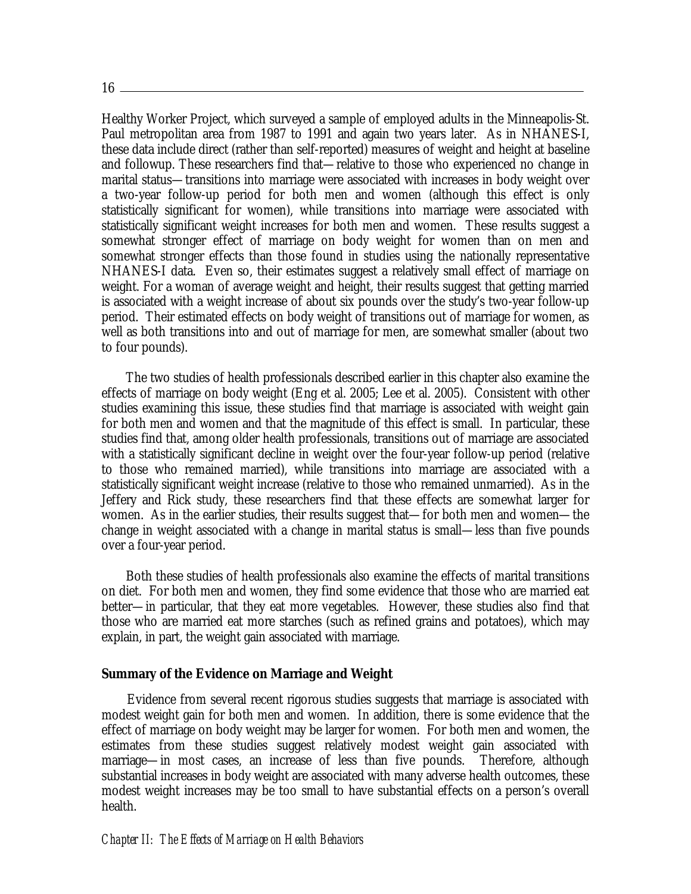Healthy Worker Project, which surveyed a sample of employed adults in the Minneapolis-St. Paul metropolitan area from 1987 to 1991 and again two years later. As in NHANES-I, these data include direct (rather than self-reported) measures of weight and height at baseline and followup. These researchers find that—relative to those who experienced no change in marital status—transitions into marriage were associated with increases in body weight over a two-year follow-up period for both men and women (although this effect is only statistically significant for women), while transitions into marriage were associated with statistically significant weight increases for both men and women. These results suggest a somewhat stronger effect of marriage on body weight for women than on men and somewhat stronger effects than those found in studies using the nationally representative NHANES-I data. Even so, their estimates suggest a relatively small effect of marriage on weight. For a woman of average weight and height, their results suggest that getting married is associated with a weight increase of about six pounds over the study's two-year follow-up period. Their estimated effects on body weight of transitions out of marriage for women, as well as both transitions into and out of marriage for men, are somewhat smaller (about two to four pounds).

The two studies of health professionals described earlier in this chapter also examine the effects of marriage on body weight (Eng et al. 2005; Lee et al. 2005). Consistent with other studies examining this issue, these studies find that marriage is associated with weight gain for both men and women and that the magnitude of this effect is small. In particular, these studies find that, among older health professionals, transitions out of marriage are associated with a statistically significant decline in weight over the four-year follow-up period (relative to those who remained married), while transitions into marriage are associated with a statistically significant weight increase (relative to those who remained unmarried). As in the Jeffery and Rick study, these researchers find that these effects are somewhat larger for women. As in the earlier studies, their results suggest that—for both men and women—the change in weight associated with a change in marital status is small—less than five pounds over a four-year period.

Both these studies of health professionals also examine the effects of marital transitions on diet. For both men and women, they find some evidence that those who are married eat better—in particular, that they eat more vegetables. However, these studies also find that those who are married eat more starches (such as refined grains and potatoes), which may explain, in part, the weight gain associated with marriage.

### Summary of the Evidence on Marriage and Weight

Evidence from several recent rigorous studies suggests that marriage is associated with modest weight gain for both men and women. In addition, there is some evidence that the effect of marriage on body weight may be larger for women. For both men and women, the estimates from these studies suggest relatively modest weight gain associated with marriage—in most cases, an increase of less than five pounds. Therefore, although substantial increases in body weight are associated with many adverse health outcomes, these modest weight increases may be too small to have substantial effects on a person's overall health.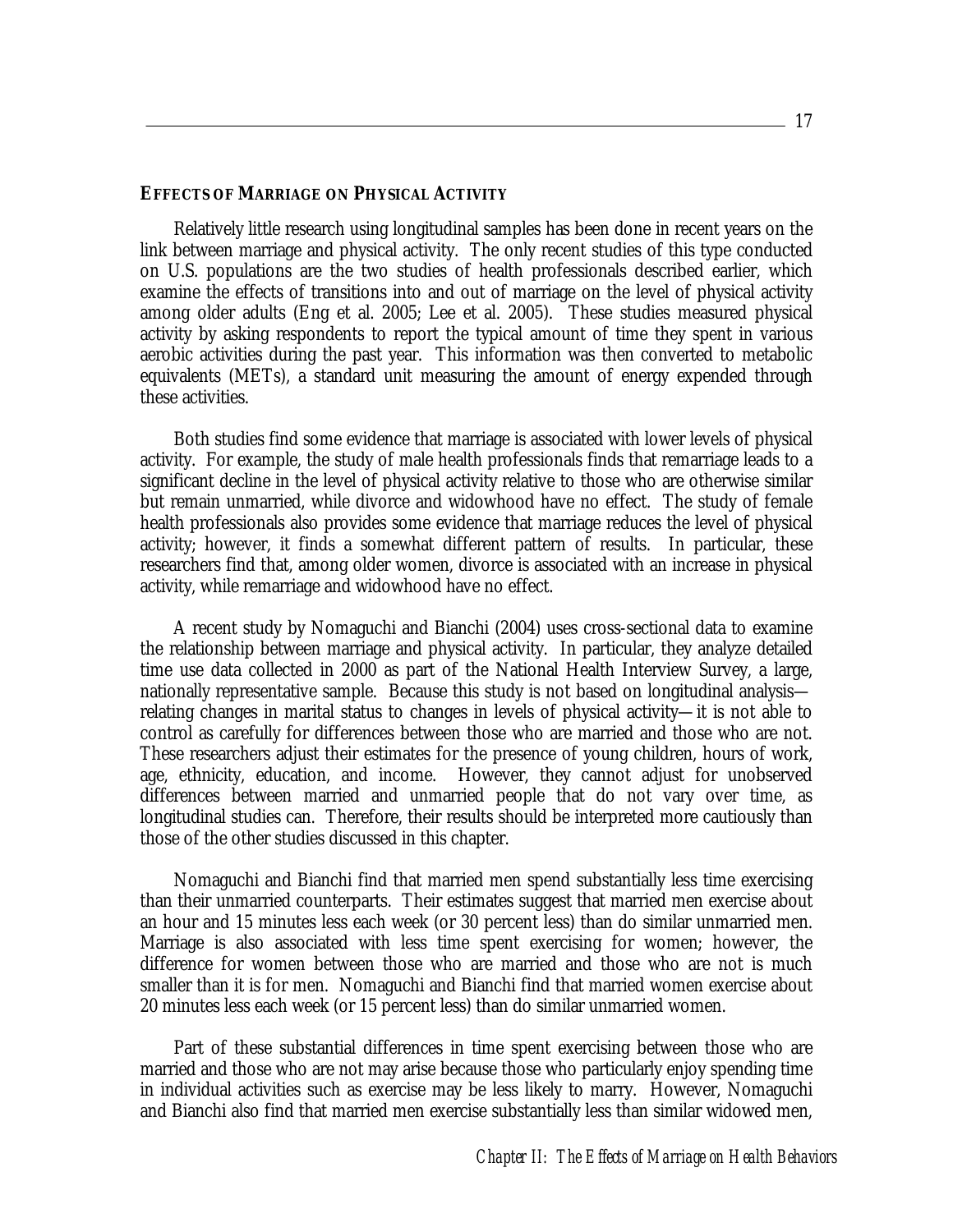### EFFECTS OF MARRIAGE ON PHYSICAL ACTIVITY

Relatively little research using longitudinal samples has been done in recent years on the link between marriage and physical activity. The only recent studies of this type conducted on U.S. populations are the two studies of health professionals described earlier, which examine the effects of transitions into and out of marriage on the level of physical activity among older adults (Eng et al. 2005; Lee et al. 2005). These studies measured physical activity by asking respondents to report the typical amount of time they spent in various aerobic activities during the past year. This information was then converted to metabolic equivalents (METs), a standard unit measuring the amount of energy expended through these activities.

Both studies find some evidence that marriage is associated with lower levels of physical activity. For example, the study of male health professionals finds that remarriage leads to a significant decline in the level of physical activity relative to those who are otherwise similar but remain unmarried, while divorce and widowhood have no effect. The study of female health professionals also provides some evidence that marriage reduces the level of physical activity; however, it finds a somewhat different pattern of results. In particular, these researchers find that, among older women, divorce is associated with an increase in physical activity, while remarriage and widowhood have no effect.

A recent study by Nomaguchi and Bianchi (2004) uses cross-sectional data to examine the relationship between marriage and physical activity. In particular, they analyze detailed time use data collected in 2000 as part of the National Health Interview Survey, a large, nationally representative sample. Because this study is not based on longitudinal analysis—relating changes in marital status to changes in levels of physical activity—it is not able to control as carefully for differences between those who are married and those who are not. These researchers adjust their estimates for the presence of young children, hours of work, age, ethnicity, education, and income. However, they cannot adjust for unobserved differences between married and unmarried people that do not vary over time, as longitudinal studies can. Therefore, their results should be interpreted more cautiously than those of the other studies discussed in this chapter.

Nomaguchi and Bianchi find that married men spend substantially less time exercising than their unmarried counterparts. Their estimates suggest that married men exercise about an hour and 15 minutes less each week (or 30 percent less) than do similar unmarried men. Marriage is also associated with less time spent exercising for women; however, the difference for women between those who are married and those who are not is much smaller than it is for men. Nomaguchi and Bianchi find that married women exercise about 20 minutes less each week (or 15 percent less) than do similar unmarried women.

Part of these substantial differences in time spent exercising between those who are married and those who are not may arise because those who particularly enjoy spending time in individual activities such as exercise may be less likely to marry. However, Nomaguchi and Bianchi also find that married men exercise substantially less than similar widowed men,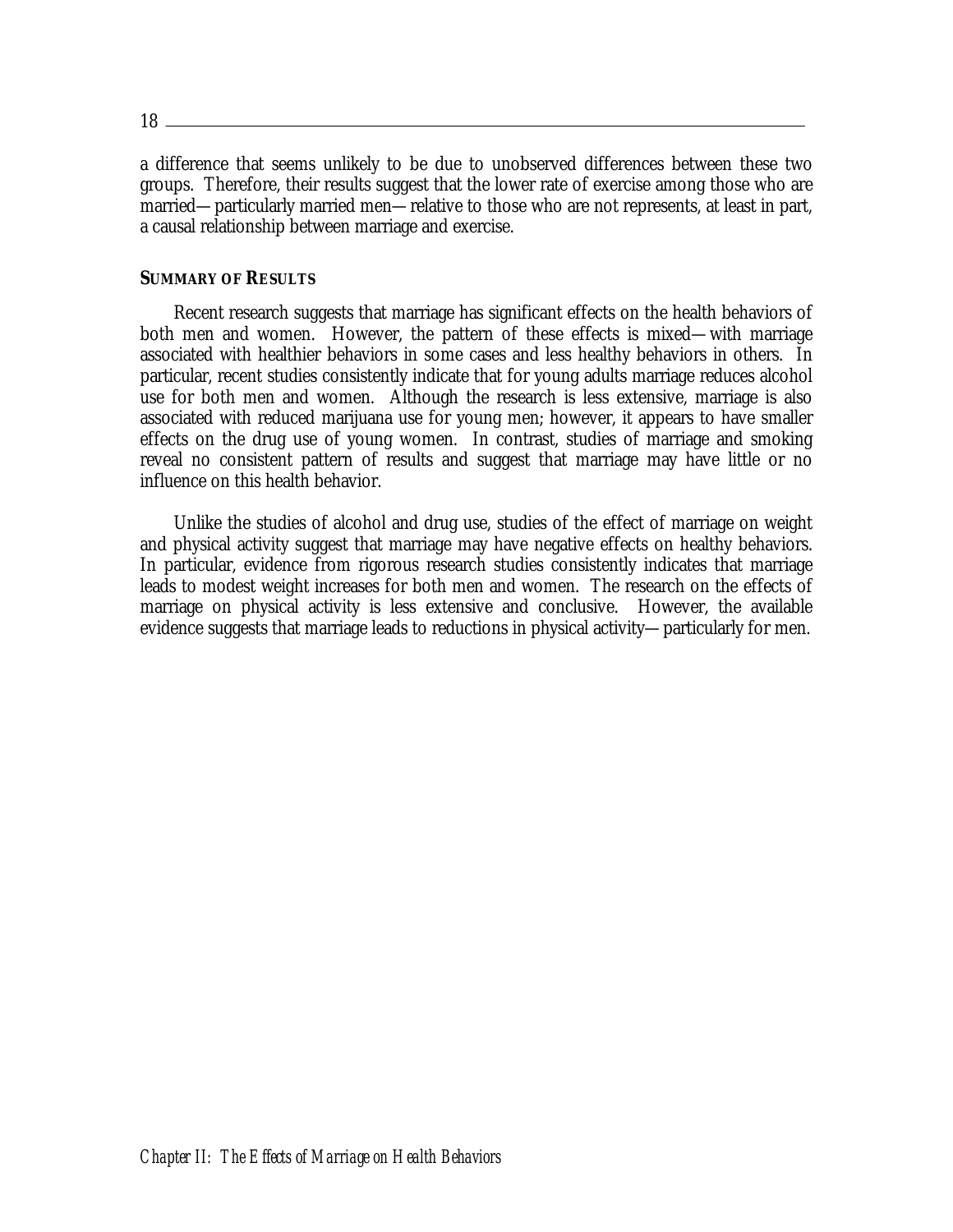a difference that seems unlikely to be due to unobserved differences between these two groups. Therefore, their results suggest that the lower rate of exercise among those who are married—particularly married men—relative to those who are not represents, at least in part, a causal relationship between marriage and exercise.

### SUMMARY OF RESULTS

Recent research suggests that marriage has significant effects on the health behaviors of both men and women. However, the pattern of these effects is mixed—with marriage associated with healthier behaviors in some cases and less healthy behaviors in others. In particular, recent studies consistently indicate that for young adults marriage reduces alcohol use for both men and women. Although the research is less extensive, marriage is also associated with reduced marijuana use for young men; however, it appears to have smaller effects on the drug use of young women. In contrast, studies of marriage and smoking reveal no consistent pattern of results and suggest that marriage may have little or no influence on this health behavior.

Unlike the studies of alcohol and drug use, studies of the effect of marriage on weight and physical activity suggest that marriage may have negative effects on healthy behaviors. In particular, evidence from rigorous research studies consistently indicates that marriage leads to modest weight increases for both men and women. The research on the effects of marriage on physical activity is less extensive and conclusive. However, the available evidence suggests that marriage leads to reductions in physical activity—particularly for men.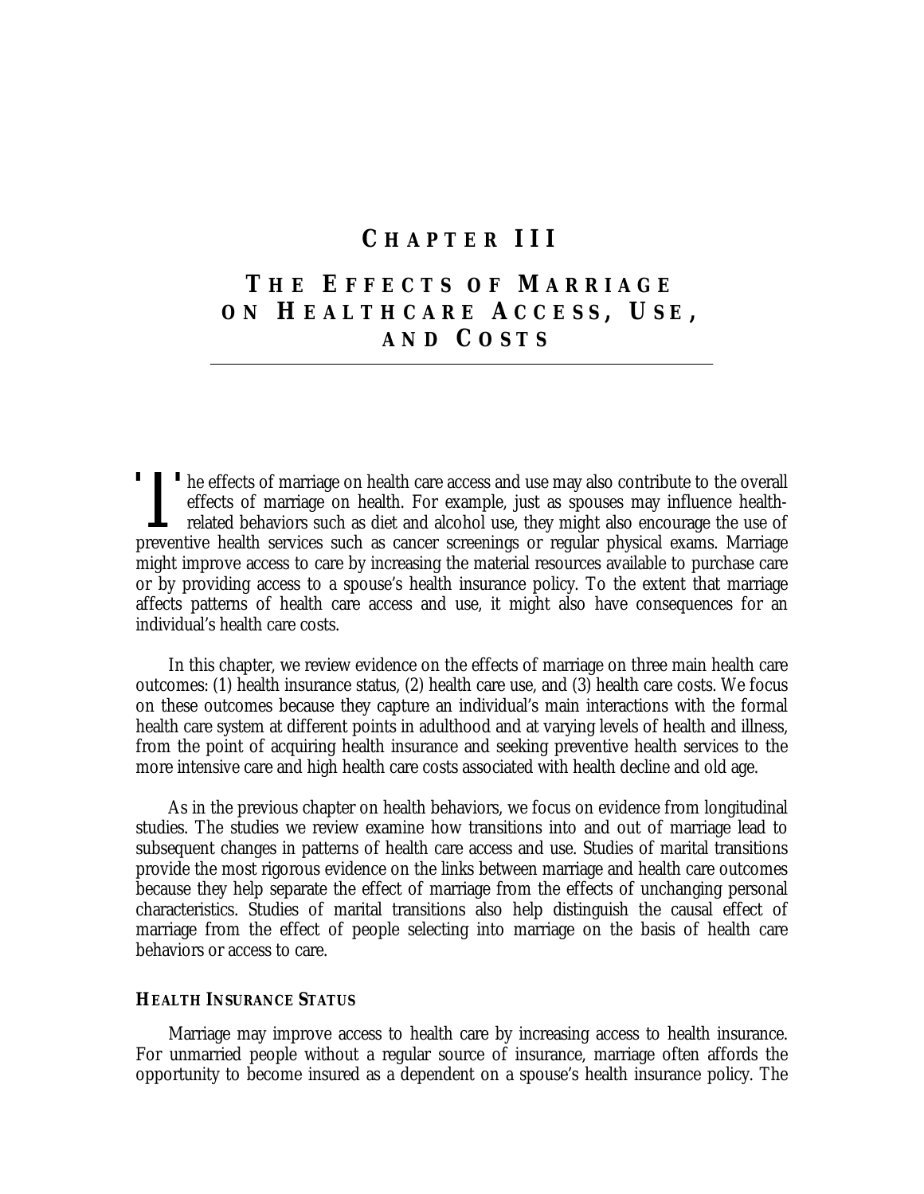# CHAPTER III

# THE EFFECTS OF MARRIAGE ON HEALTHCARE ACCESS, USE, AND COSTS

The effects of marriage on health care access and use may also contribute to the overall effects of marriage on health. For example, just as spouses may influence health-related behaviors such as diet and alcohol use, they might also encourage the use of preventive health services such as cancer screenings or regular physical exams. Marriage might improve access to care by increasing the material resources available to purchase care or by providing access to a spouse's health insurance policy. To the extent that marriage affects patterns of health care access and use, it might also have consequences for an individual's health care costs.

In this chapter, we review evidence on the effects of marriage on three main health care outcomes: (1) health insurance status, (2) health care use, and (3) health care costs. We focus on these outcomes because they capture an individual's main interactions with the formal health care system at different points in adulthood and at varying levels of health and illness, from the point of acquiring health insurance and seeking preventive health services to the more intensive care and high health care costs associated with health decline and old age.

As in the previous chapter on health behaviors, we focus on evidence from longitudinal studies. The studies we review examine how transitions into and out of marriage lead to subsequent changes in patterns of health care access and use. Studies of marital transitions provide the most rigorous evidence on the links between marriage and health care outcomes because they help separate the effect of marriage from the effects of unchanging personal characteristics. Studies of marital transitions also help distinguish the causal effect of marriage from the effect of people selecting into marriage on the basis of health care behaviors or access to care.

## HEALTH INSURANCE STATUS

Marriage may improve access to health care by increasing access to health insurance. For unmarried people without a regular source of insurance, marriage often affords the opportunity to become insured as a dependent on a spouse's health insurance policy. The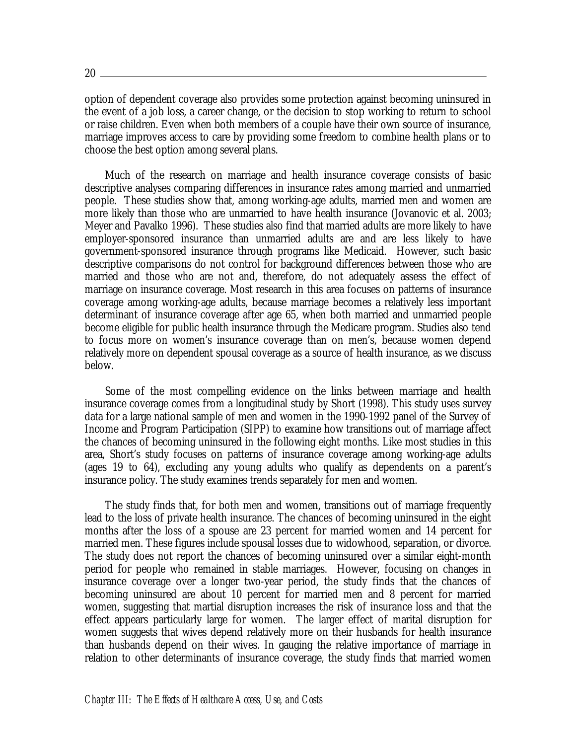option of dependent coverage also provides some protection against becoming uninsured in the event of a job loss, a career change, or the decision to stop working to return to school or raise children. Even when both members of a couple have their own source of insurance, marriage improves access to care by providing some freedom to combine health plans or to choose the best option among several plans.

Much of the research on marriage and health insurance coverage consists of basic descriptive analyses comparing differences in insurance rates among married and unmarried people. These studies show that, among working-age adults, married men and women are more likely than those who are unmarried to have health insurance (Jovanovic et al. 2003; Meyer and Pavalko 1996). These studies also find that married adults are more likely to have employer-sponsored insurance than unmarried adults are and are less likely to have government-sponsored insurance through programs like Medicaid. However, such basic descriptive comparisons do not control for background differences between those who are married and those who are not and, therefore, do not adequately assess the effect of marriage on insurance coverage. Most research in this area focuses on patterns of insurance coverage among working-age adults, because marriage becomes a relatively less important determinant of insurance coverage after age 65, when both married and unmarried people become eligible for public health insurance through the Medicare program. Studies also tend to focus more on women's insurance coverage than on men's, because women depend relatively more on dependent spousal coverage as a source of health insurance, as we discuss below.

Some of the most compelling evidence on the links between marriage and health insurance coverage comes from a longitudinal study by Short (1998). This study uses survey data for a large national sample of men and women in the 1990-1992 panel of the Survey of Income and Program Participation (SIPP) to examine how transitions out of marriage affect the chances of becoming uninsured in the following eight months. Like most studies in this area, Short's study focuses on patterns of insurance coverage among working-age adults (ages 19 to 64), excluding any young adults who qualify as dependents on a parent's insurance policy. The study examines trends separately for men and women.

The study finds that, for both men and women, transitions out of marriage frequently lead to the loss of private health insurance. The chances of becoming uninsured in the eight months after the loss of a spouse are 23 percent for married women and 14 percent for married men. These figures include spousal losses due to widowhood, separation, or divorce. The study does not report the chances of becoming uninsured over a similar eight-month period for people who remained in stable marriages. However, focusing on changes in insurance coverage over a longer two-year period, the study finds that the chances of becoming uninsured are about 10 percent for married men and 8 percent for married women, suggesting that martial disruption increases the risk of insurance loss and that the effect appears particularly large for women. The larger effect of marital disruption for women suggests that wives depend relatively more on their husbands for health insurance than husbands depend on their wives. In gauging the relative importance of marriage in relation to other determinants of insurance coverage, the study finds that married women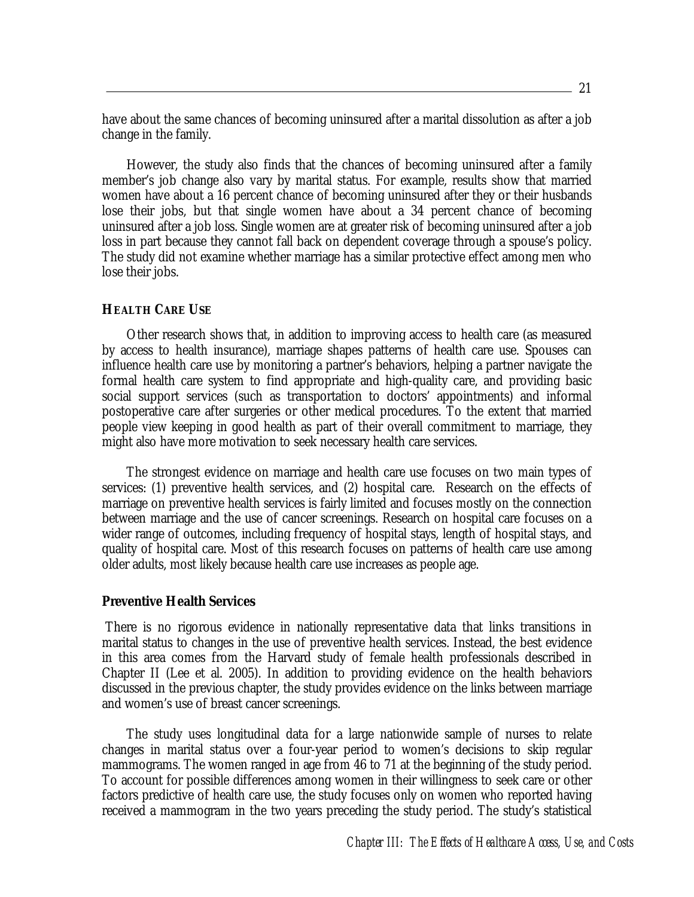have about the same chances of becoming uninsured after a marital dissolution as after a job change in the family.

However, the study also finds that the chances of becoming uninsured after a family member's job change also vary by marital status. For example, results show that married women have about a 16 percent chance of becoming uninsured after they or their husbands lose their jobs, but that single women have about a 34 percent chance of becoming uninsured after a job loss. Single women are at greater risk of becoming uninsured after a job loss in part because they cannot fall back on dependent coverage through a spouse's policy. The study did not examine whether marriage has a similar protective effect among men who lose their jobs.

### HEALTH CARE USE

Other research shows that, in addition to improving access to health care (as measured by access to health insurance), marriage shapes patterns of health care use. Spouses can influence health care use by monitoring a partner's behaviors, helping a partner navigate the formal health care system to find appropriate and high-quality care, and providing basic social support services (such as transportation to doctors' appointments) and informal postoperative care after surgeries or other medical procedures. To the extent that married people view keeping in good health as part of their overall commitment to marriage, they might also have more motivation to seek necessary health care services.

The strongest evidence on marriage and health care use focuses on two main types of services: (1) preventive health services, and (2) hospital care. Research on the effects of marriage on preventive health services is fairly limited and focuses mostly on the connection between marriage and the use of cancer screenings. Research on hospital care focuses on a wider range of outcomes, including frequency of hospital stays, length of hospital stays, and quality of hospital care. Most of this research focuses on patterns of health care use among older adults, most likely because health care use increases as people age.

#### Preventive Health Services

There is no rigorous evidence in nationally representative data that links transitions in marital status to changes in the use of preventive health services. Instead, the best evidence in this area comes from the Harvard study of female health professionals described in Chapter II (Lee et al. 2005). In addition to providing evidence on the health behaviors discussed in the previous chapter, the study provides evidence on the links between marriage and women's use of breast cancer screenings.

The study uses longitudinal data for a large nationwide sample of nurses to relate changes in marital status over a four-year period to women's decisions to skip regular mammograms. The women ranged in age from 46 to 71 at the beginning of the study period. To account for possible differences among women in their willingness to seek care or other factors predictive of health care use, the study focuses only on women who reported having received a mammogram in the two years preceding the study period. The study's statistical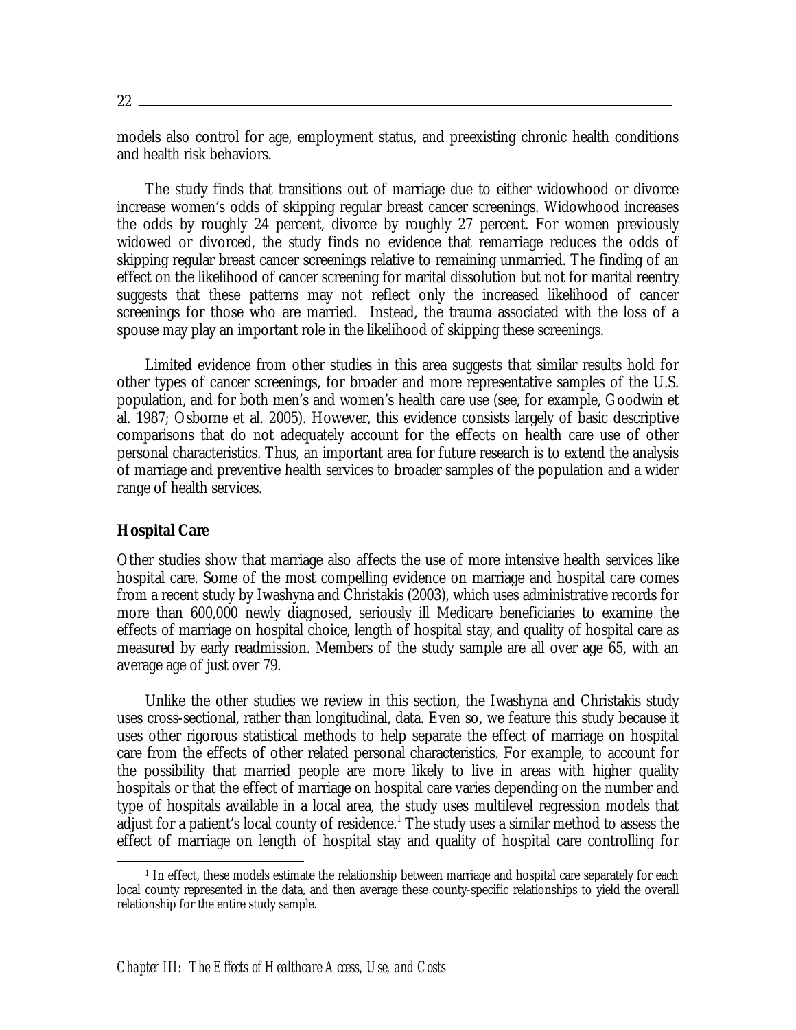models also control for age, employment status, and preexisting chronic health conditions and health risk behaviors.

The study finds that transitions out of marriage due to either widowhood or divorce increase women's odds of skipping regular breast cancer screenings. Widowhood increases the odds by roughly 24 percent, divorce by roughly 27 percent. For women previously widowed or divorced, the study finds no evidence that remarriage reduces the odds of skipping regular breast cancer screenings relative to remaining unmarried. The finding of an effect on the likelihood of cancer screening for marital dissolution but not for marital reentry suggests that these patterns may not reflect only the increased likelihood of cancer screenings for those who are married. Instead, the trauma associated with the loss of a spouse may play an important role in the likelihood of skipping these screenings.

Limited evidence from other studies in this area suggests that similar results hold for other types of cancer screenings, for broader and more representative samples of the U.S. population, and for both men's and women's health care use (see, for example, Goodwin et al. 1987; Osborne et al. 2005). However, this evidence consists largely of basic descriptive comparisons that do not adequately account for the effects on health care use of other personal characteristics. Thus, an important area for future research is to extend the analysis of marriage and preventive health services to broader samples of the population and a wider range of health services.

**Hospital Care**

Other studies show that marriage also affects the use of more intensive health services like hospital care. Some of the most compelling evidence on marriage and hospital care comes from a recent study by Iwashyna and Christakis (2003), which uses administrative records for more than 600,000 newly diagnosed, seriously ill Medicare beneficiaries to examine the effects of marriage on hospital choice, length of hospital stay, and quality of hospital care as measured by early readmission. Members of the study sample are all over age 65, with an average age of just over 79.

Unlike the other studies we review in this section, the Iwashyna and Christakis study uses cross-sectional, rather than longitudinal, data. Even so, we feature this study because it uses other rigorous statistical methods to help separate the effect of marriage on hospital care from the effects of other related personal characteristics. For example, to account for the possibility that married people are more likely to live in areas with higher quality hospitals or that the effect of marriage on hospital care varies depending on the number and type of hospitals available in a local area, the study uses multilevel regression models that adjust for a patient's local county of residence.[1] The study uses a similar method to assess the effect of marriage on length of hospital stay and quality of hospital care controlling for

[1] In effect, these models estimate the relationship between marriage and hospital care separately for each local county represented in the data, and then average these county-specific relationships to yield the overall relationship for the entire study sample.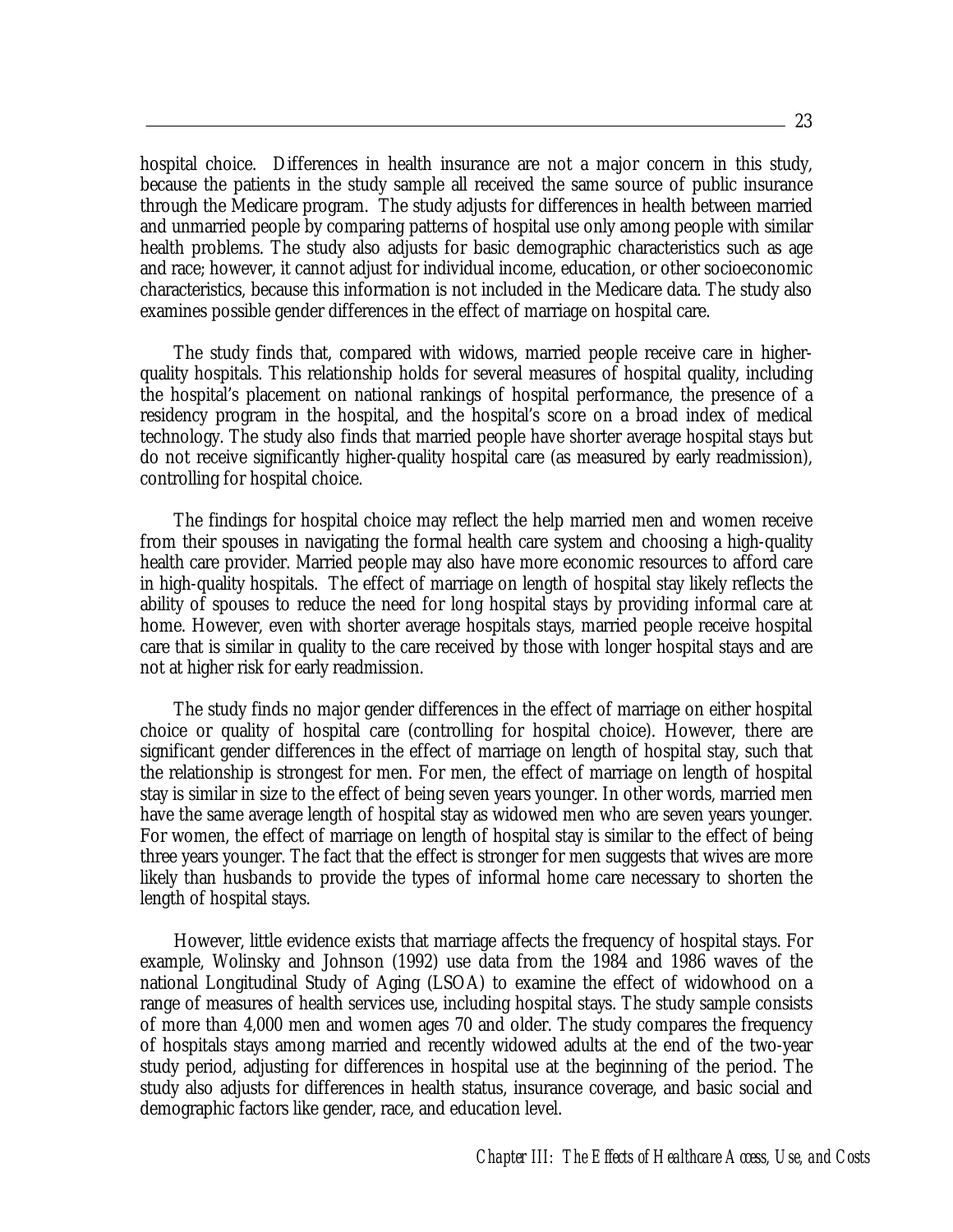hospital choice. Differences in health insurance are not a major concern in this study, because the patients in the study sample all received the same source of public insurance through the Medicare program. The study adjusts for differences in health between married and unmarried people by comparing patterns of hospital use only among people with similar health problems. The study also adjusts for basic demographic characteristics such as age and race; however, it cannot adjust for individual income, education, or other socioeconomic characteristics, because this information is not included in the Medicare data. The study also examines possible gender differences in the effect of marriage on hospital care.

The study finds that, compared with widows, married people receive care in higher-quality hospitals. This relationship holds for several measures of hospital quality, including the hospital's placement on national rankings of hospital performance, the presence of a residency program in the hospital, and the hospital's score on a broad index of medical technology. The study also finds that married people have shorter average hospital stays but do not receive significantly higher-quality hospital care (as measured by early readmission), controlling for hospital choice.

The findings for hospital choice may reflect the help married men and women receive from their spouses in navigating the formal health care system and choosing a high-quality health care provider. Married people may also have more economic resources to afford care in high-quality hospitals. The effect of marriage on length of hospital stay likely reflects the ability of spouses to reduce the need for long hospital stays by providing informal care at home. However, even with shorter average hospitals stays, married people receive hospital care that is similar in quality to the care received by those with longer hospital stays and are not at higher risk for early readmission.

The study finds no major gender differences in the effect of marriage on either hospital choice or quality of hospital care (controlling for hospital choice). However, there are significant gender differences in the effect of marriage on length of hospital stay, such that the relationship is strongest for men. For men, the effect of marriage on length of hospital stay is similar in size to the effect of being seven years younger. In other words, married men have the same average length of hospital stay as widowed men who are seven years younger. For women, the effect of marriage on length of hospital stay is similar to the effect of being three years younger. The fact that the effect is stronger for men suggests that wives are more likely than husbands to provide the types of informal home care necessary to shorten the length of hospital stays.

However, little evidence exists that marriage affects the frequency of hospital stays. For example, Wolinsky and Johnson (1992) use data from the 1984 and 1986 waves of the national Longitudinal Study of Aging (LSOA) to examine the effect of widowhood on a range of measures of health services use, including hospital stays. The study sample consists of more than 4,000 men and women ages 70 and older. The study compares the frequency of hospitals stays among married and recently widowed adults at the end of the two-year study period, adjusting for differences in hospital use at the beginning of the period. The study also adjusts for differences in health status, insurance coverage, and basic social and demographic factors like gender, race, and education level.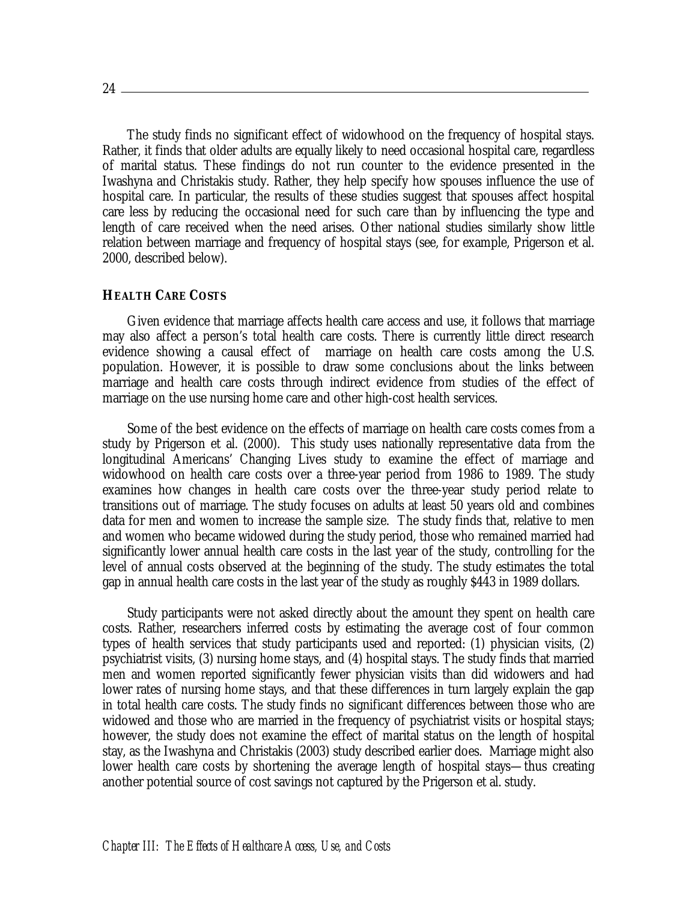The study finds no significant effect of widowhood on the frequency of hospital stays. Rather, it finds that older adults are equally likely to need occasional hospital care, regardless of marital status. These findings do not run counter to the evidence presented in the Iwashyna and Christakis study. Rather, they help specify how spouses influence the use of hospital care. In particular, the results of these studies suggest that spouses affect hospital care less by reducing the occasional need for such care than by influencing the type and length of care received when the need arises. Other national studies similarly show little relation between marriage and frequency of hospital stays (see, for example, Prigerson et al. 2000, described below).

### HEALTH CARE COSTS

Given evidence that marriage affects health care access and use, it follows that marriage may also affect a person's total health care costs. There is currently little direct research evidence showing a causal effect of marriage on health care costs among the U.S. population. However, it is possible to draw some conclusions about the links between marriage and health care costs through indirect evidence from studies of the effect of marriage on the use nursing home care and other high-cost health services.

Some of the best evidence on the effects of marriage on health care costs comes from a study by Prigerson et al. (2000). This study uses nationally representative data from the longitudinal Americans' Changing Lives study to examine the effect of marriage and widowhood on health care costs over a three-year period from 1986 to 1989. The study examines how changes in health care costs over the three-year study period relate to transitions out of marriage. The study focuses on adults at least 50 years old and combines data for men and women to increase the sample size. The study finds that, relative to men and women who became widowed during the study period, those who remained married had significantly lower annual health care costs in the last year of the study, controlling for the level of annual costs observed at the beginning of the study. The study estimates the total gap in annual health care costs in the last year of the study as roughly $443 in 1989 dollars.

Study participants were not asked directly about the amount they spent on health care costs. Rather, researchers inferred costs by estimating the average cost of four common types of health services that study participants used and reported: (1) physician visits, (2) psychiatrist visits, (3) nursing home stays, and (4) hospital stays. The study finds that married men and women reported significantly fewer physician visits than did widowers and had lower rates of nursing home stays, and that these differences in turn largely explain the gap in total health care costs. The study finds no significant differences between those who are widowed and those who are married in the frequency of psychiatrist visits or hospital stays; however, the study does not examine the effect of marital status on the length of hospital stay, as the Iwashyna and Christakis (2003) study described earlier does. Marriage might also lower health care costs by shortening the average length of hospital stays—thus creating another potential source of cost savings not captured by the Prigerson et al. study.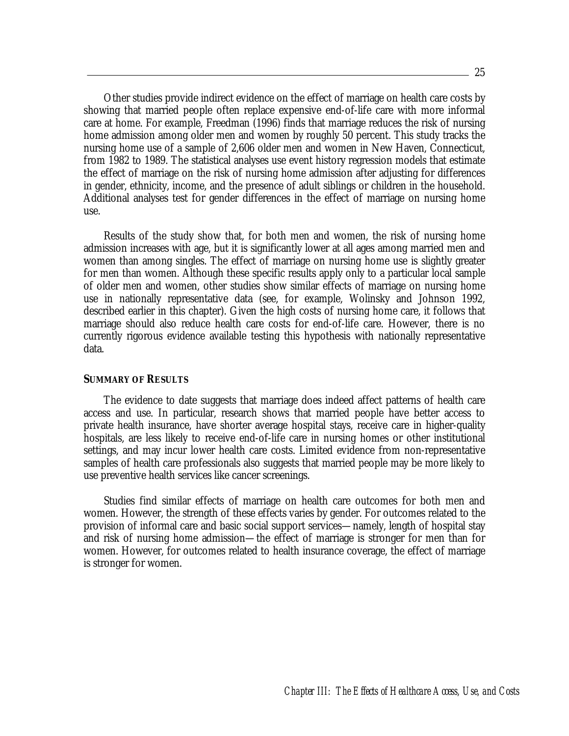Other studies provide indirect evidence on the effect of marriage on health care costs by showing that married people often replace expensive end-of-life care with more informal care at home. For example, Freedman (1996) finds that marriage reduces the risk of nursing home admission among older men and women by roughly 50 percent. This study tracks the nursing home use of a sample of 2,606 older men and women in New Haven, Connecticut, from 1982 to 1989. The statistical analyses use event history regression models that estimate the effect of marriage on the risk of nursing home admission after adjusting for differences in gender, ethnicity, income, and the presence of adult siblings or children in the household. Additional analyses test for gender differences in the effect of marriage on nursing home use.

Results of the study show that, for both men and women, the risk of nursing home admission increases with age, but it is significantly lower at all ages among married men and women than among singles. The effect of marriage on nursing home use is slightly greater for men than women. Although these specific results apply only to a particular local sample of older men and women, other studies show similar effects of marriage on nursing home use in nationally representative data (see, for example, Wolinsky and Johnson 1992, described earlier in this chapter). Given the high costs of nursing home care, it follows that marriage should also reduce health care costs for end-of-life care. However, there is no currently rigorous evidence available testing this hypothesis with nationally representative data.

**SUMMARY OF RESULTS**

The evidence to date suggests that marriage does indeed affect patterns of health care access and use. In particular, research shows that married people have better access to private health insurance, have shorter average hospital stays, receive care in higher-quality hospitals, are less likely to receive end-of-life care in nursing homes or other institutional settings, and may incur lower health care costs. Limited evidence from non-representative samples of health care professionals also suggests that married people may be more likely to use preventive health services like cancer screenings.

Studies find similar effects of marriage on health care outcomes for both men and women. However, the strength of these effects varies by gender. For outcomes related to the provision of informal care and basic social support services—namely, length of hospital stay and risk of nursing home admission—the effect of marriage is stronger for men than for women. However, for outcomes related to health insurance coverage, the effect of marriage is stronger for women.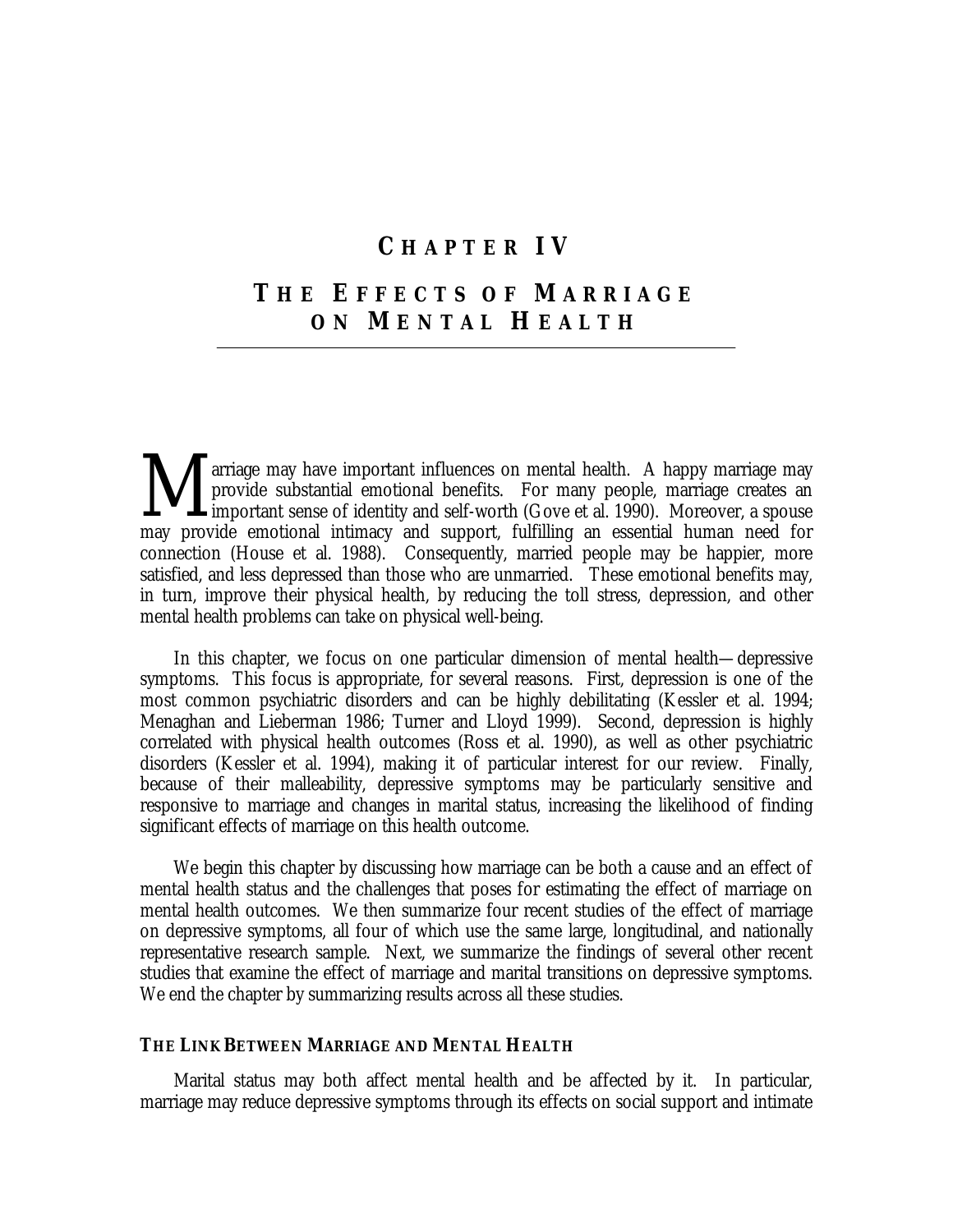# CHAPTER IV

# THE EFFECTS OF MARRIAGE ON MENTAL HEALTH

Marriage may have important influences on mental health. A happy marriage may provide substantial emotional benefits. For many people, marriage creates an important sense of identity and self-worth (Gove et al. 1990). Moreover, a spouse may provide emotional intimacy and support, fulfilling an essential human need for connection (House et al. 1988). Consequently, married people may be happier, more satisfied, and less depressed than those who are unmarried. These emotional benefits may, in turn, improve their physical health, by reducing the toll stress, depression, and other mental health problems can take on physical well-being.

In this chapter, we focus on one particular dimension of mental health—depressive symptoms. This focus is appropriate, for several reasons. First, depression is one of the most common psychiatric disorders and can be highly debilitating (Kessler et al. 1994; Menaghan and Lieberman 1986; Turner and Lloyd 1999). Second, depression is highly correlated with physical health outcomes (Ross et al. 1990), as well as other psychiatric disorders (Kessler et al. 1994), making it of particular interest for our review. Finally, because of their malleability, depressive symptoms may be particularly sensitive and responsive to marriage and changes in marital status, increasing the likelihood of finding significant effects of marriage on this health outcome.

We begin this chapter by discussing how marriage can be both a cause and an effect of mental health status and the challenges that poses for estimating the effect of marriage on mental health outcomes. We then summarize four recent studies of the effect of marriage on depressive symptoms, all four of which use the same large, longitudinal, and nationally representative research sample. Next, we summarize the findings of several other recent studies that examine the effect of marriage and marital transitions on depressive symptoms. We end the chapter by summarizing results across all these studies.

### THE LINK BETWEEN MARRIAGE AND MENTAL HEALTH

Marital status may both affect mental health and be affected by it. In particular, marriage may reduce depressive symptoms through its effects on social support and intimate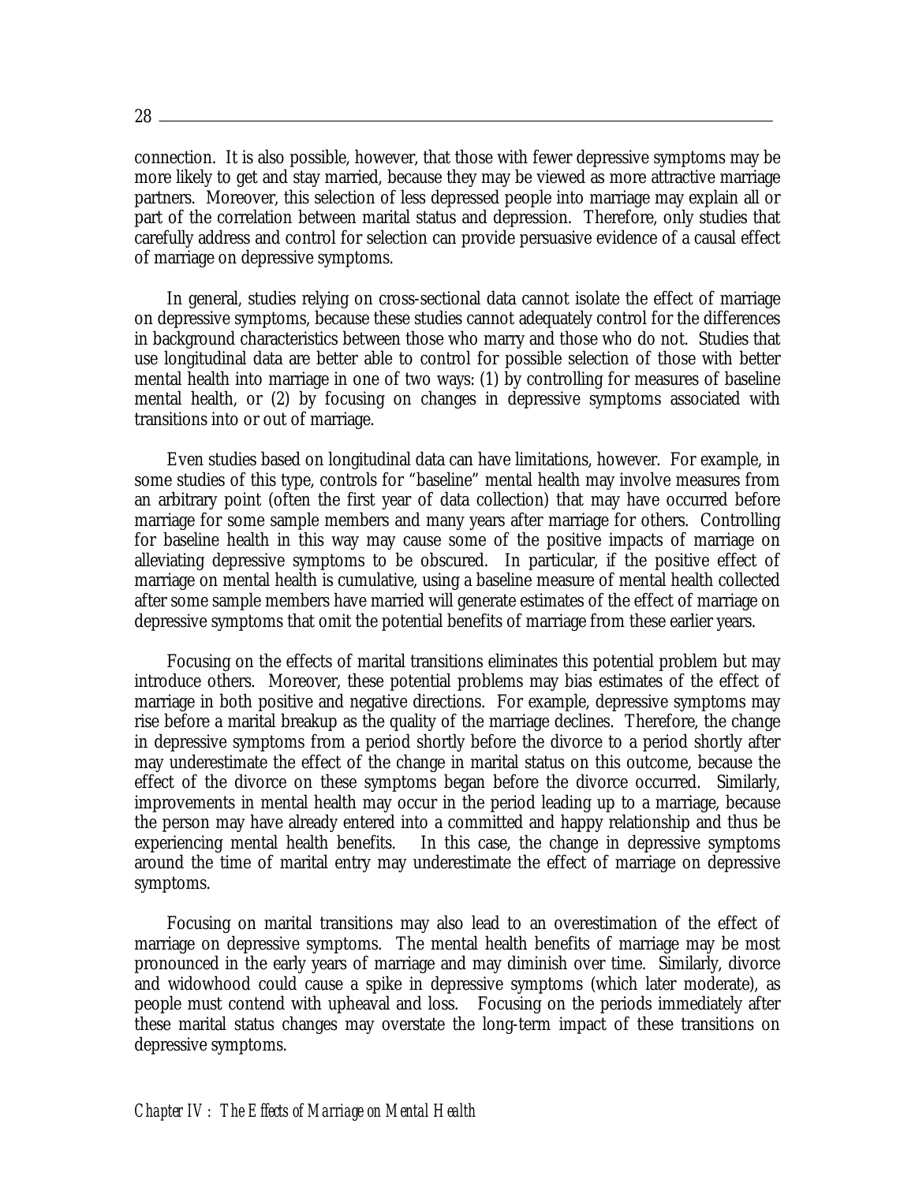connection. It is also possible, however, that those with fewer depressive symptoms may be more likely to get and stay married, because they may be viewed as more attractive marriage partners. Moreover, this selection of less depressed people into marriage may explain all or part of the correlation between marital status and depression. Therefore, only studies that carefully address and control for selection can provide persuasive evidence of a causal effect of marriage on depressive symptoms.

In general, studies relying on cross-sectional data cannot isolate the effect of marriage on depressive symptoms, because these studies cannot adequately control for the differences in background characteristics between those who marry and those who do not. Studies that use longitudinal data are better able to control for possible selection of those with better mental health into marriage in one of two ways: (1) by controlling for measures of baseline mental health, or (2) by focusing on changes in depressive symptoms associated with transitions into or out of marriage.

Even studies based on longitudinal data can have limitations, however. For example, in some studies of this type, controls for "baseline" mental health may involve measures from an arbitrary point (often the first year of data collection) that may have occurred before marriage for some sample members and many years after marriage for others. Controlling for baseline health in this way may cause some of the positive impacts of marriage on alleviating depressive symptoms to be obscured. In particular, if the positive effect of marriage on mental health is cumulative, using a baseline measure of mental health collected after some sample members have married will generate estimates of the effect of marriage on depressive symptoms that omit the potential benefits of marriage from these earlier years.

Focusing on the effects of marital transitions eliminates this potential problem but may introduce others. Moreover, these potential problems may bias estimates of the effect of marriage in both positive and negative directions. For example, depressive symptoms may rise before a marital breakup as the quality of the marriage declines. Therefore, the change in depressive symptoms from a period shortly before the divorce to a period shortly after may underestimate the effect of the change in marital status on this outcome, because the effect of the divorce on these symptoms began before the divorce occurred. Similarly, improvements in mental health may occur in the period leading up to a marriage, because the person may have already entered into a committed and happy relationship and thus be experiencing mental health benefits. In this case, the change in depressive symptoms around the time of marital entry may underestimate the effect of marriage on depressive symptoms.

Focusing on marital transitions may also lead to an overestimation of the effect of marriage on depressive symptoms. The mental health benefits of marriage may be most pronounced in the early years of marriage and may diminish over time. Similarly, divorce and widowhood could cause a spike in depressive symptoms (which later moderate), as people must contend with upheaval and loss. Focusing on the periods immediately after these marital status changes may overstate the long-term impact of these transitions on depressive symptoms.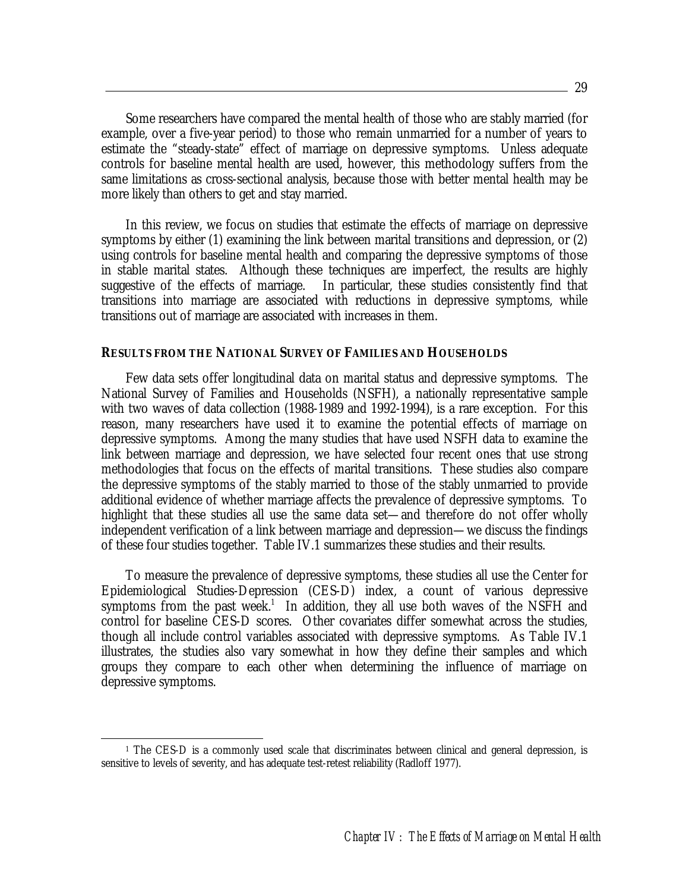Some researchers have compared the mental health of those who are stably married (for example, over a five-year period) to those who remain unmarried for a number of years to estimate the "steady-state" effect of marriage on depressive symptoms. Unless adequate controls for baseline mental health are used, however, this methodology suffers from the same limitations as cross-sectional analysis, because those with better mental health may be more likely than others to get and stay married.

In this review, we focus on studies that estimate the effects of marriage on depressive symptoms by either (1) examining the link between marital transitions and depression, or (2) using controls for baseline mental health and comparing the depressive symptoms of those in stable marital states. Although these techniques are imperfect, the results are highly suggestive of the effects of marriage. In particular, these studies consistently find that transitions into marriage are associated with reductions in depressive symptoms, while transitions out of marriage are associated with increases in them.

### RESULTS FROM THE NATIONAL SURVEY OF FAMILIES AND HOUSEHOLDS

Few data sets offer longitudinal data on marital status and depressive symptoms. The National Survey of Families and Households (NSFH), a nationally representative sample with two waves of data collection (1988-1989 and 1992-1994), is a rare exception. For this reason, many researchers have used it to examine the potential effects of marriage on depressive symptoms. Among the many studies that have used NSFH data to examine the link between marriage and depression, we have selected four recent ones that use strong methodologies that focus on the effects of marital transitions. These studies also compare the depressive symptoms of the stably married to those of the stably unmarried to provide additional evidence of whether marriage affects the prevalence of depressive symptoms. To highlight that these studies all use the same data set—and therefore do not offer wholly independent verification of a link between marriage and depression—we discuss the findings of these four studies together. Table IV.1 summarizes these studies and their results.

To measure the prevalence of depressive symptoms, these studies all use the Center for Epidemiological Studies-Depression (CES-D) index, a count of various depressive symptoms from the past week.[1] In addition, they all use both waves of the NSFH and control for baseline CES-D scores. Other covariates differ somewhat across the studies, though all include control variables associated with depressive symptoms. As Table IV.1 illustrates, the studies also vary somewhat in how they define their samples and which groups they compare to each other when determining the influence of marriage on depressive symptoms.

[1] The CES-D is a commonly used scale that discriminates between clinical and general depression, is sensitive to levels of severity, and has adequate test-retest reliability (Radloff 1977).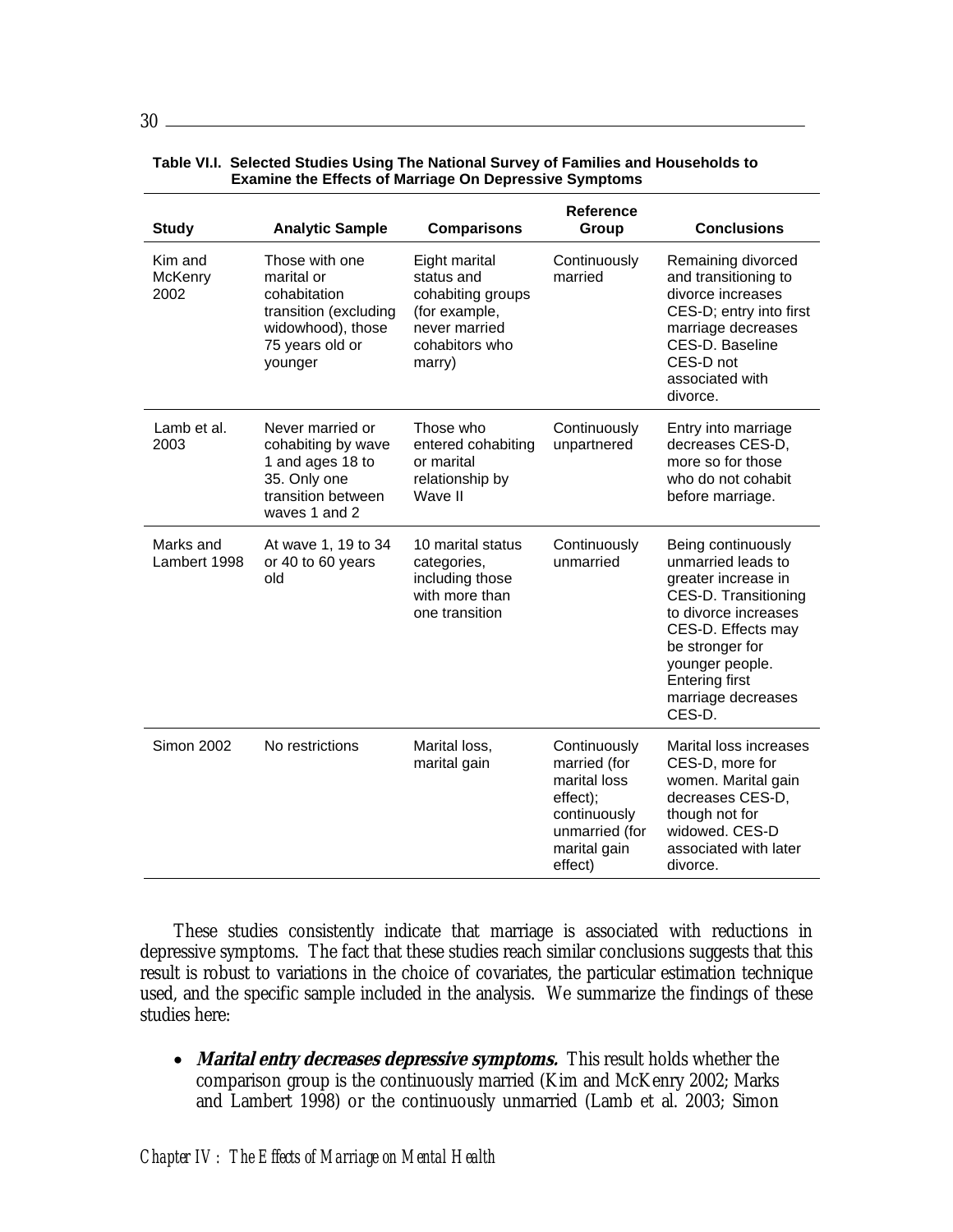**Table VI.I. Selected Studies Using The National Survey of Families and Households to Examine the Effects of Marriage On Depressive Symptoms**

| Study | Analytic Sample | Comparisons | Reference Group | Conclusions |
|---|---|---|---|---|
| Kim and McKenry 2002 | Those with one marital or cohabitation transition (excluding widowhood), those 75 years old or younger | Eight marital status and cohabiting groups (for example, never married cohabitors who marry) | Continuously married | Remaining divorced and transitioning to divorce increases CES-D; entry into first marriage decreases CES-D. Baseline CES-D not associated with divorce. |
| Lamb et al. 2003 | Never married or cohabiting by wave 1 and ages 18 to 35. Only one transition between waves 1 and 2 | Those who entered cohabiting or marital relationship by Wave II | Continuously unpartnered | Entry into marriage decreases CES-D, more so for those who do not cohabit before marriage. |
| Marks and Lambert 1998 | At wave 1, 19 to 34 or 40 to 60 years old | 10 marital status categories, including those with more than one transition | Continuously unmarried | Being continuously unmarried leads to greater increase in CES-D. Transitioning to divorce increases CES-D. Effects may be stronger for younger people. Entering first marriage decreases CES-D. |
| Simon 2002 | No restrictions | Marital loss, marital gain | Continuously married (for marital loss effect); continuously unmarried (for marital gain effect) | Marital loss increases CES-D, more for women. Marital gain decreases CES-D, though not for widowed. CES-D associated with later divorce. |

These studies consistently indicate that marriage is associated with reductions in depressive symptoms. The fact that these studies reach similar conclusions suggests that this result is robust to variations in the choice of covariates, the particular estimation technique used, and the specific sample included in the analysis. We summarize the findings of these studies here:

- ***Marital entry decreases depressive symptoms.*** This result holds whether the comparison group is the continuously married (Kim and McKenry 2002; Marks and Lambert 1998) or the continuously unmarried (Lamb et al. 2003; Simon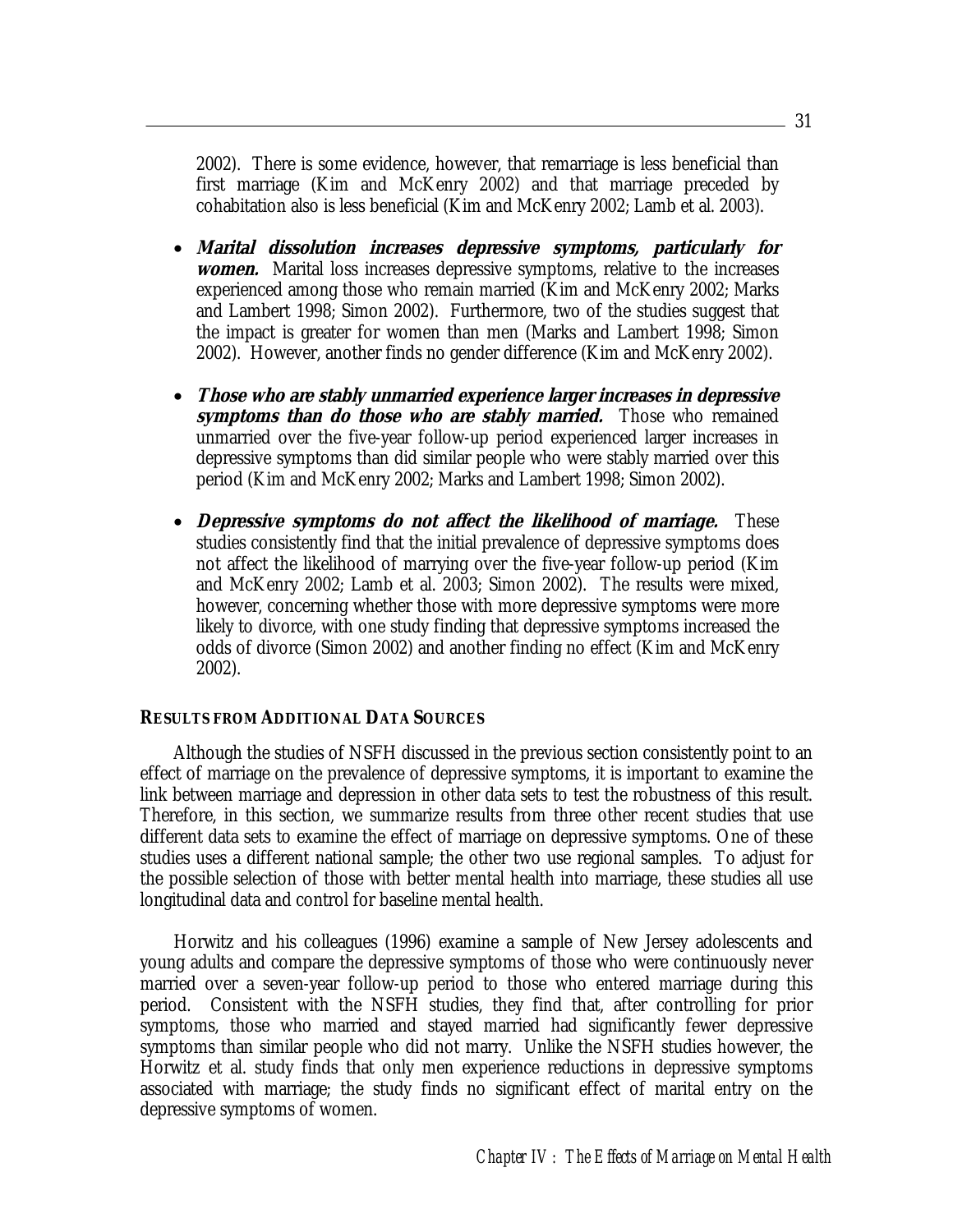2002). There is some evidence, however, that remarriage is less beneficial than first marriage (Kim and McKenry 2002) and that marriage preceded by cohabitation also is less beneficial (Kim and McKenry 2002; Lamb et al. 2003).

- ***Marital dissolution increases depressive symptoms, particularly for women.*** Marital loss increases depressive symptoms, relative to the increases experienced among those who remain married (Kim and McKenry 2002; Marks and Lambert 1998; Simon 2002). Furthermore, two of the studies suggest that the impact is greater for women than men (Marks and Lambert 1998; Simon 2002). However, another finds no gender difference (Kim and McKenry 2002).

- ***Those who are stably unmarried experience larger increases in depressive symptoms than do those who are stably married.*** Those who remained unmarried over the five-year follow-up period experienced larger increases in depressive symptoms than did similar people who were stably married over this period (Kim and McKenry 2002; Marks and Lambert 1998; Simon 2002).

- ***Depressive symptoms do not affect the likelihood of marriage.*** These studies consistently find that the initial prevalence of depressive symptoms does not affect the likelihood of marrying over the five-year follow-up period (Kim and McKenry 2002; Lamb et al. 2003; Simon 2002). The results were mixed, however, concerning whether those with more depressive symptoms were more likely to divorce, with one study finding that depressive symptoms increased the odds of divorce (Simon 2002) and another finding no effect (Kim and McKenry 2002).

## RESULTS FROM ADDITIONAL DATA SOURCES

Although the studies of NSFH discussed in the previous section consistently point to an effect of marriage on the prevalence of depressive symptoms, it is important to examine the link between marriage and depression in other data sets to test the robustness of this result. Therefore, in this section, we summarize results from three other recent studies that use different data sets to examine the effect of marriage on depressive symptoms. One of these studies uses a different national sample; the other two use regional samples. To adjust for the possible selection of those with better mental health into marriage, these studies all use longitudinal data and control for baseline mental health.

Horwitz and his colleagues (1996) examine a sample of New Jersey adolescents and young adults and compare the depressive symptoms of those who were continuously never married over a seven-year follow-up period to those who entered marriage during this period. Consistent with the NSFH studies, they find that, after controlling for prior symptoms, those who married and stayed married had significantly fewer depressive symptoms than similar people who did not marry. Unlike the NSFH studies however, the Horwitz et al. study finds that only men experience reductions in depressive symptoms associated with marriage; the study finds no significant effect of marital entry on the depressive symptoms of women.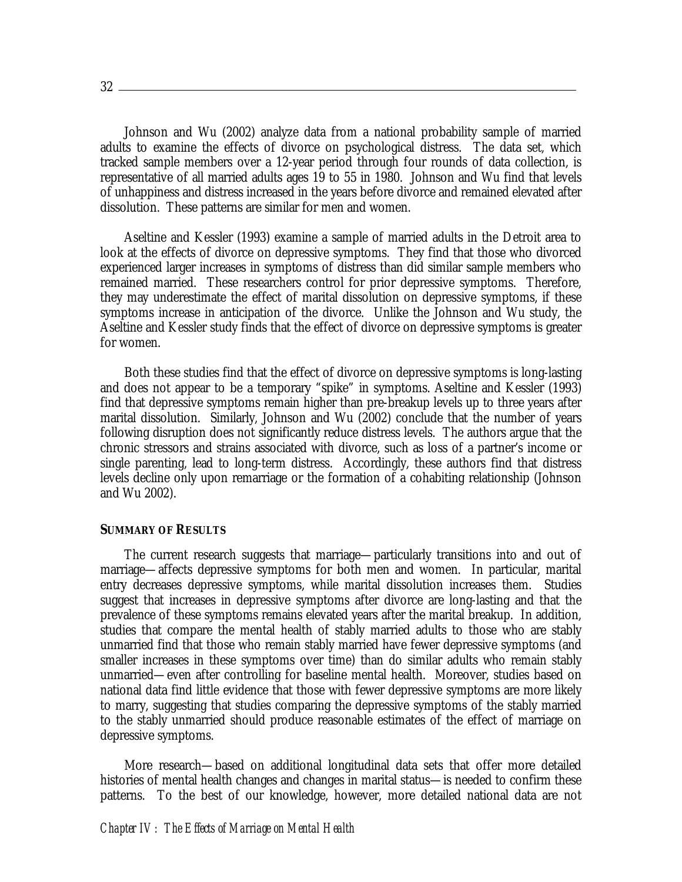Johnson and Wu (2002) analyze data from a national probability sample of married adults to examine the effects of divorce on psychological distress. The data set, which tracked sample members over a 12-year period through four rounds of data collection, is representative of all married adults ages 19 to 55 in 1980. Johnson and Wu find that levels of unhappiness and distress increased in the years before divorce and remained elevated after dissolution. These patterns are similar for men and women.

Aseltine and Kessler (1993) examine a sample of married adults in the Detroit area to look at the effects of divorce on depressive symptoms. They find that those who divorced experienced larger increases in symptoms of distress than did similar sample members who remained married. These researchers control for prior depressive symptoms. Therefore, they may underestimate the effect of marital dissolution on depressive symptoms, if these symptoms increase in anticipation of the divorce. Unlike the Johnson and Wu study, the Aseltine and Kessler study finds that the effect of divorce on depressive symptoms is greater for women.

Both these studies find that the effect of divorce on depressive symptoms is long-lasting and does not appear to be a temporary "spike" in symptoms. Aseltine and Kessler (1993) find that depressive symptoms remain higher than pre-breakup levels up to three years after marital dissolution. Similarly, Johnson and Wu (2002) conclude that the number of years following disruption does not significantly reduce distress levels. The authors argue that the chronic stressors and strains associated with divorce, such as loss of a partner's income or single parenting, lead to long-term distress. Accordingly, these authors find that distress levels decline only upon remarriage or the formation of a cohabiting relationship (Johnson and Wu 2002).

**SUMMARY OF RESULTS**

The current research suggests that marriage—particularly transitions into and out of marriage—affects depressive symptoms for both men and women. In particular, marital entry decreases depressive symptoms, while marital dissolution increases them. Studies suggest that increases in depressive symptoms after divorce are long-lasting and that the prevalence of these symptoms remains elevated years after the marital breakup. In addition, studies that compare the mental health of stably married adults to those who are stably unmarried find that those who remain stably married have fewer depressive symptoms (and smaller increases in these symptoms over time) than do similar adults who remain stably unmarried—even after controlling for baseline mental health. Moreover, studies based on national data find little evidence that those with fewer depressive symptoms are more likely to marry, suggesting that studies comparing the depressive symptoms of the stably married to the stably unmarried should produce reasonable estimates of the effect of marriage on depressive symptoms.

More research—based on additional longitudinal data sets that offer more detailed histories of mental health changes and changes in marital status—is needed to confirm these patterns. To the best of our knowledge, however, more detailed national data are not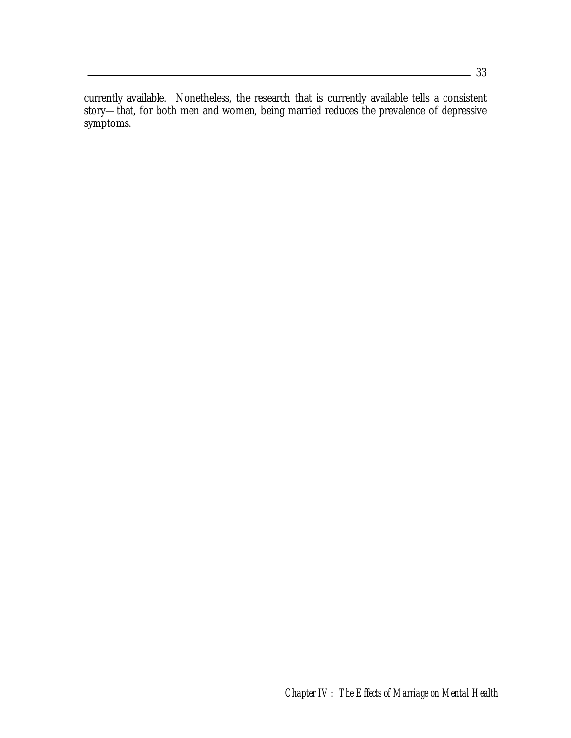currently available. Nonetheless, the research that is currently available tells a consistent story—that, for both men and women, being married reduces the prevalence of depressive symptoms.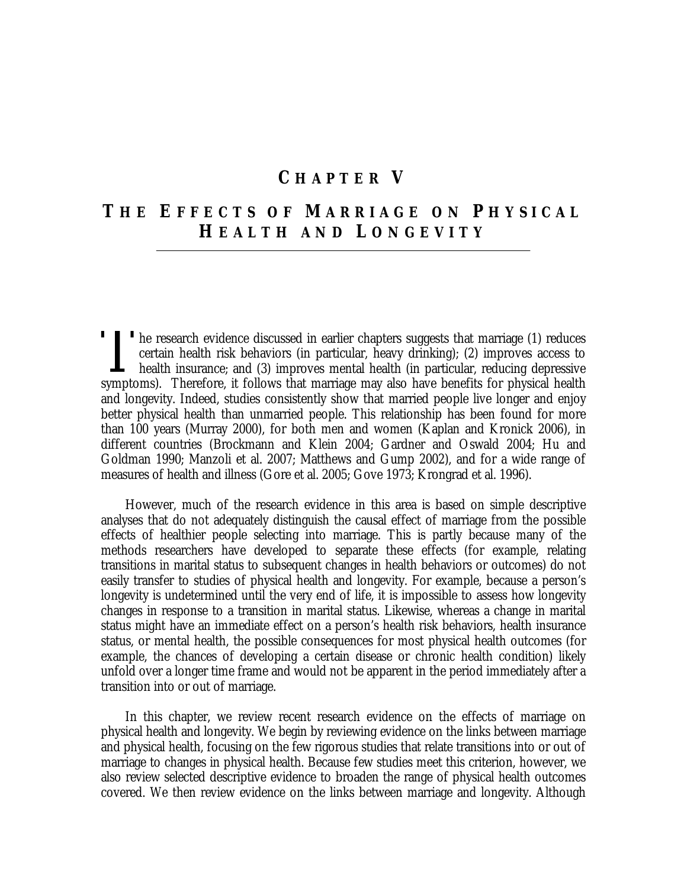# CHAPTER V

# THE EFFECTS OF MARRIAGE ON PHYSICAL HEALTH AND LONGEVITY

The research evidence discussed in earlier chapters suggests that marriage (1) reduces certain health risk behaviors (in particular, heavy drinking); (2) improves access to health insurance; and (3) improves mental health (in particular, reducing depressive symptoms). Therefore, it follows that marriage may also have benefits for physical health and longevity. Indeed, studies consistently show that married people live longer and enjoy better physical health than unmarried people. This relationship has been found for more than 100 years (Murray 2000), for both men and women (Kaplan and Kronick 2006), in different countries (Brockmann and Klein 2004; Gardner and Oswald 2004; Hu and Goldman 1990; Manzoli et al. 2007; Matthews and Gump 2002), and for a wide range of measures of health and illness (Gore et al. 2005; Gove 1973; Krongrad et al. 1996).

However, much of the research evidence in this area is based on simple descriptive analyses that do not adequately distinguish the causal effect of marriage from the possible effects of healthier people selecting into marriage. This is partly because many of the methods researchers have developed to separate these effects (for example, relating transitions in marital status to subsequent changes in health behaviors or outcomes) do not easily transfer to studies of physical health and longevity. For example, because a person's longevity is undetermined until the very end of life, it is impossible to assess how longevity changes in response to a transition in marital status. Likewise, whereas a change in marital status might have an immediate effect on a person's health risk behaviors, health insurance status, or mental health, the possible consequences for most physical health outcomes (for example, the chances of developing a certain disease or chronic health condition) likely unfold over a longer time frame and would not be apparent in the period immediately after a transition into or out of marriage.

In this chapter, we review recent research evidence on the effects of marriage on physical health and longevity. We begin by reviewing evidence on the links between marriage and physical health, focusing on the few rigorous studies that relate transitions into or out of marriage to changes in physical health. Because few studies meet this criterion, however, we also review selected descriptive evidence to broaden the range of physical health outcomes covered. We then review evidence on the links between marriage and longevity. Although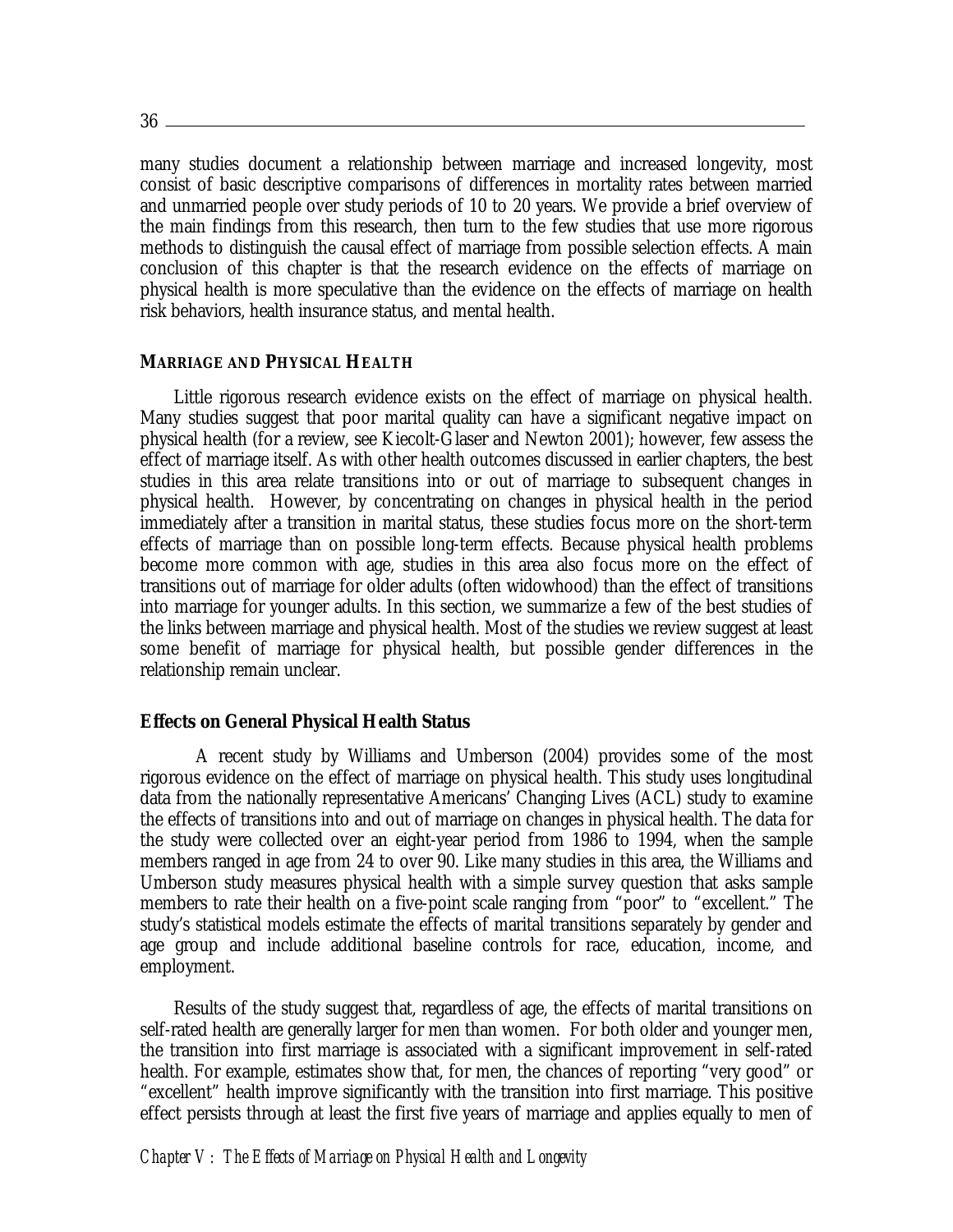many studies document a relationship between marriage and increased longevity, most consist of basic descriptive comparisons of differences in mortality rates between married and unmarried people over study periods of 10 to 20 years. We provide a brief overview of the main findings from this research, then turn to the few studies that use more rigorous methods to distinguish the causal effect of marriage from possible selection effects. A main conclusion of this chapter is that the research evidence on the effects of marriage on physical health is more speculative than the evidence on the effects of marriage on health risk behaviors, health insurance status, and mental health.

## MARRIAGE AND PHYSICAL HEALTH

Little rigorous research evidence exists on the effect of marriage on physical health. Many studies suggest that poor marital quality can have a significant negative impact on physical health (for a review, see Kiecolt-Glaser and Newton 2001); however, few assess the effect of marriage itself. As with other health outcomes discussed in earlier chapters, the best studies in this area relate transitions into or out of marriage to subsequent changes in physical health. However, by concentrating on changes in physical health in the period immediately after a transition in marital status, these studies focus more on the short-term effects of marriage than on possible long-term effects. Because physical health problems become more common with age, studies in this area also focus more on the effect of transitions out of marriage for older adults (often widowhood) than the effect of transitions into marriage for younger adults. In this section, we summarize a few of the best studies of the links between marriage and physical health. Most of the studies we review suggest at least some benefit of marriage for physical health, but possible gender differences in the relationship remain unclear.

### Effects on General Physical Health Status

A recent study by Williams and Umberson (2004) provides some of the most rigorous evidence on the effect of marriage on physical health. This study uses longitudinal data from the nationally representative Americans' Changing Lives (ACL) study to examine the effects of transitions into and out of marriage on changes in physical health. The data for the study were collected over an eight-year period from 1986 to 1994, when the sample members ranged in age from 24 to over 90. Like many studies in this area, the Williams and Umberson study measures physical health with a simple survey question that asks sample members to rate their health on a five-point scale ranging from "poor" to "excellent." The study's statistical models estimate the effects of marital transitions separately by gender and age group and include additional baseline controls for race, education, income, and employment.

Results of the study suggest that, regardless of age, the effects of marital transitions on self-rated health are generally larger for men than women. For both older and younger men, the transition into first marriage is associated with a significant improvement in self-rated health. For example, estimates show that, for men, the chances of reporting "very good" or "excellent" health improve significantly with the transition into first marriage. This positive effect persists through at least the first five years of marriage and applies equally to men of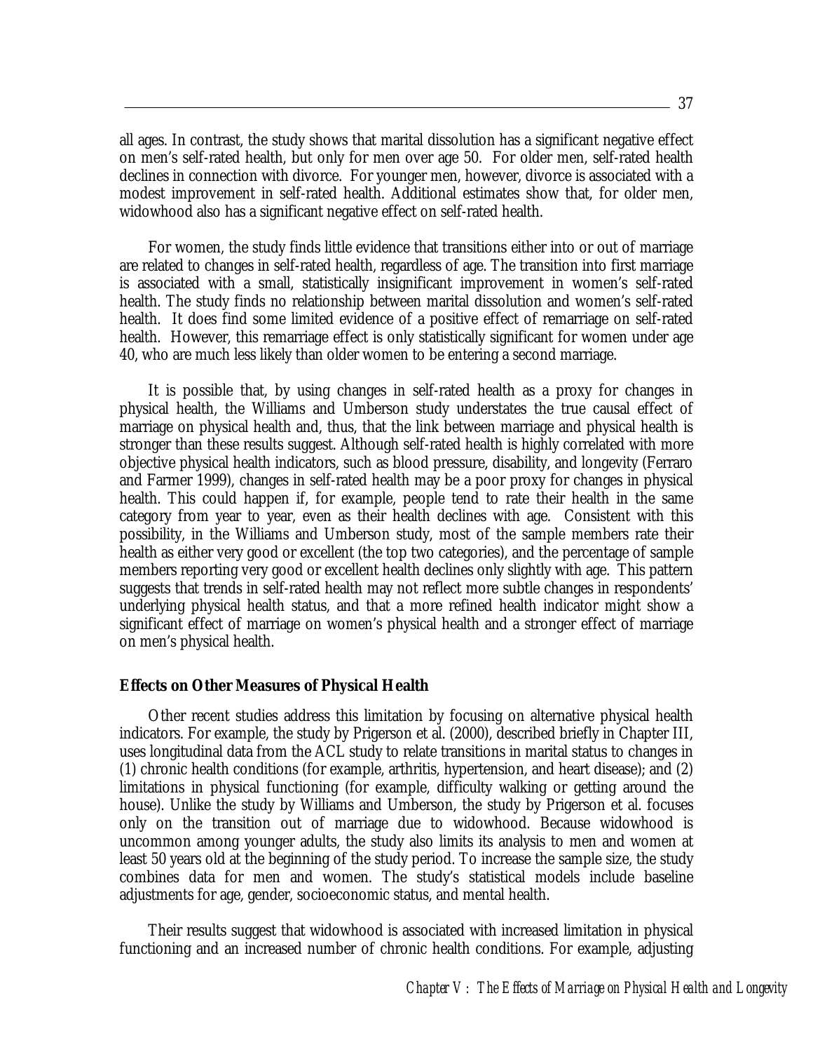all ages. In contrast, the study shows that marital dissolution has a significant negative effect on men's self-rated health, but only for men over age 50. For older men, self-rated health declines in connection with divorce. For younger men, however, divorce is associated with a modest improvement in self-rated health. Additional estimates show that, for older men, widowhood also has a significant negative effect on self-rated health.

For women, the study finds little evidence that transitions either into or out of marriage are related to changes in self-rated health, regardless of age. The transition into first marriage is associated with a small, statistically insignificant improvement in women's self-rated health. The study finds no relationship between marital dissolution and women's self-rated health. It does find some limited evidence of a positive effect of remarriage on self-rated health. However, this remarriage effect is only statistically significant for women under age 40, who are much less likely than older women to be entering a second marriage.

It is possible that, by using changes in self-rated health as a proxy for changes in physical health, the Williams and Umberson study understates the true causal effect of marriage on physical health and, thus, that the link between marriage and physical health is stronger than these results suggest. Although self-rated health is highly correlated with more objective physical health indicators, such as blood pressure, disability, and longevity (Ferraro and Farmer 1999), changes in self-rated health may be a poor proxy for changes in physical health. This could happen if, for example, people tend to rate their health in the same category from year to year, even as their health declines with age. Consistent with this possibility, in the Williams and Umberson study, most of the sample members rate their health as either very good or excellent (the top two categories), and the percentage of sample members reporting very good or excellent health declines only slightly with age. This pattern suggests that trends in self-rated health may not reflect more subtle changes in respondents' underlying physical health status, and that a more refined health indicator might show a significant effect of marriage on women's physical health and a stronger effect of marriage on men's physical health.

**Effects on Other Measures of Physical Health**

Other recent studies address this limitation by focusing on alternative physical health indicators. For example, the study by Prigerson et al. (2000), described briefly in Chapter III, uses longitudinal data from the ACL study to relate transitions in marital status to changes in (1) chronic health conditions (for example, arthritis, hypertension, and heart disease); and (2) limitations in physical functioning (for example, difficulty walking or getting around the house). Unlike the study by Williams and Umberson, the study by Prigerson et al. focuses only on the transition out of marriage due to widowhood. Because widowhood is uncommon among younger adults, the study also limits its analysis to men and women at least 50 years old at the beginning of the study period. To increase the sample size, the study combines data for men and women. The study's statistical models include baseline adjustments for age, gender, socioeconomic status, and mental health.

Their results suggest that widowhood is associated with increased limitation in physical functioning and an increased number of chronic health conditions. For example, adjusting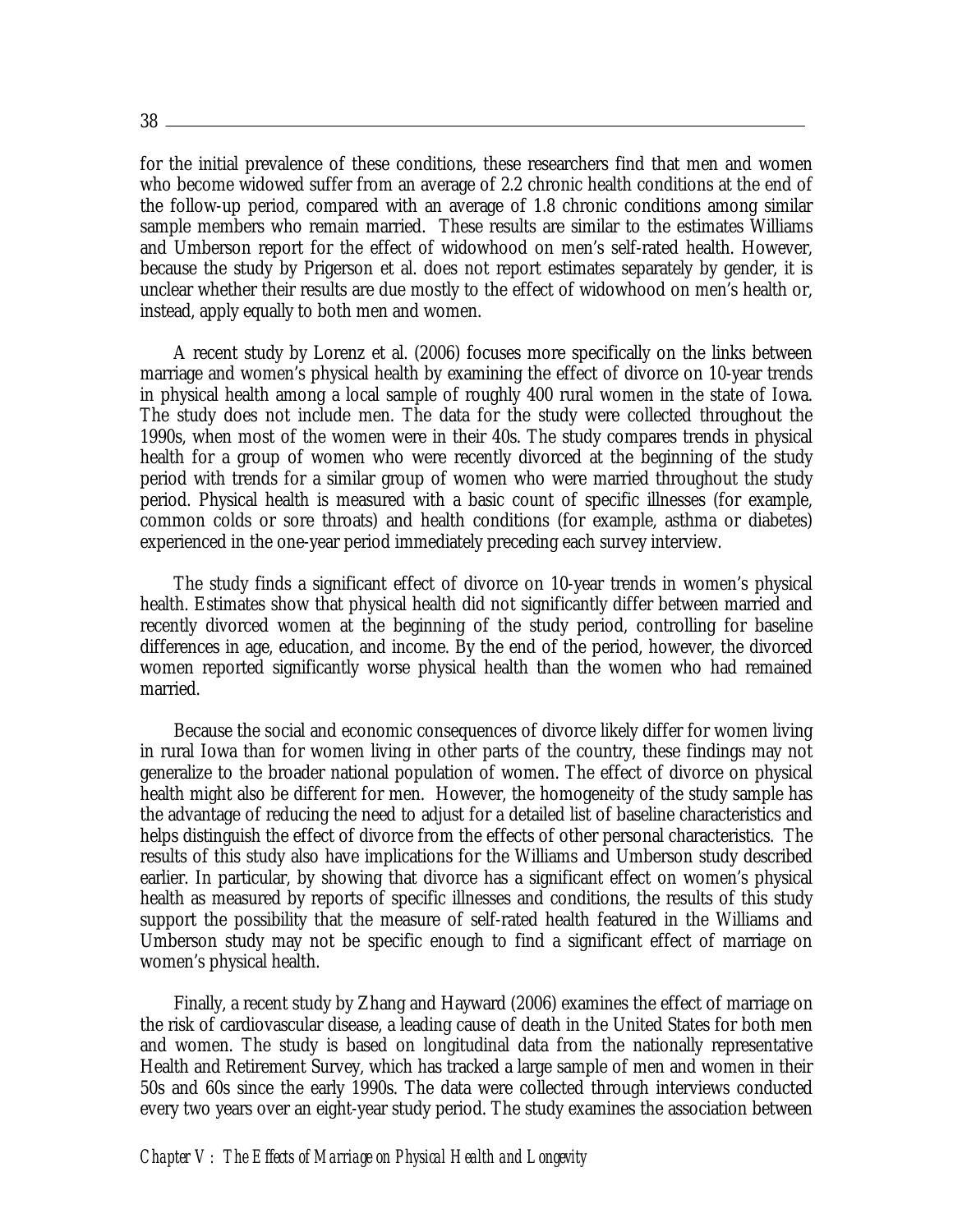for the initial prevalence of these conditions, these researchers find that men and women who become widowed suffer from an average of 2.2 chronic health conditions at the end of the follow-up period, compared with an average of 1.8 chronic conditions among similar sample members who remain married. These results are similar to the estimates Williams and Umberson report for the effect of widowhood on men's self-rated health. However, because the study by Prigerson et al. does not report estimates separately by gender, it is unclear whether their results are due mostly to the effect of widowhood on men's health or, instead, apply equally to both men and women.

A recent study by Lorenz et al. (2006) focuses more specifically on the links between marriage and women's physical health by examining the effect of divorce on 10-year trends in physical health among a local sample of roughly 400 rural women in the state of Iowa. The study does not include men. The data for the study were collected throughout the 1990s, when most of the women were in their 40s. The study compares trends in physical health for a group of women who were recently divorced at the beginning of the study period with trends for a similar group of women who were married throughout the study period. Physical health is measured with a basic count of specific illnesses (for example, common colds or sore throats) and health conditions (for example, asthma or diabetes) experienced in the one-year period immediately preceding each survey interview.

The study finds a significant effect of divorce on 10-year trends in women's physical health. Estimates show that physical health did not significantly differ between married and recently divorced women at the beginning of the study period, controlling for baseline differences in age, education, and income. By the end of the period, however, the divorced women reported significantly worse physical health than the women who had remained married.

Because the social and economic consequences of divorce likely differ for women living in rural Iowa than for women living in other parts of the country, these findings may not generalize to the broader national population of women. The effect of divorce on physical health might also be different for men. However, the homogeneity of the study sample has the advantage of reducing the need to adjust for a detailed list of baseline characteristics and helps distinguish the effect of divorce from the effects of other personal characteristics. The results of this study also have implications for the Williams and Umberson study described earlier. In particular, by showing that divorce has a significant effect on women's physical health as measured by reports of specific illnesses and conditions, the results of this study support the possibility that the measure of self-rated health featured in the Williams and Umberson study may not be specific enough to find a significant effect of marriage on women's physical health.

Finally, a recent study by Zhang and Hayward (2006) examines the effect of marriage on the risk of cardiovascular disease, a leading cause of death in the United States for both men and women. The study is based on longitudinal data from the nationally representative Health and Retirement Survey, which has tracked a large sample of men and women in their 50s and 60s since the early 1990s. The data were collected through interviews conducted every two years over an eight-year study period. The study examines the association between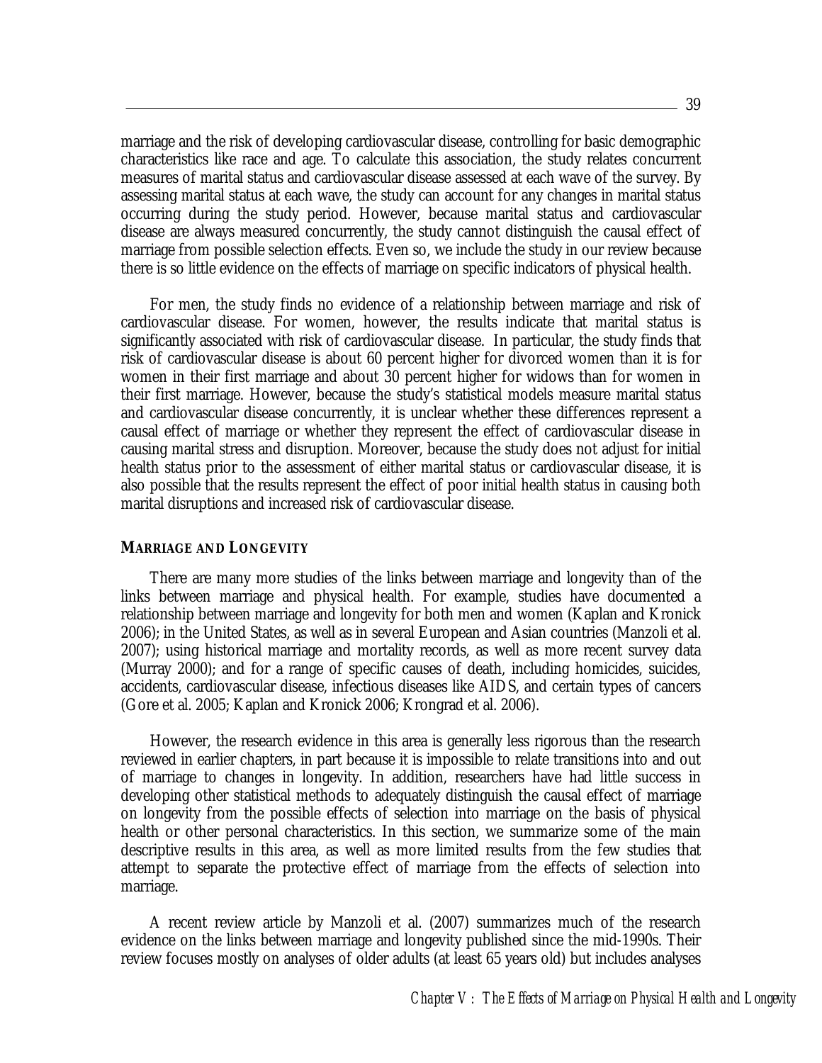marriage and the risk of developing cardiovascular disease, controlling for basic demographic characteristics like race and age. To calculate this association, the study relates concurrent measures of marital status and cardiovascular disease assessed at each wave of the survey. By assessing marital status at each wave, the study can account for any changes in marital status occurring during the study period. However, because marital status and cardiovascular disease are always measured concurrently, the study cannot distinguish the causal effect of marriage from possible selection effects. Even so, we include the study in our review because there is so little evidence on the effects of marriage on specific indicators of physical health.

For men, the study finds no evidence of a relationship between marriage and risk of cardiovascular disease. For women, however, the results indicate that marital status is significantly associated with risk of cardiovascular disease. In particular, the study finds that risk of cardiovascular disease is about 60 percent higher for divorced women than it is for women in their first marriage and about 30 percent higher for widows than for women in their first marriage. However, because the study's statistical models measure marital status and cardiovascular disease concurrently, it is unclear whether these differences represent a causal effect of marriage or whether they represent the effect of cardiovascular disease in causing marital stress and disruption. Moreover, because the study does not adjust for initial health status prior to the assessment of either marital status or cardiovascular disease, it is also possible that the results represent the effect of poor initial health status in causing both marital disruptions and increased risk of cardiovascular disease.

### MARRIAGE AND LONGEVITY

There are many more studies of the links between marriage and longevity than of the links between marriage and physical health. For example, studies have documented a relationship between marriage and longevity for both men and women (Kaplan and Kronick 2006); in the United States, as well as in several European and Asian countries (Manzoli et al. 2007); using historical marriage and mortality records, as well as more recent survey data (Murray 2000); and for a range of specific causes of death, including homicides, suicides, accidents, cardiovascular disease, infectious diseases like AIDS, and certain types of cancers (Gore et al. 2005; Kaplan and Kronick 2006; Krongrad et al. 2006).

However, the research evidence in this area is generally less rigorous than the research reviewed in earlier chapters, in part because it is impossible to relate transitions into and out of marriage to changes in longevity. In addition, researchers have had little success in developing other statistical methods to adequately distinguish the causal effect of marriage on longevity from the possible effects of selection into marriage on the basis of physical health or other personal characteristics. In this section, we summarize some of the main descriptive results in this area, as well as more limited results from the few studies that attempt to separate the protective effect of marriage from the effects of selection into marriage.

A recent review article by Manzoli et al. (2007) summarizes much of the research evidence on the links between marriage and longevity published since the mid-1990s. Their review focuses mostly on analyses of older adults (at least 65 years old) but includes analyses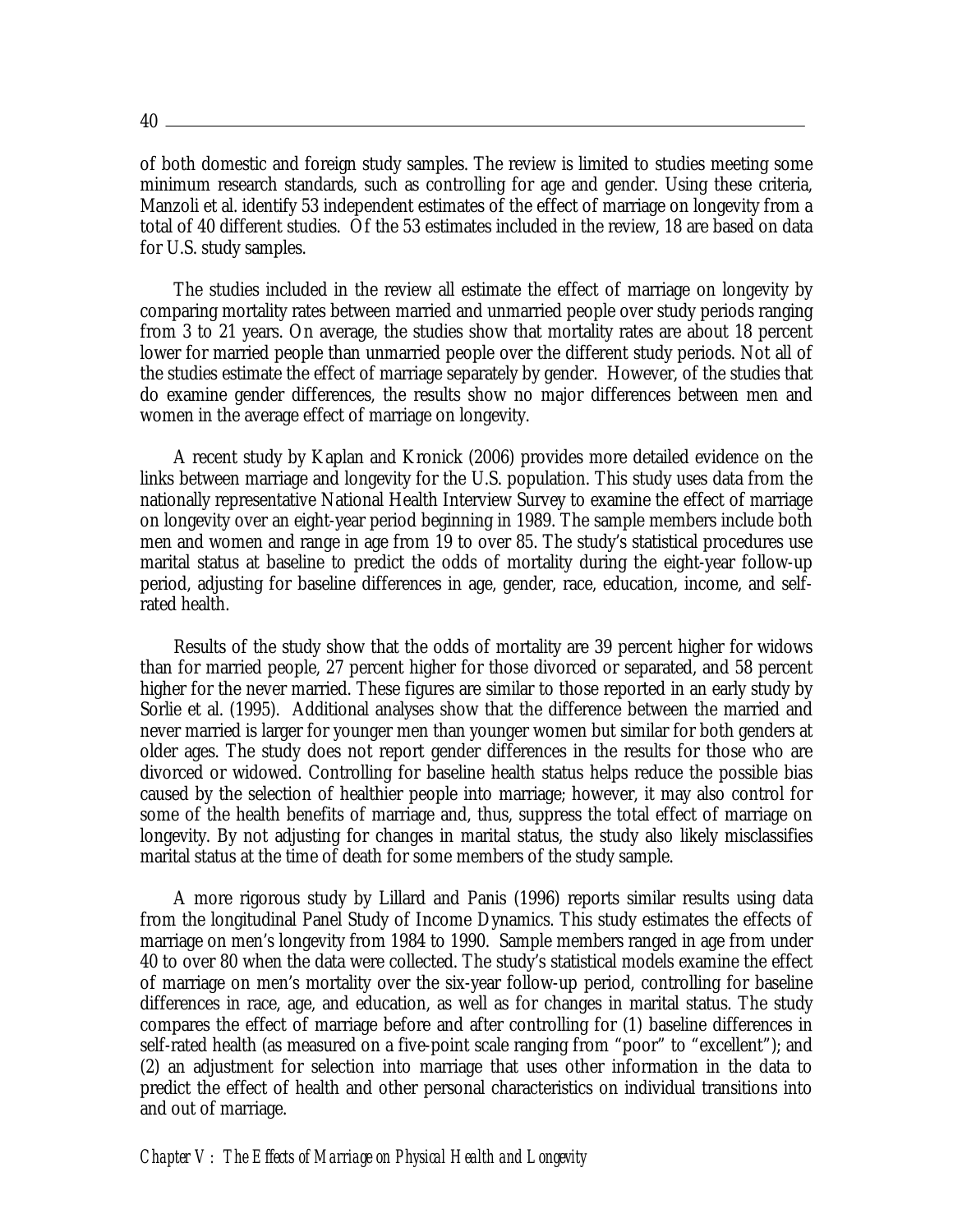of both domestic and foreign study samples. The review is limited to studies meeting some minimum research standards, such as controlling for age and gender. Using these criteria, Manzoli et al. identify 53 independent estimates of the effect of marriage on longevity from a total of 40 different studies. Of the 53 estimates included in the review, 18 are based on data for U.S. study samples.

The studies included in the review all estimate the effect of marriage on longevity by comparing mortality rates between married and unmarried people over study periods ranging from 3 to 21 years. On average, the studies show that mortality rates are about 18 percent lower for married people than unmarried people over the different study periods. Not all of the studies estimate the effect of marriage separately by gender. However, of the studies that do examine gender differences, the results show no major differences between men and women in the average effect of marriage on longevity.

A recent study by Kaplan and Kronick (2006) provides more detailed evidence on the links between marriage and longevity for the U.S. population. This study uses data from the nationally representative National Health Interview Survey to examine the effect of marriage on longevity over an eight-year period beginning in 1989. The sample members include both men and women and range in age from 19 to over 85. The study's statistical procedures use marital status at baseline to predict the odds of mortality during the eight-year follow-up period, adjusting for baseline differences in age, gender, race, education, income, and self-rated health.

Results of the study show that the odds of mortality are 39 percent higher for widows than for married people, 27 percent higher for those divorced or separated, and 58 percent higher for the never married. These figures are similar to those reported in an early study by Sorlie et al. (1995). Additional analyses show that the difference between the married and never married is larger for younger men than younger women but similar for both genders at older ages. The study does not report gender differences in the results for those who are divorced or widowed. Controlling for baseline health status helps reduce the possible bias caused by the selection of healthier people into marriage; however, it may also control for some of the health benefits of marriage and, thus, suppress the total effect of marriage on longevity. By not adjusting for changes in marital status, the study also likely misclassifies marital status at the time of death for some members of the study sample.

A more rigorous study by Lillard and Panis (1996) reports similar results using data from the longitudinal Panel Study of Income Dynamics. This study estimates the effects of marriage on men's longevity from 1984 to 1990. Sample members ranged in age from under 40 to over 80 when the data were collected. The study's statistical models examine the effect of marriage on men's mortality over the six-year follow-up period, controlling for baseline differences in race, age, and education, as well as for changes in marital status. The study compares the effect of marriage before and after controlling for (1) baseline differences in self-rated health (as measured on a five-point scale ranging from "poor" to "excellent"); and (2) an adjustment for selection into marriage that uses other information in the data to predict the effect of health and other personal characteristics on individual transitions into and out of marriage.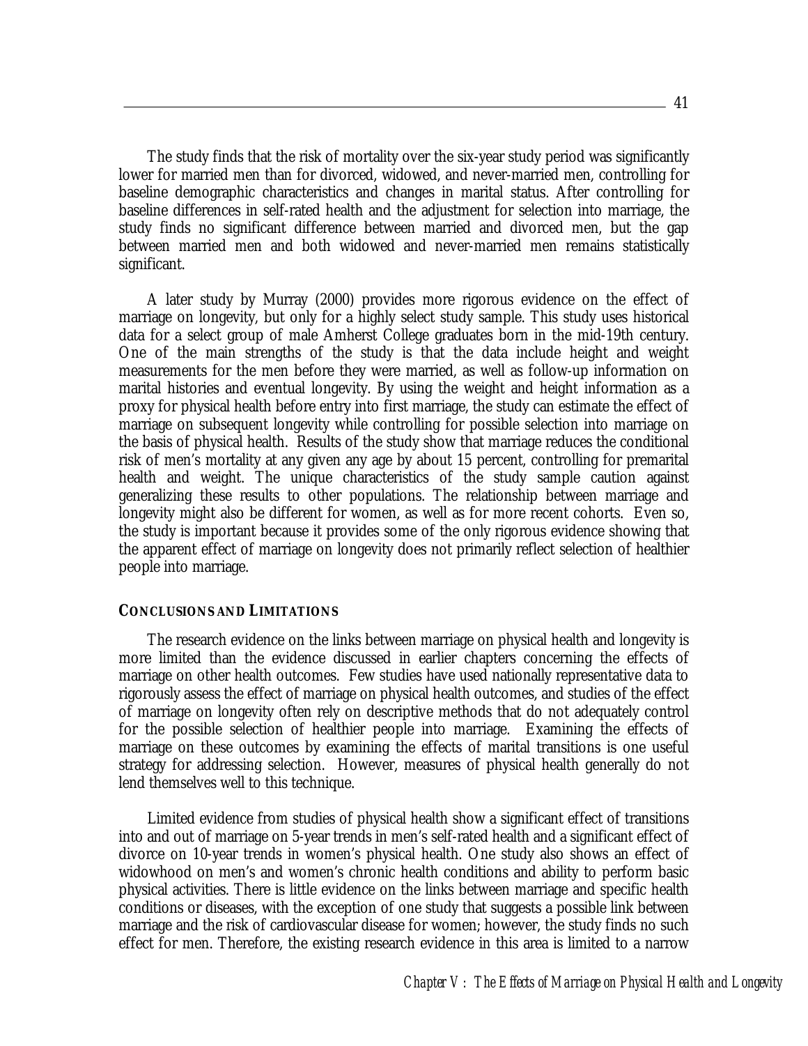The study finds that the risk of mortality over the six-year study period was significantly lower for married men than for divorced, widowed, and never-married men, controlling for baseline demographic characteristics and changes in marital status. After controlling for baseline differences in self-rated health and the adjustment for selection into marriage, the study finds no significant difference between married and divorced men, but the gap between married men and both widowed and never-married men remains statistically significant.

A later study by Murray (2000) provides more rigorous evidence on the effect of marriage on longevity, but only for a highly select study sample. This study uses historical data for a select group of male Amherst College graduates born in the mid-19th century. One of the main strengths of the study is that the data include height and weight measurements for the men before they were married, as well as follow-up information on marital histories and eventual longevity. By using the weight and height information as a proxy for physical health before entry into first marriage, the study can estimate the effect of marriage on subsequent longevity while controlling for possible selection into marriage on the basis of physical health. Results of the study show that marriage reduces the conditional risk of men's mortality at any given any age by about 15 percent, controlling for premarital health and weight. The unique characteristics of the study sample caution against generalizing these results to other populations. The relationship between marriage and longevity might also be different for women, as well as for more recent cohorts. Even so, the study is important because it provides some of the only rigorous evidence showing that the apparent effect of marriage on longevity does not primarily reflect selection of healthier people into marriage.

### CONCLUSIONS AND LIMITATIONS

The research evidence on the links between marriage on physical health and longevity is more limited than the evidence discussed in earlier chapters concerning the effects of marriage on other health outcomes. Few studies have used nationally representative data to rigorously assess the effect of marriage on physical health outcomes, and studies of the effect of marriage on longevity often rely on descriptive methods that do not adequately control for the possible selection of healthier people into marriage. Examining the effects of marriage on these outcomes by examining the effects of marital transitions is one useful strategy for addressing selection. However, measures of physical health generally do not lend themselves well to this technique.

Limited evidence from studies of physical health show a significant effect of transitions into and out of marriage on 5-year trends in men's self-rated health and a significant effect of divorce on 10-year trends in women's physical health. One study also shows an effect of widowhood on men's and women's chronic health conditions and ability to perform basic physical activities. There is little evidence on the links between marriage and specific health conditions or diseases, with the exception of one study that suggests a possible link between marriage and the risk of cardiovascular disease for women; however, the study finds no such effect for men. Therefore, the existing research evidence in this area is limited to a narrow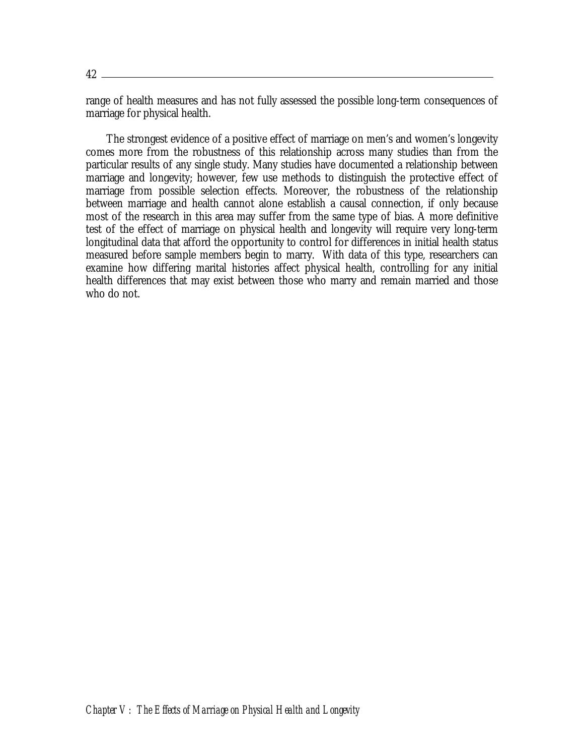range of health measures and has not fully assessed the possible long-term consequences of marriage for physical health.

The strongest evidence of a positive effect of marriage on men's and women's longevity comes more from the robustness of this relationship across many studies than from the particular results of any single study. Many studies have documented a relationship between marriage and longevity; however, few use methods to distinguish the protective effect of marriage from possible selection effects. Moreover, the robustness of the relationship between marriage and health cannot alone establish a causal connection, if only because most of the research in this area may suffer from the same type of bias. A more definitive test of the effect of marriage on physical health and longevity will require very long-term longitudinal data that afford the opportunity to control for differences in initial health status measured before sample members begin to marry. With data of this type, researchers can examine how differing marital histories affect physical health, controlling for any initial health differences that may exist between those who marry and remain married and those who do not.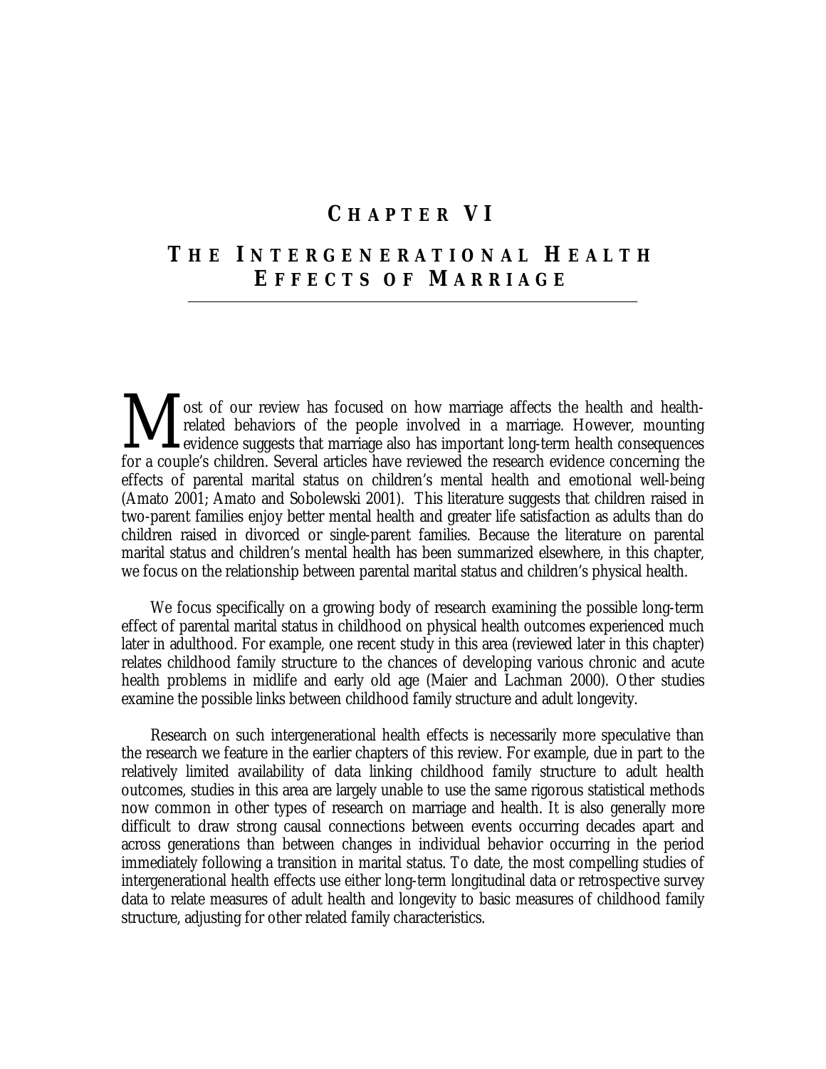# Chapter VI

# The Intergenerational Health Effects of Marriage

Most of our review has focused on how marriage affects the health and health-related behaviors of the people involved in a marriage. However, mounting evidence suggests that marriage also has important long-term health consequences for a couple's children. Several articles have reviewed the research evidence concerning the effects of parental marital status on children's mental health and emotional well-being (Amato 2001; Amato and Sobolewski 2001). This literature suggests that children raised in two-parent families enjoy better mental health and greater life satisfaction as adults than do children raised in divorced or single-parent families. Because the literature on parental marital status and children's mental health has been summarized elsewhere, in this chapter, we focus on the relationship between parental marital status and children's physical health.

We focus specifically on a growing body of research examining the possible long-term effect of parental marital status in childhood on physical health outcomes experienced much later in adulthood. For example, one recent study in this area (reviewed later in this chapter) relates childhood family structure to the chances of developing various chronic and acute health problems in midlife and early old age (Maier and Lachman 2000). Other studies examine the possible links between childhood family structure and adult longevity.

Research on such intergenerational health effects is necessarily more speculative than the research we feature in the earlier chapters of this review. For example, due in part to the relatively limited availability of data linking childhood family structure to adult health outcomes, studies in this area are largely unable to use the same rigorous statistical methods now common in other types of research on marriage and health. It is also generally more difficult to draw strong causal connections between events occurring decades apart and across generations than between changes in individual behavior occurring in the period immediately following a transition in marital status. To date, the most compelling studies of intergenerational health effects use either long-term longitudinal data or retrospective survey data to relate measures of adult health and longevity to basic measures of childhood family structure, adjusting for other related family characteristics.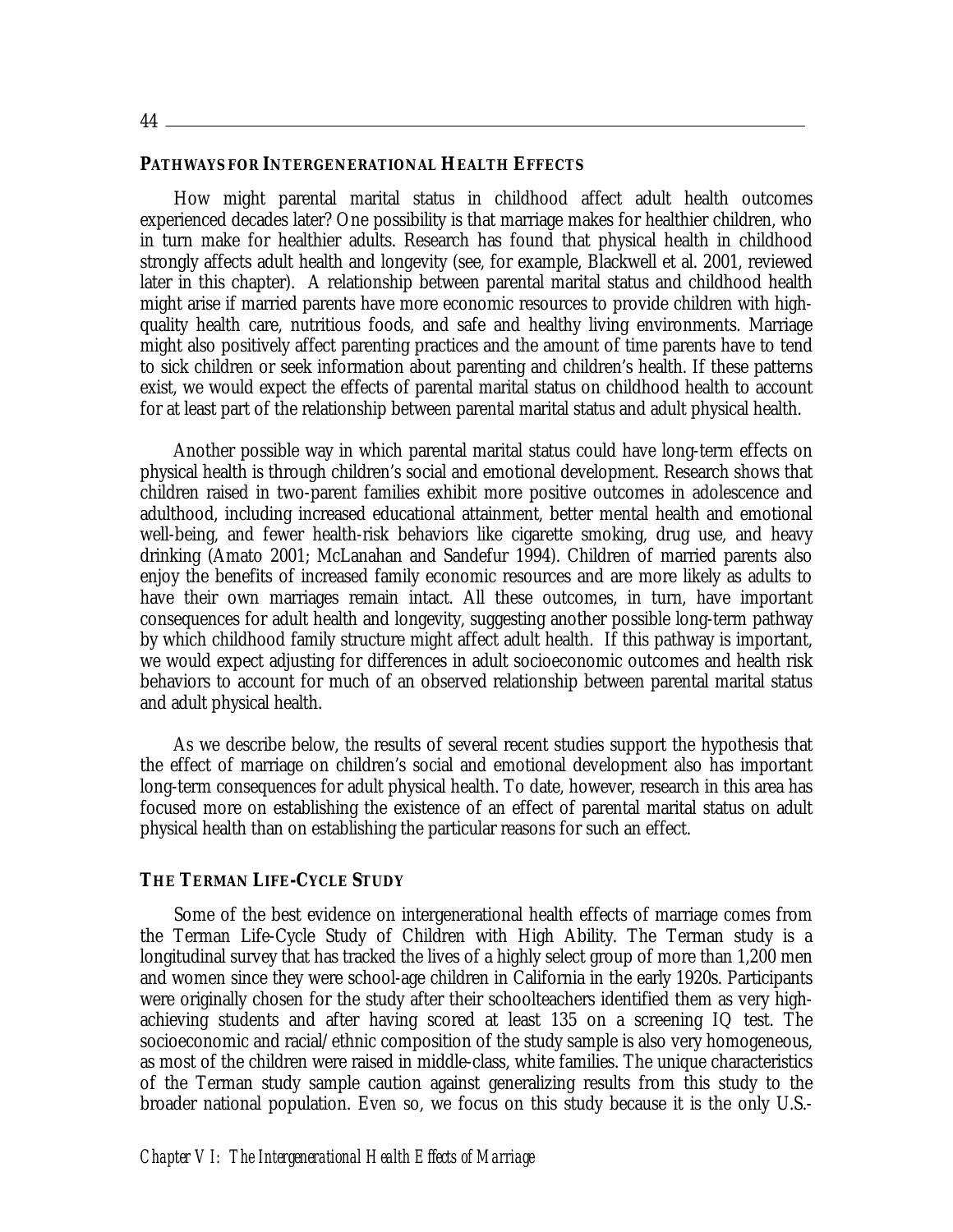## PATHWAYS FOR INTERGENERATIONAL HEALTH EFFECTS

How might parental marital status in childhood affect adult health outcomes experienced decades later? One possibility is that marriage makes for healthier children, who in turn make for healthier adults. Research has found that physical health in childhood strongly affects adult health and longevity (see, for example, Blackwell et al. 2001, reviewed later in this chapter). A relationship between parental marital status and childhood health might arise if married parents have more economic resources to provide children with high-quality health care, nutritious foods, and safe and healthy living environments. Marriage might also positively affect parenting practices and the amount of time parents have to tend to sick children or seek information about parenting and children's health. If these patterns exist, we would expect the effects of parental marital status on childhood health to account for at least part of the relationship between parental marital status and adult physical health.

Another possible way in which parental marital status could have long-term effects on physical health is through children's social and emotional development. Research shows that children raised in two-parent families exhibit more positive outcomes in adolescence and adulthood, including increased educational attainment, better mental health and emotional well-being, and fewer health-risk behaviors like cigarette smoking, drug use, and heavy drinking (Amato 2001; McLanahan and Sandefur 1994). Children of married parents also enjoy the benefits of increased family economic resources and are more likely as adults to have their own marriages remain intact. All these outcomes, in turn, have important consequences for adult health and longevity, suggesting another possible long-term pathway by which childhood family structure might affect adult health. If this pathway is important, we would expect adjusting for differences in adult socioeconomic outcomes and health risk behaviors to account for much of an observed relationship between parental marital status and adult physical health.

As we describe below, the results of several recent studies support the hypothesis that the effect of marriage on children's social and emotional development also has important long-term consequences for adult physical health. To date, however, research in this area has focused more on establishing the existence of an effect of parental marital status on adult physical health than on establishing the particular reasons for such an effect.

## THE TERMAN LIFE-CYCLE STUDY

Some of the best evidence on intergenerational health effects of marriage comes from the Terman Life-Cycle Study of Children with High Ability. The Terman study is a longitudinal survey that has tracked the lives of a highly select group of more than 1,200 men and women since they were school-age children in California in the early 1920s. Participants were originally chosen for the study after their schoolteachers identified them as very high-achieving students and after having scored at least 135 on a screening IQ test. The socioeconomic and racial/ethnic composition of the study sample is also very homogeneous, as most of the children were raised in middle-class, white families. The unique characteristics of the Terman study sample caution against generalizing results from this study to the broader national population. Even so, we focus on this study because it is the only U.S.-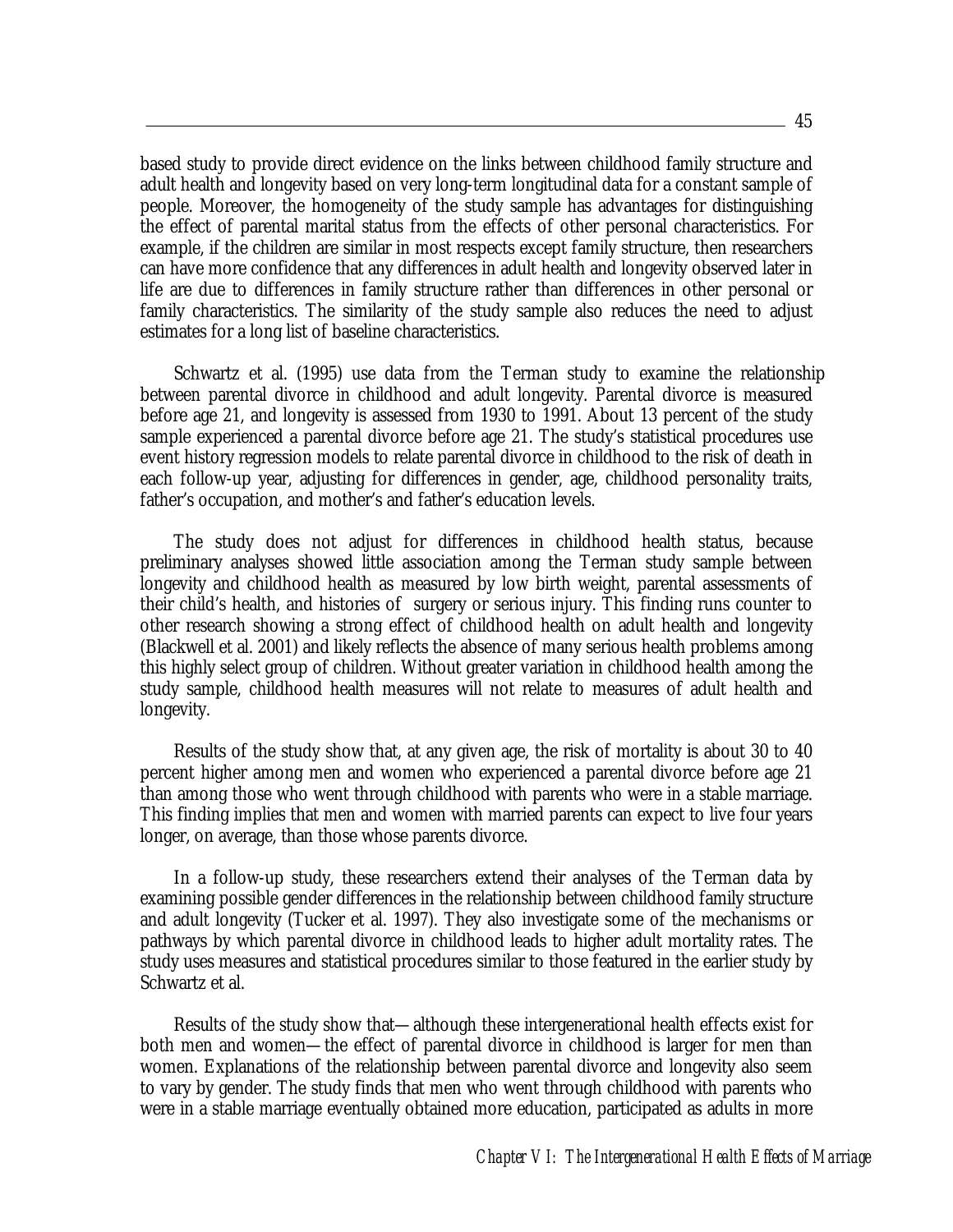based study to provide direct evidence on the links between childhood family structure and adult health and longevity based on very long-term longitudinal data for a constant sample of people. Moreover, the homogeneity of the study sample has advantages for distinguishing the effect of parental marital status from the effects of other personal characteristics. For example, if the children are similar in most respects except family structure, then researchers can have more confidence that any differences in adult health and longevity observed later in life are due to differences in family structure rather than differences in other personal or family characteristics. The similarity of the study sample also reduces the need to adjust estimates for a long list of baseline characteristics.

Schwartz et al. (1995) use data from the Terman study to examine the relationship between parental divorce in childhood and adult longevity. Parental divorce is measured before age 21, and longevity is assessed from 1930 to 1991. About 13 percent of the study sample experienced a parental divorce before age 21. The study's statistical procedures use event history regression models to relate parental divorce in childhood to the risk of death in each follow-up year, adjusting for differences in gender, age, childhood personality traits, father's occupation, and mother's and father's education levels.

The study does not adjust for differences in childhood health status, because preliminary analyses showed little association among the Terman study sample between longevity and childhood health as measured by low birth weight, parental assessments of their child's health, and histories of surgery or serious injury. This finding runs counter to other research showing a strong effect of childhood health on adult health and longevity (Blackwell et al. 2001) and likely reflects the absence of many serious health problems among this highly select group of children. Without greater variation in childhood health among the study sample, childhood health measures will not relate to measures of adult health and longevity.

Results of the study show that, at any given age, the risk of mortality is about 30 to 40 percent higher among men and women who experienced a parental divorce before age 21 than among those who went through childhood with parents who were in a stable marriage. This finding implies that men and women with married parents can expect to live four years longer, on average, than those whose parents divorce.

In a follow-up study, these researchers extend their analyses of the Terman data by examining possible gender differences in the relationship between childhood family structure and adult longevity (Tucker et al. 1997). They also investigate some of the mechanisms or pathways by which parental divorce in childhood leads to higher adult mortality rates. The study uses measures and statistical procedures similar to those featured in the earlier study by Schwartz et al.

Results of the study show that—although these intergenerational health effects exist for both men and women—the effect of parental divorce in childhood is larger for men than women. Explanations of the relationship between parental divorce and longevity also seem to vary by gender. The study finds that men who went through childhood with parents who were in a stable marriage eventually obtained more education, participated as adults in more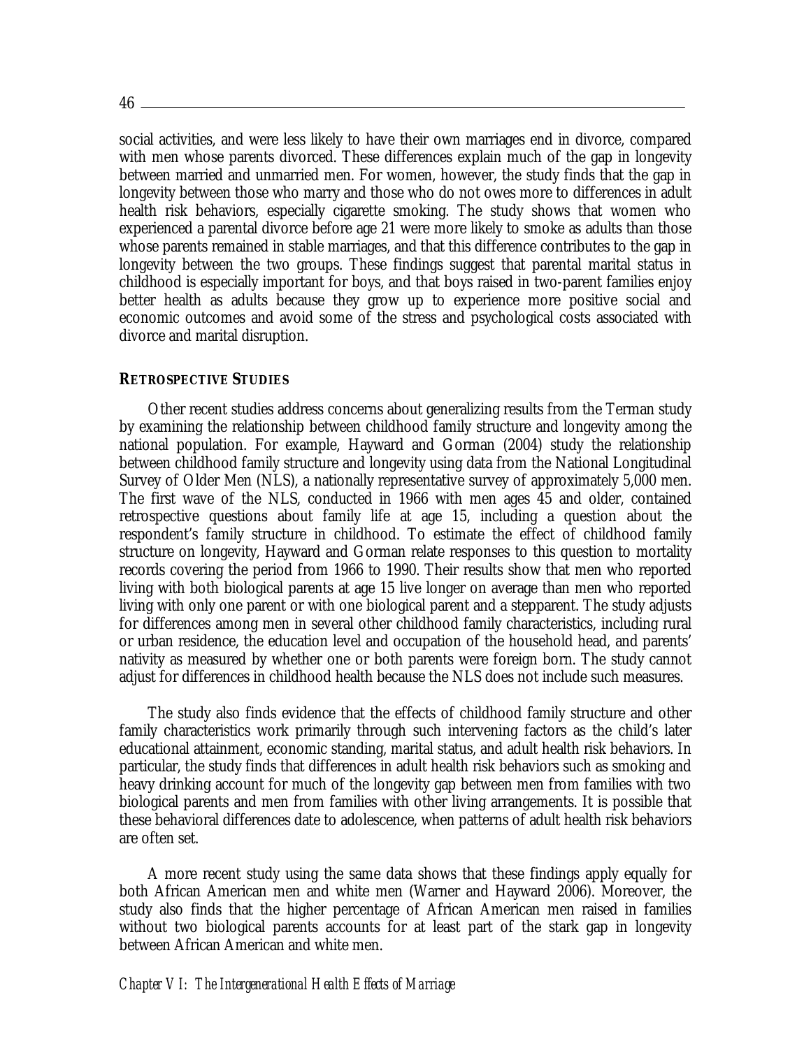social activities, and were less likely to have their own marriages end in divorce, compared with men whose parents divorced. These differences explain much of the gap in longevity between married and unmarried men. For women, however, the study finds that the gap in longevity between those who marry and those who do not owes more to differences in adult health risk behaviors, especially cigarette smoking. The study shows that women who experienced a parental divorce before age 21 were more likely to smoke as adults than those whose parents remained in stable marriages, and that this difference contributes to the gap in longevity between the two groups. These findings suggest that parental marital status in childhood is especially important for boys, and that boys raised in two-parent families enjoy better health as adults because they grow up to experience more positive social and economic outcomes and avoid some of the stress and psychological costs associated with divorce and marital disruption.

### RETROSPECTIVE STUDIES

Other recent studies address concerns about generalizing results from the Terman study by examining the relationship between childhood family structure and longevity among the national population. For example, Hayward and Gorman (2004) study the relationship between childhood family structure and longevity using data from the National Longitudinal Survey of Older Men (NLS), a nationally representative survey of approximately 5,000 men. The first wave of the NLS, conducted in 1966 with men ages 45 and older, contained retrospective questions about family life at age 15, including a question about the respondent's family structure in childhood. To estimate the effect of childhood family structure on longevity, Hayward and Gorman relate responses to this question to mortality records covering the period from 1966 to 1990. Their results show that men who reported living with both biological parents at age 15 live longer on average than men who reported living with only one parent or with one biological parent and a stepparent. The study adjusts for differences among men in several other childhood family characteristics, including rural or urban residence, the education level and occupation of the household head, and parents' nativity as measured by whether one or both parents were foreign born. The study cannot adjust for differences in childhood health because the NLS does not include such measures.

The study also finds evidence that the effects of childhood family structure and other family characteristics work primarily through such intervening factors as the child's later educational attainment, economic standing, marital status, and adult health risk behaviors. In particular, the study finds that differences in adult health risk behaviors such as smoking and heavy drinking account for much of the longevity gap between men from families with two biological parents and men from families with other living arrangements. It is possible that these behavioral differences date to adolescence, when patterns of adult health risk behaviors are often set.

A more recent study using the same data shows that these findings apply equally for both African American men and white men (Warner and Hayward 2006). Moreover, the study also finds that the higher percentage of African American men raised in families without two biological parents accounts for at least part of the stark gap in longevity between African American and white men.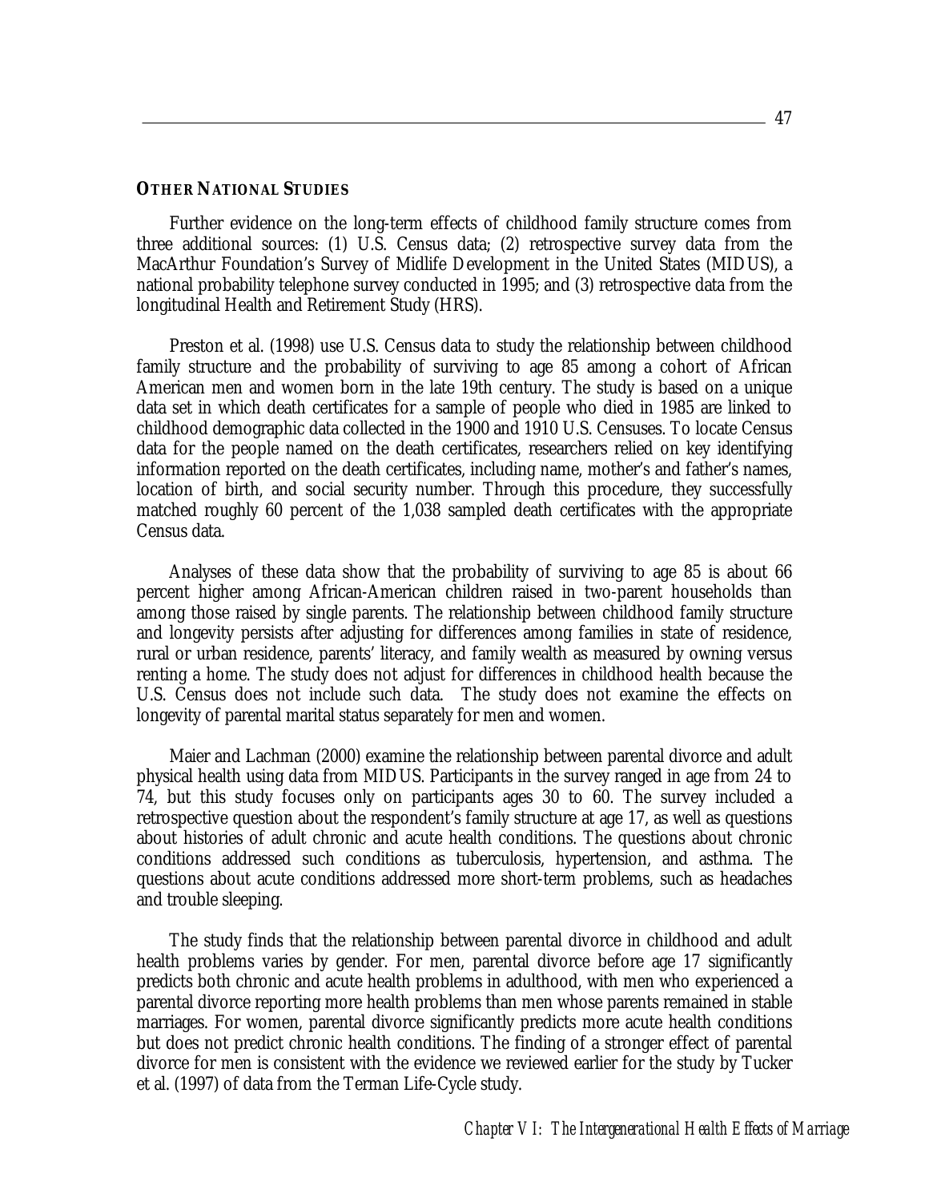### OTHER NATIONAL STUDIES

Further evidence on the long-term effects of childhood family structure comes from three additional sources: (1) U.S. Census data; (2) retrospective survey data from the MacArthur Foundation's Survey of Midlife Development in the United States (MIDUS), a national probability telephone survey conducted in 1995; and (3) retrospective data from the longitudinal Health and Retirement Study (HRS).

Preston et al. (1998) use U.S. Census data to study the relationship between childhood family structure and the probability of surviving to age 85 among a cohort of African American men and women born in the late 19th century. The study is based on a unique data set in which death certificates for a sample of people who died in 1985 are linked to childhood demographic data collected in the 1900 and 1910 U.S. Censuses. To locate Census data for the people named on the death certificates, researchers relied on key identifying information reported on the death certificates, including name, mother's and father's names, location of birth, and social security number. Through this procedure, they successfully matched roughly 60 percent of the 1,038 sampled death certificates with the appropriate Census data.

Analyses of these data show that the probability of surviving to age 85 is about 66 percent higher among African-American children raised in two-parent households than among those raised by single parents. The relationship between childhood family structure and longevity persists after adjusting for differences among families in state of residence, rural or urban residence, parents' literacy, and family wealth as measured by owning versus renting a home. The study does not adjust for differences in childhood health because the U.S. Census does not include such data. The study does not examine the effects on longevity of parental marital status separately for men and women.

Maier and Lachman (2000) examine the relationship between parental divorce and adult physical health using data from MIDUS. Participants in the survey ranged in age from 24 to 74, but this study focuses only on participants ages 30 to 60. The survey included a retrospective question about the respondent's family structure at age 17, as well as questions about histories of adult chronic and acute health conditions. The questions about chronic conditions addressed such conditions as tuberculosis, hypertension, and asthma. The questions about acute conditions addressed more short-term problems, such as headaches and trouble sleeping.

The study finds that the relationship between parental divorce in childhood and adult health problems varies by gender. For men, parental divorce before age 17 significantly predicts both chronic and acute health problems in adulthood, with men who experienced a parental divorce reporting more health problems than men whose parents remained in stable marriages. For women, parental divorce significantly predicts more acute health conditions but does not predict chronic health conditions. The finding of a stronger effect of parental divorce for men is consistent with the evidence we reviewed earlier for the study by Tucker et al. (1997) of data from the Terman Life-Cycle study.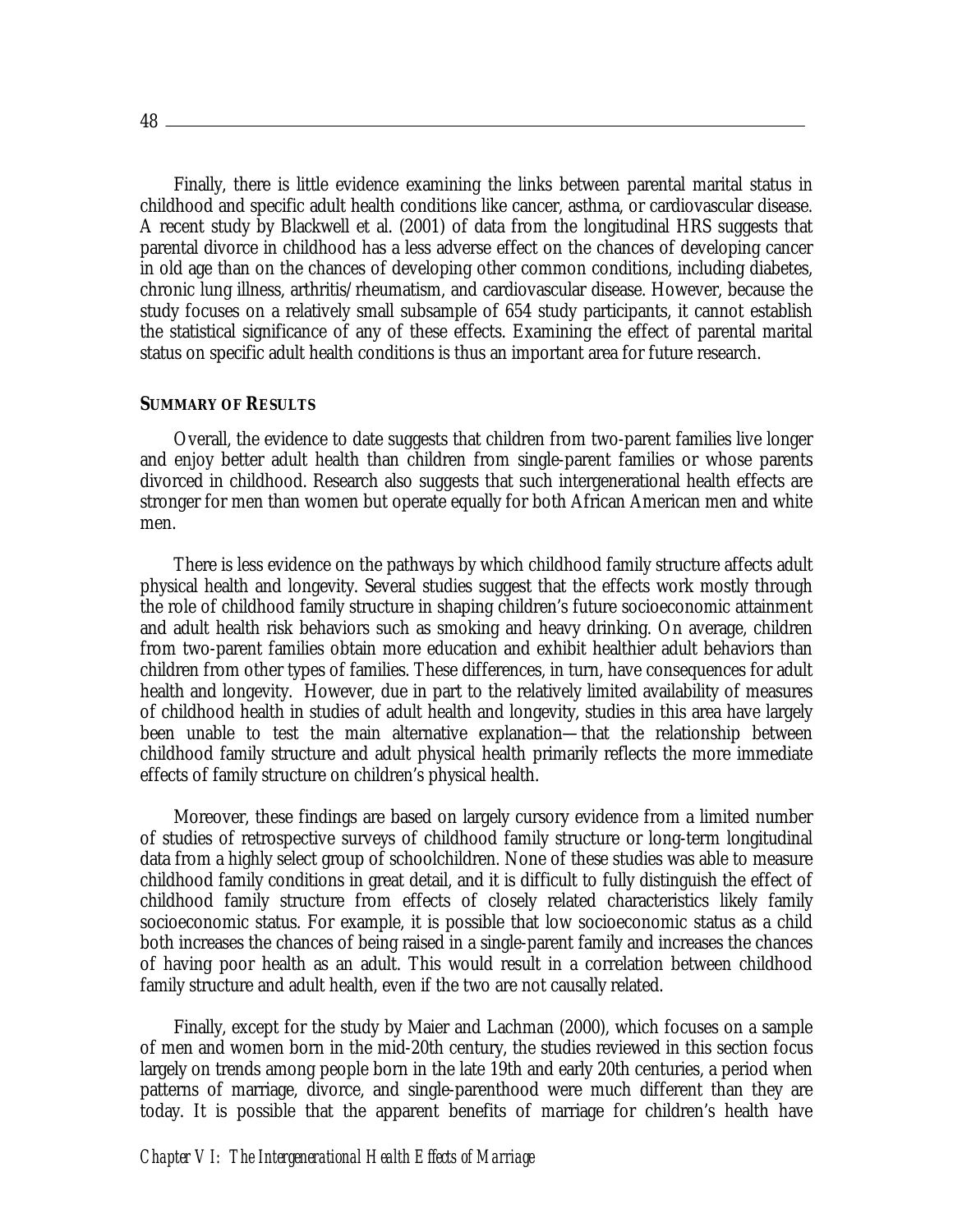Finally, there is little evidence examining the links between parental marital status in childhood and specific adult health conditions like cancer, asthma, or cardiovascular disease. A recent study by Blackwell et al. (2001) of data from the longitudinal HRS suggests that parental divorce in childhood has a less adverse effect on the chances of developing cancer in old age than on the chances of developing other common conditions, including diabetes, chronic lung illness, arthritis/rheumatism, and cardiovascular disease. However, because the study focuses on a relatively small subsample of 654 study participants, it cannot establish the statistical significance of any of these effects. Examining the effect of parental marital status on specific adult health conditions is thus an important area for future research.

**SUMMARY OF RESULTS**

Overall, the evidence to date suggests that children from two-parent families live longer and enjoy better adult health than children from single-parent families or whose parents divorced in childhood. Research also suggests that such intergenerational health effects are stronger for men than women but operate equally for both African American men and white men.

There is less evidence on the pathways by which childhood family structure affects adult physical health and longevity. Several studies suggest that the effects work mostly through the role of childhood family structure in shaping children's future socioeconomic attainment and adult health risk behaviors such as smoking and heavy drinking. On average, children from two-parent families obtain more education and exhibit healthier adult behaviors than children from other types of families. These differences, in turn, have consequences for adult health and longevity. However, due in part to the relatively limited availability of measures of childhood health in studies of adult health and longevity, studies in this area have largely been unable to test the main alternative explanation—that the relationship between childhood family structure and adult physical health primarily reflects the more immediate effects of family structure on children's physical health.

Moreover, these findings are based on largely cursory evidence from a limited number of studies of retrospective surveys of childhood family structure or long-term longitudinal data from a highly select group of schoolchildren. None of these studies was able to measure childhood family conditions in great detail, and it is difficult to fully distinguish the effect of childhood family structure from effects of closely related characteristics likely family socioeconomic status. For example, it is possible that low socioeconomic status as a child both increases the chances of being raised in a single-parent family and increases the chances of having poor health as an adult. This would result in a correlation between childhood family structure and adult health, even if the two are not causally related.

Finally, except for the study by Maier and Lachman (2000), which focuses on a sample of men and women born in the mid-20th century, the studies reviewed in this section focus largely on trends among people born in the late 19th and early 20th centuries, a period when patterns of marriage, divorce, and single-parenthood were much different than they are today. It is possible that the apparent benefits of marriage for children's health have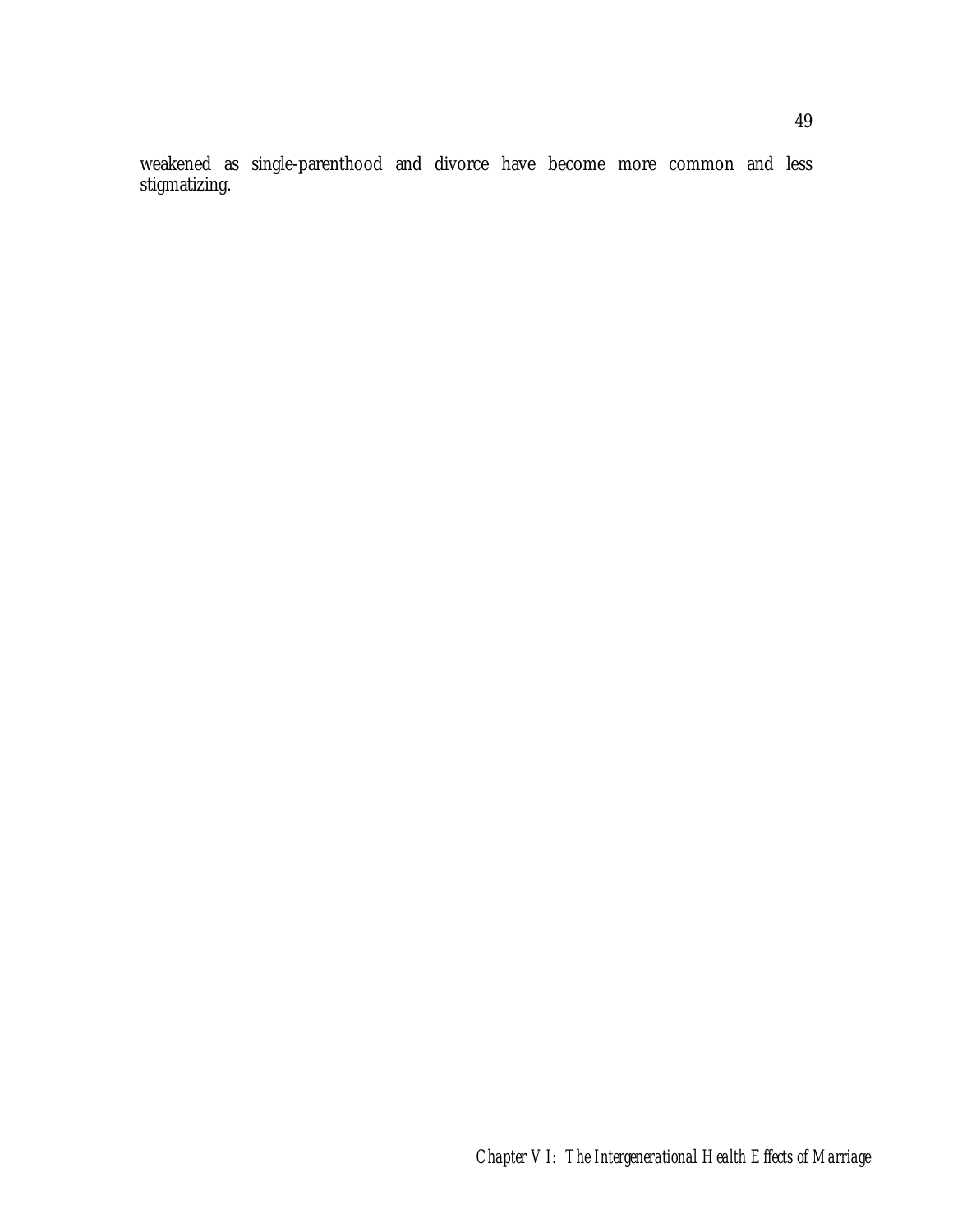weakened as single-parenthood and divorce have become more common and less stigmatizing.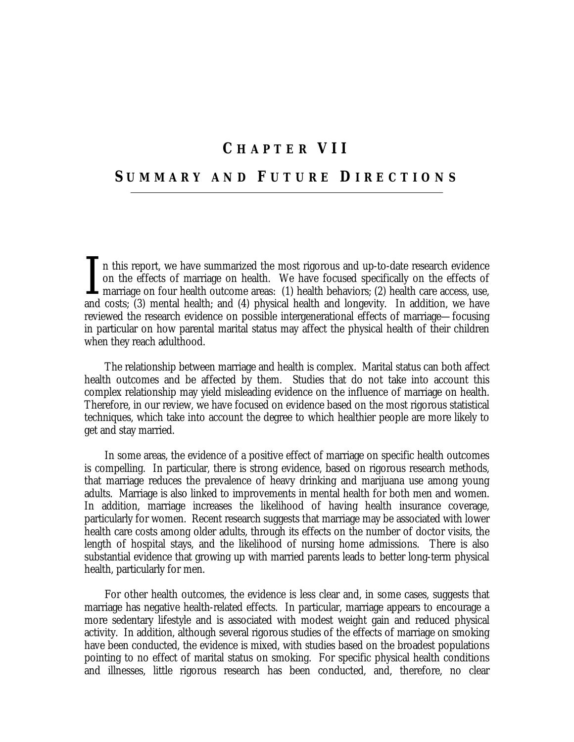# CHAPTER VII

# SUMMARY AND FUTURE DIRECTIONS

In this report, we have summarized the most rigorous and up-to-date research evidence on the effects of marriage on health. We have focused specifically on the effects of marriage on four health outcome areas: (1) health behaviors; (2) health care access, use, and costs; (3) mental health; and (4) physical health and longevity. In addition, we have reviewed the research evidence on possible intergenerational effects of marriage—focusing in particular on how parental marital status may affect the physical health of their children when they reach adulthood.

The relationship between marriage and health is complex. Marital status can both affect health outcomes and be affected by them. Studies that do not take into account this complex relationship may yield misleading evidence on the influence of marriage on health. Therefore, in our review, we have focused on evidence based on the most rigorous statistical techniques, which take into account the degree to which healthier people are more likely to get and stay married.

In some areas, the evidence of a positive effect of marriage on specific health outcomes is compelling. In particular, there is strong evidence, based on rigorous research methods, that marriage reduces the prevalence of heavy drinking and marijuana use among young adults. Marriage is also linked to improvements in mental health for both men and women. In addition, marriage increases the likelihood of having health insurance coverage, particularly for women. Recent research suggests that marriage may be associated with lower health care costs among older adults, through its effects on the number of doctor visits, the length of hospital stays, and the likelihood of nursing home admissions. There is also substantial evidence that growing up with married parents leads to better long-term physical health, particularly for men.

For other health outcomes, the evidence is less clear and, in some cases, suggests that marriage has negative health-related effects. In particular, marriage appears to encourage a more sedentary lifestyle and is associated with modest weight gain and reduced physical activity. In addition, although several rigorous studies of the effects of marriage on smoking have been conducted, the evidence is mixed, with studies based on the broadest populations pointing to no effect of marital status on smoking. For specific physical health conditions and illnesses, little rigorous research has been conducted, and, therefore, no clear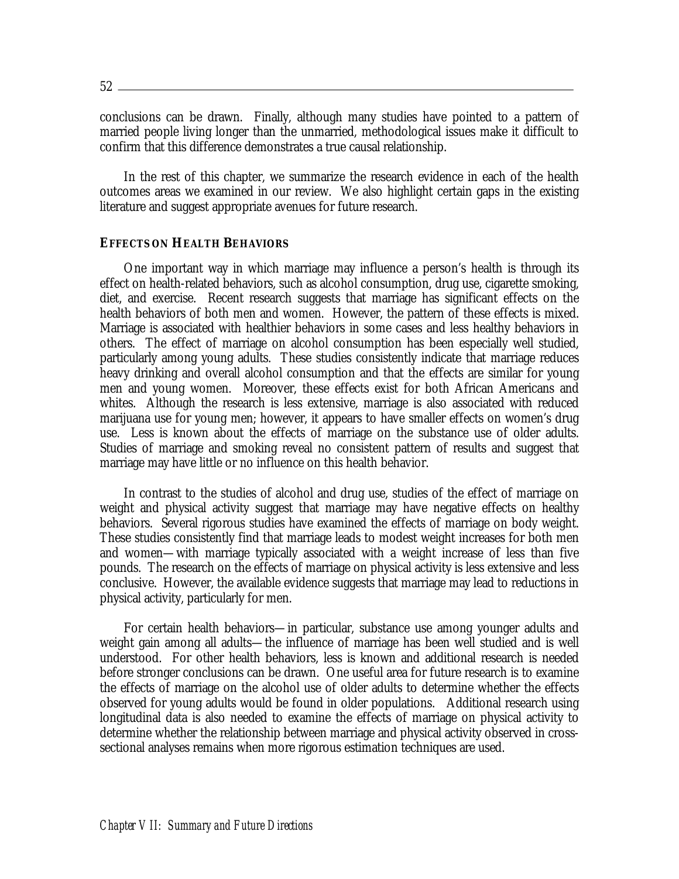conclusions can be drawn. Finally, although many studies have pointed to a pattern of married people living longer than the unmarried, methodological issues make it difficult to confirm that this difference demonstrates a true causal relationship.

In the rest of this chapter, we summarize the research evidence in each of the health outcomes areas we examined in our review. We also highlight certain gaps in the existing literature and suggest appropriate avenues for future research.

### EFFECTS ON HEALTH BEHAVIORS

One important way in which marriage may influence a person's health is through its effect on health-related behaviors, such as alcohol consumption, drug use, cigarette smoking, diet, and exercise. Recent research suggests that marriage has significant effects on the health behaviors of both men and women. However, the pattern of these effects is mixed. Marriage is associated with healthier behaviors in some cases and less healthy behaviors in others. The effect of marriage on alcohol consumption has been especially well studied, particularly among young adults. These studies consistently indicate that marriage reduces heavy drinking and overall alcohol consumption and that the effects are similar for young men and young women. Moreover, these effects exist for both African Americans and whites. Although the research is less extensive, marriage is also associated with reduced marijuana use for young men; however, it appears to have smaller effects on women's drug use. Less is known about the effects of marriage on the substance use of older adults. Studies of marriage and smoking reveal no consistent pattern of results and suggest that marriage may have little or no influence on this health behavior.

In contrast to the studies of alcohol and drug use, studies of the effect of marriage on weight and physical activity suggest that marriage may have negative effects on healthy behaviors. Several rigorous studies have examined the effects of marriage on body weight. These studies consistently find that marriage leads to modest weight increases for both men and women—with marriage typically associated with a weight increase of less than five pounds. The research on the effects of marriage on physical activity is less extensive and less conclusive. However, the available evidence suggests that marriage may lead to reductions in physical activity, particularly for men.

For certain health behaviors—in particular, substance use among younger adults and weight gain among all adults—the influence of marriage has been well studied and is well understood. For other health behaviors, less is known and additional research is needed before stronger conclusions can be drawn. One useful area for future research is to examine the effects of marriage on the alcohol use of older adults to determine whether the effects observed for young adults would be found in older populations. Additional research using longitudinal data is also needed to examine the effects of marriage on physical activity to determine whether the relationship between marriage and physical activity observed in cross-sectional analyses remains when more rigorous estimation techniques are used.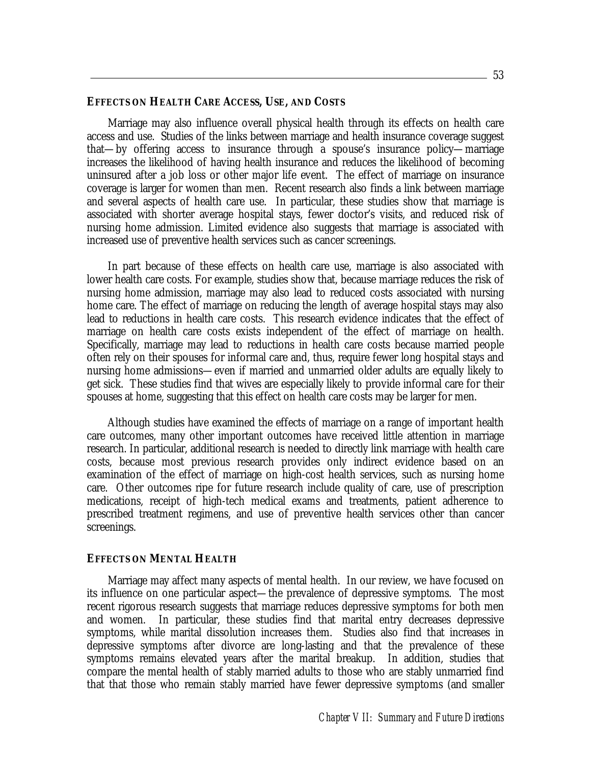### EFFECTS ON HEALTH CARE ACCESS, USE, AND COSTS

Marriage may also influence overall physical health through its effects on health care access and use. Studies of the links between marriage and health insurance coverage suggest that—by offering access to insurance through a spouse's insurance policy—marriage increases the likelihood of having health insurance and reduces the likelihood of becoming uninsured after a job loss or other major life event. The effect of marriage on insurance coverage is larger for women than men. Recent research also finds a link between marriage and several aspects of health care use. In particular, these studies show that marriage is associated with shorter average hospital stays, fewer doctor's visits, and reduced risk of nursing home admission. Limited evidence also suggests that marriage is associated with increased use of preventive health services such as cancer screenings.

In part because of these effects on health care use, marriage is also associated with lower health care costs. For example, studies show that, because marriage reduces the risk of nursing home admission, marriage may also lead to reduced costs associated with nursing home care. The effect of marriage on reducing the length of average hospital stays may also lead to reductions in health care costs. This research evidence indicates that the effect of marriage on health care costs exists independent of the effect of marriage on health. Specifically, marriage may lead to reductions in health care costs because married people often rely on their spouses for informal care and, thus, require fewer long hospital stays and nursing home admissions—even if married and unmarried older adults are equally likely to get sick. These studies find that wives are especially likely to provide informal care for their spouses at home, suggesting that this effect on health care costs may be larger for men.

Although studies have examined the effects of marriage on a range of important health care outcomes, many other important outcomes have received little attention in marriage research. In particular, additional research is needed to directly link marriage with health care costs, because most previous research provides only indirect evidence based on an examination of the effect of marriage on high-cost health services, such as nursing home care. Other outcomes ripe for future research include quality of care, use of prescription medications, receipt of high-tech medical exams and treatments, patient adherence to prescribed treatment regimens, and use of preventive health services other than cancer screenings.

### EFFECTS ON MENTAL HEALTH

Marriage may affect many aspects of mental health. In our review, we have focused on its influence on one particular aspect—the prevalence of depressive symptoms. The most recent rigorous research suggests that marriage reduces depressive symptoms for both men and women. In particular, these studies find that marital entry decreases depressive symptoms, while marital dissolution increases them. Studies also find that increases in depressive symptoms after divorce are long-lasting and that the prevalence of these symptoms remains elevated years after the marital breakup. In addition, studies that compare the mental health of stably married adults to those who are stably unmarried find that that those who remain stably married have fewer depressive symptoms (and smaller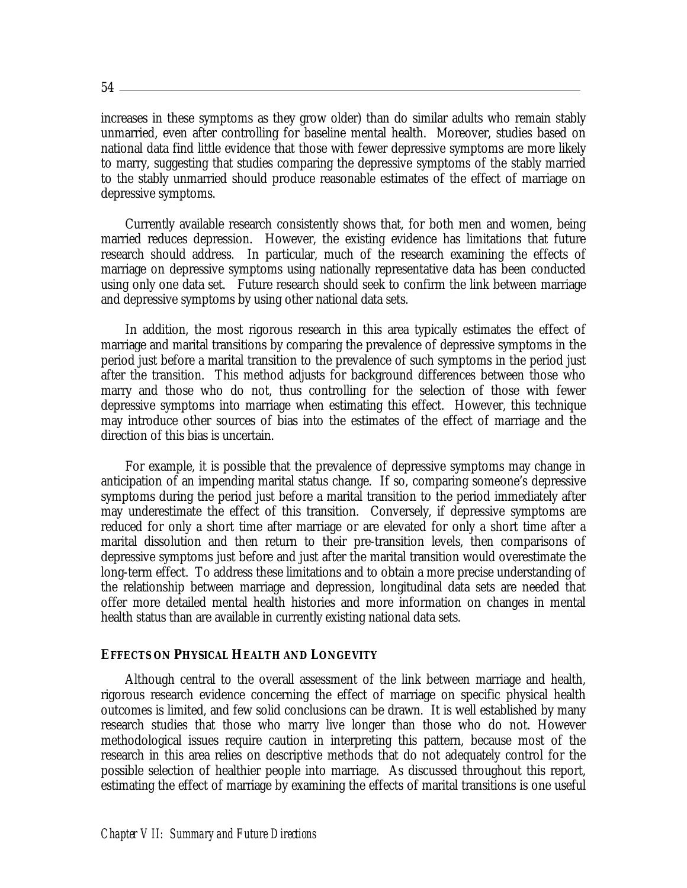increases in these symptoms as they grow older) than do similar adults who remain stably unmarried, even after controlling for baseline mental health. Moreover, studies based on national data find little evidence that those with fewer depressive symptoms are more likely to marry, suggesting that studies comparing the depressive symptoms of the stably married to the stably unmarried should produce reasonable estimates of the effect of marriage on depressive symptoms.

Currently available research consistently shows that, for both men and women, being married reduces depression. However, the existing evidence has limitations that future research should address. In particular, much of the research examining the effects of marriage on depressive symptoms using nationally representative data has been conducted using only one data set. Future research should seek to confirm the link between marriage and depressive symptoms by using other national data sets.

In addition, the most rigorous research in this area typically estimates the effect of marriage and marital transitions by comparing the prevalence of depressive symptoms in the period just before a marital transition to the prevalence of such symptoms in the period just after the transition. This method adjusts for background differences between those who marry and those who do not, thus controlling for the selection of those with fewer depressive symptoms into marriage when estimating this effect. However, this technique may introduce other sources of bias into the estimates of the effect of marriage and the direction of this bias is uncertain.

For example, it is possible that the prevalence of depressive symptoms may change in anticipation of an impending marital status change. If so, comparing someone's depressive symptoms during the period just before a marital transition to the period immediately after may underestimate the effect of this transition. Conversely, if depressive symptoms are reduced for only a short time after marriage or are elevated for only a short time after a marital dissolution and then return to their pre-transition levels, then comparisons of depressive symptoms just before and just after the marital transition would overestimate the long-term effect. To address these limitations and to obtain a more precise understanding of the relationship between marriage and depression, longitudinal data sets are needed that offer more detailed mental health histories and more information on changes in mental health status than are available in currently existing national data sets.

### EFFECTS ON PHYSICAL HEALTH AND LONGEVITY

Although central to the overall assessment of the link between marriage and health, rigorous research evidence concerning the effect of marriage on specific physical health outcomes is limited, and few solid conclusions can be drawn. It is well established by many research studies that those who marry live longer than those who do not. However methodological issues require caution in interpreting this pattern, because most of the research in this area relies on descriptive methods that do not adequately control for the possible selection of healthier people into marriage. As discussed throughout this report, estimating the effect of marriage by examining the effects of marital transitions is one useful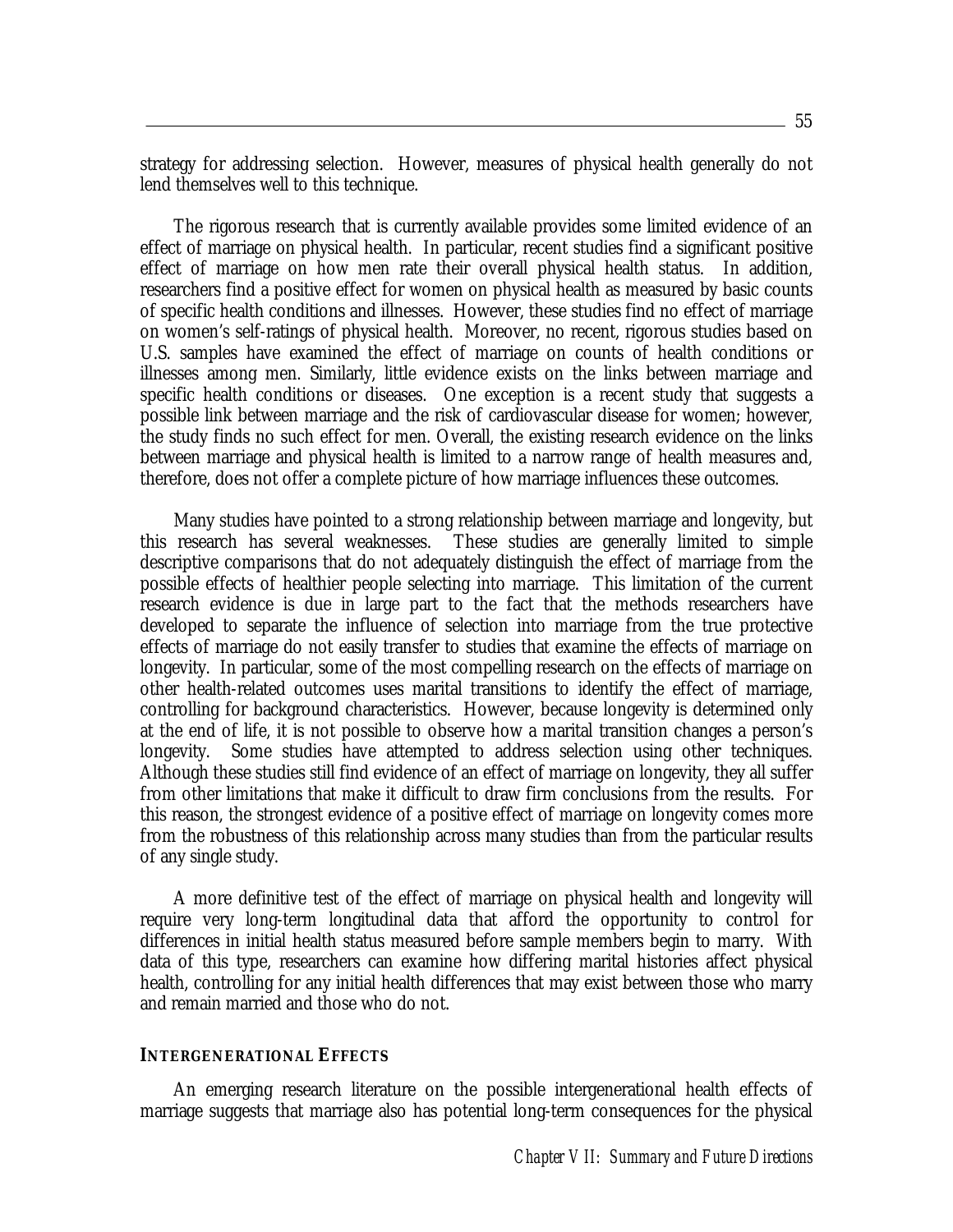strategy for addressing selection. However, measures of physical health generally do not lend themselves well to this technique.

The rigorous research that is currently available provides some limited evidence of an effect of marriage on physical health. In particular, recent studies find a significant positive effect of marriage on how men rate their overall physical health status. In addition, researchers find a positive effect for women on physical health as measured by basic counts of specific health conditions and illnesses. However, these studies find no effect of marriage on women's self-ratings of physical health. Moreover, no recent, rigorous studies based on U.S. samples have examined the effect of marriage on counts of health conditions or illnesses among men. Similarly, little evidence exists on the links between marriage and specific health conditions or diseases. One exception is a recent study that suggests a possible link between marriage and the risk of cardiovascular disease for women; however, the study finds no such effect for men. Overall, the existing research evidence on the links between marriage and physical health is limited to a narrow range of health measures and, therefore, does not offer a complete picture of how marriage influences these outcomes.

Many studies have pointed to a strong relationship between marriage and longevity, but this research has several weaknesses. These studies are generally limited to simple descriptive comparisons that do not adequately distinguish the effect of marriage from the possible effects of healthier people selecting into marriage. This limitation of the current research evidence is due in large part to the fact that the methods researchers have developed to separate the influence of selection into marriage from the true protective effects of marriage do not easily transfer to studies that examine the effects of marriage on longevity. In particular, some of the most compelling research on the effects of marriage on other health-related outcomes uses marital transitions to identify the effect of marriage, controlling for background characteristics. However, because longevity is determined only at the end of life, it is not possible to observe how a marital transition changes a person's longevity. Some studies have attempted to address selection using other techniques. Although these studies still find evidence of an effect of marriage on longevity, they all suffer from other limitations that make it difficult to draw firm conclusions from the results. For this reason, the strongest evidence of a positive effect of marriage on longevity comes more from the robustness of this relationship across many studies than from the particular results of any single study.

A more definitive test of the effect of marriage on physical health and longevity will require very long-term longitudinal data that afford the opportunity to control for differences in initial health status measured before sample members begin to marry. With data of this type, researchers can examine how differing marital histories affect physical health, controlling for any initial health differences that may exist between those who marry and remain married and those who do not.

### INTERGENERATIONAL EFFECTS

An emerging research literature on the possible intergenerational health effects of marriage suggests that marriage also has potential long-term consequences for the physical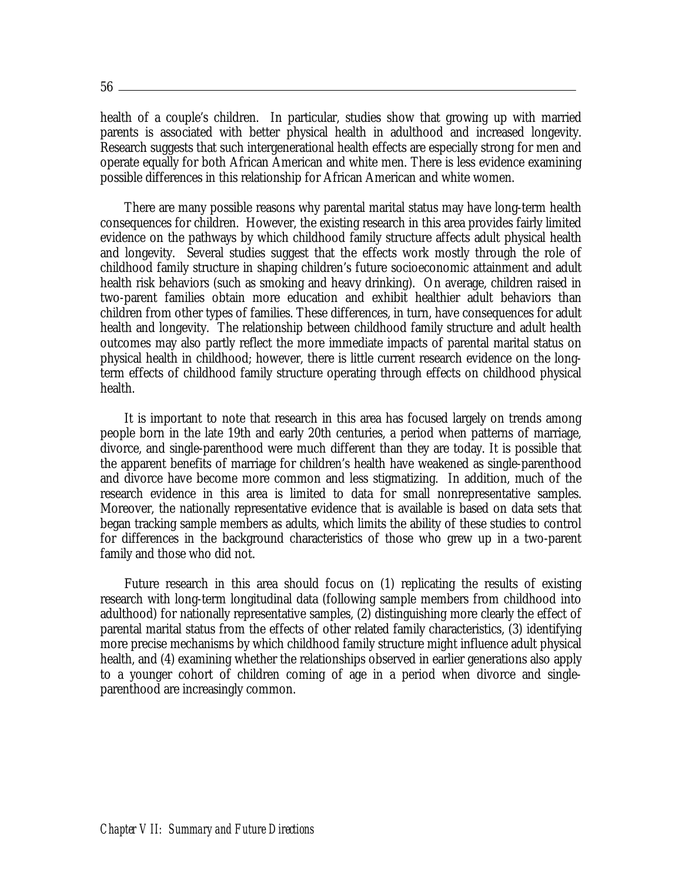health of a couple's children. In particular, studies show that growing up with married parents is associated with better physical health in adulthood and increased longevity. Research suggests that such intergenerational health effects are especially strong for men and operate equally for both African American and white men. There is less evidence examining possible differences in this relationship for African American and white women.

There are many possible reasons why parental marital status may have long-term health consequences for children. However, the existing research in this area provides fairly limited evidence on the pathways by which childhood family structure affects adult physical health and longevity. Several studies suggest that the effects work mostly through the role of childhood family structure in shaping children's future socioeconomic attainment and adult health risk behaviors (such as smoking and heavy drinking). On average, children raised in two-parent families obtain more education and exhibit healthier adult behaviors than children from other types of families. These differences, in turn, have consequences for adult health and longevity. The relationship between childhood family structure and adult health outcomes may also partly reflect the more immediate impacts of parental marital status on physical health in childhood; however, there is little current research evidence on the long-term effects of childhood family structure operating through effects on childhood physical health.

It is important to note that research in this area has focused largely on trends among people born in the late 19th and early 20th centuries, a period when patterns of marriage, divorce, and single-parenthood were much different than they are today. It is possible that the apparent benefits of marriage for children's health have weakened as single-parenthood and divorce have become more common and less stigmatizing. In addition, much of the research evidence in this area is limited to data for small nonrepresentative samples. Moreover, the nationally representative evidence that is available is based on data sets that began tracking sample members as adults, which limits the ability of these studies to control for differences in the background characteristics of those who grew up in a two-parent family and those who did not.

Future research in this area should focus on (1) replicating the results of existing research with long-term longitudinal data (following sample members from childhood into adulthood) for nationally representative samples, (2) distinguishing more clearly the effect of parental marital status from the effects of other related family characteristics, (3) identifying more precise mechanisms by which childhood family structure might influence adult physical health, and (4) examining whether the relationships observed in earlier generations also apply to a younger cohort of children coming of age in a period when divorce and single-parenthood are increasingly common.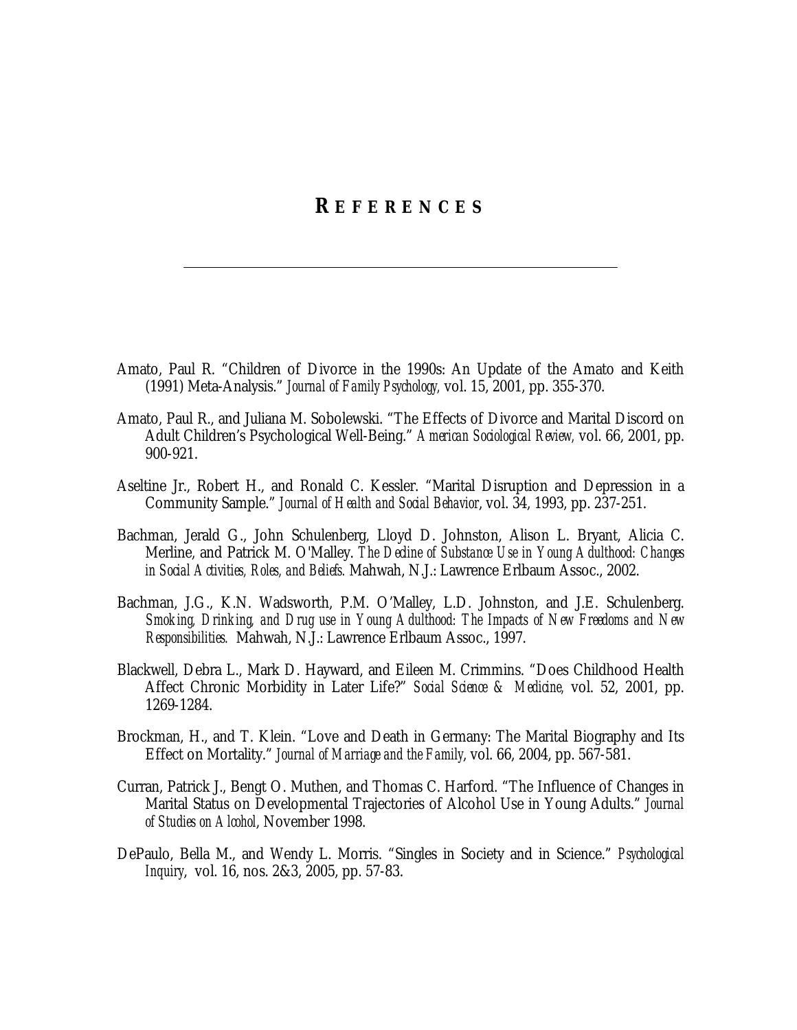# REFERENCES

Amato, Paul R. "Children of Divorce in the 1990s: An Update of the Amato and Keith (1991) Meta-Analysis." *Journal of Family Psychology,* vol. 15, 2001, pp. 355-370.

Amato, Paul R., and Juliana M. Sobolewski. "The Effects of Divorce and Marital Discord on Adult Children's Psychological Well-Being." *American Sociological Review,* vol. 66, 2001, pp. 900-921.

Aseltine Jr., Robert H., and Ronald C. Kessler. "Marital Disruption and Depression in a Community Sample." *Journal of Health and Social Behavior*, vol. 34, 1993, pp. 237-251.

Bachman, Jerald G., John Schulenberg, Lloyd D. Johnston, Alison L. Bryant, Alicia C. Merline, and Patrick M. O'Malley. *The Decline of Substance Use in Young Adulthood: Changes in Social Activities, Roles, and Beliefs.* Mahwah, N.J.: Lawrence Erlbaum Assoc., 2002.

Bachman, J.G., K.N. Wadsworth, P.M. O'Malley, L.D. Johnston, and J.E. Schulenberg. *Smoking, Drinking, and Drug use in Young Adulthood: The Impacts of New Freedoms and New Responsibilities.* Mahwah, N.J.: Lawrence Erlbaum Assoc., 1997.

Blackwell, Debra L., Mark D. Hayward, and Eileen M. Crimmins. "Does Childhood Health Affect Chronic Morbidity in Later Life?" *Social Science & Medicine,* vol. 52, 2001, pp. 1269-1284.

Brockman, H., and T. Klein. "Love and Death in Germany: The Marital Biography and Its Effect on Mortality." *Journal of Marriage and the Family*, vol. 66, 2004, pp. 567-581.

Curran, Patrick J., Bengt O. Muthen, and Thomas C. Harford. "The Influence of Changes in Marital Status on Developmental Trajectories of Alcohol Use in Young Adults." *Journal of Studies on Alcohol*, November 1998.

DePaulo, Bella M., and Wendy L. Morris. "Singles in Society and in Science." *Psychological Inquiry*, vol. 16, nos. 2&3, 2005, pp. 57-83.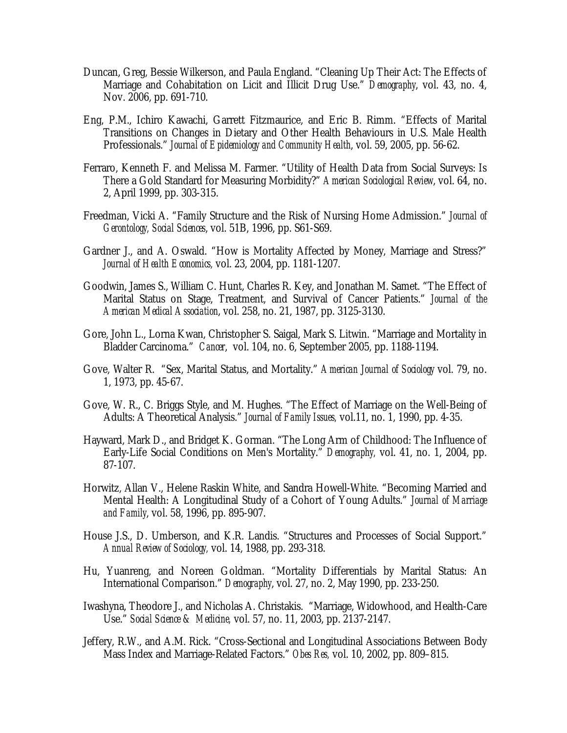Duncan, Greg, Bessie Wilkerson, and Paula England. "Cleaning Up Their Act: The Effects of Marriage and Cohabitation on Licit and Illicit Drug Use." *Demography*, vol. 43, no. 4, Nov. 2006, pp. 691-710.

Eng, P.M., Ichiro Kawachi, Garrett Fitzmaurice, and Eric B. Rimm. "Effects of Marital Transitions on Changes in Dietary and Other Health Behaviours in U.S. Male Health Professionals." *Journal of Epidemiology and Community Health*, vol. 59, 2005, pp. 56-62.

Ferraro, Kenneth F. and Melissa M. Farmer. "Utility of Health Data from Social Surveys: Is There a Gold Standard for Measuring Morbidity?" *American Sociological Review*, vol. 64, no. 2, April 1999, pp. 303-315.

Freedman, Vicki A. "Family Structure and the Risk of Nursing Home Admission." *Journal of Gerontology, Social Sciences*, vol. 51B, 1996, pp. S61-S69.

Gardner J., and A. Oswald. "How is Mortality Affected by Money, Marriage and Stress?" *Journal of Health Economics*, vol. 23, 2004, pp. 1181-1207.

Goodwin, James S., William C. Hunt, Charles R. Key, and Jonathan M. Samet. "The Effect of Marital Status on Stage, Treatment, and Survival of Cancer Patients." *Journal of the American Medical Association*, vol. 258, no. 21, 1987, pp. 3125-3130.

Gore, John L., Lorna Kwan, Christopher S. Saigal, Mark S. Litwin. "Marriage and Mortality in Bladder Carcinoma." *Cancer*, vol. 104, no. 6, September 2005, pp. 1188-1194.

Gove, Walter R. "Sex, Marital Status, and Mortality." *American Journal of Sociology* vol. 79, no. 1, 1973, pp. 45-67.

Gove, W. R., C. Briggs Style, and M. Hughes. "The Effect of Marriage on the Well-Being of Adults: A Theoretical Analysis." *Journal of Family Issues*, vol.11, no. 1, 1990, pp. 4-35.

Hayward, Mark D., and Bridget K. Gorman. "The Long Arm of Childhood: The Influence of Early-Life Social Conditions on Men's Mortality." *Demography*, vol. 41, no. 1, 2004, pp. 87-107.

Horwitz, Allan V., Helene Raskin White, and Sandra Howell-White. "Becoming Married and Mental Health: A Longitudinal Study of a Cohort of Young Adults." *Journal of Marriage and Family*, vol. 58, 1996, pp. 895-907.

House J.S., D. Umberson, and K.R. Landis. "Structures and Processes of Social Support." *Annual Review of Sociology*, vol. 14, 1988, pp. 293-318.

Hu, Yuanreng, and Noreen Goldman. "Mortality Differentials by Marital Status: An International Comparison." *Demography*, vol. 27, no. 2, May 1990, pp. 233-250.

Iwashyna, Theodore J., and Nicholas A. Christakis. "Marriage, Widowhood, and Health-Care Use." *Social Science & Medicine*, vol. 57, no. 11, 2003, pp. 2137-2147.

Jeffery, R.W., and A.M. Rick. "Cross-Sectional and Longitudinal Associations Between Body Mass Index and Marriage-Related Factors." *Obes Res*, vol. 10, 2002, pp. 809–815.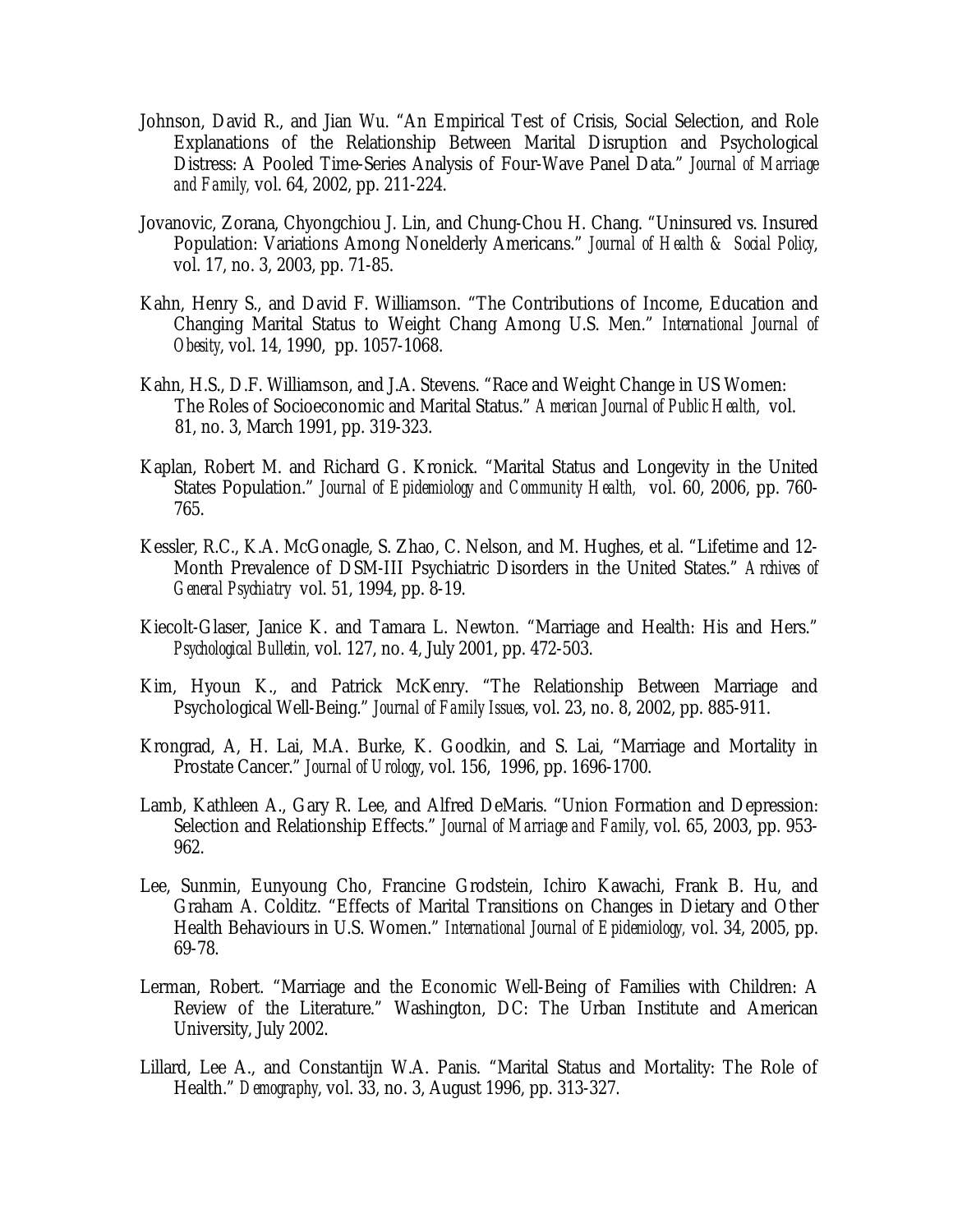Johnson, David R., and Jian Wu. "An Empirical Test of Crisis, Social Selection, and Role Explanations of the Relationship Between Marital Disruption and Psychological Distress: A Pooled Time-Series Analysis of Four-Wave Panel Data." *Journal of Marriage and Family,* vol. 64, 2002, pp. 211-224.

Jovanovic, Zorana, Chyongchiou J. Lin, and Chung-Chou H. Chang. "Uninsured vs. Insured Population: Variations Among Nonelderly Americans." *Journal of Health & Social Policy*, vol. 17, no. 3, 2003, pp. 71-85.

Kahn, Henry S., and David F. Williamson. "The Contributions of Income, Education and Changing Marital Status to Weight Chang Among U.S. Men." *International Journal of Obesity*, vol. 14, 1990, pp. 1057-1068.

Kahn, H.S., D.F. Williamson, and J.A. Stevens. "Race and Weight Change in US Women: The Roles of Socioeconomic and Marital Status." *American Journal of Public Health*, vol. 81, no. 3, March 1991, pp. 319-323.

Kaplan, Robert M. and Richard G. Kronick. "Marital Status and Longevity in the United States Population." *Journal of Epidemiology and Community Health,* vol. 60, 2006, pp. 760-765.

Kessler, R.C., K.A. McGonagle, S. Zhao, C. Nelson, and M. Hughes, et al. "Lifetime and 12-Month Prevalence of DSM-III Psychiatric Disorders in the United States." *Archives of General Psychiatry* vol. 51, 1994, pp. 8-19.

Kiecolt-Glaser, Janice K. and Tamara L. Newton. "Marriage and Health: His and Hers." *Psychological Bulletin,* vol. 127, no. 4, July 2001, pp. 472-503.

Kim, Hyoun K., and Patrick McKenry. "The Relationship Between Marriage and Psychological Well-Being." *Journal of Family Issues*, vol. 23, no. 8, 2002, pp. 885-911.

Krongrad, A, H. Lai, M.A. Burke, K. Goodkin, and S. Lai, "Marriage and Mortality in Prostate Cancer." *Journal of Urology*, vol. 156, 1996, pp. 1696-1700.

Lamb, Kathleen A., Gary R. Lee, and Alfred DeMaris. "Union Formation and Depression: Selection and Relationship Effects." *Journal of Marriage and Family*, vol. 65, 2003, pp. 953-962.

Lee, Sunmin, Eunyoung Cho, Francine Grodstein, Ichiro Kawachi, Frank B. Hu, and Graham A. Colditz. "Effects of Marital Transitions on Changes in Dietary and Other Health Behaviours in U.S. Women." *International Journal of Epidemiology,* vol. 34, 2005, pp. 69-78.

Lerman, Robert. "Marriage and the Economic Well-Being of Families with Children: A Review of the Literature." Washington, DC: The Urban Institute and American University, July 2002.

Lillard, Lee A., and Constantijn W.A. Panis. "Marital Status and Mortality: The Role of Health." *Demography*, vol. 33, no. 3, August 1996, pp. 313-327.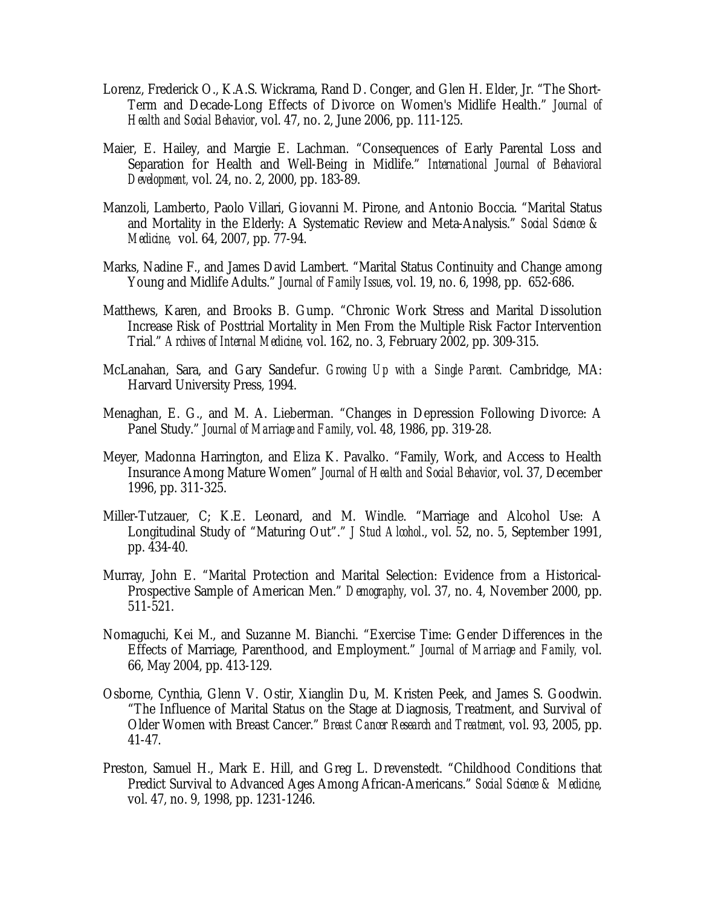Lorenz, Frederick O., K.A.S. Wickrama, Rand D. Conger, and Glen H. Elder, Jr. "The Short-Term and Decade-Long Effects of Divorce on Women's Midlife Health." *Journal of Health and Social Behavior*, vol. 47, no. 2, June 2006, pp. 111-125.

Maier, E. Hailey, and Margie E. Lachman. "Consequences of Early Parental Loss and Separation for Health and Well-Being in Midlife." *International Journal of Behavioral Development,* vol. 24, no. 2, 2000, pp. 183-89.

Manzoli, Lamberto, Paolo Villari, Giovanni M. Pirone, and Antonio Boccia. "Marital Status and Mortality in the Elderly: A Systematic Review and Meta-Analysis." *Social Science & Medicine,* vol. 64, 2007, pp. 77-94.

Marks, Nadine F., and James David Lambert. "Marital Status Continuity and Change among Young and Midlife Adults." *Journal of Family Issues*, vol. 19, no. 6, 1998, pp. 652-686.

Matthews, Karen, and Brooks B. Gump. "Chronic Work Stress and Marital Dissolution Increase Risk of Posttrial Mortality in Men From the Multiple Risk Factor Intervention Trial." *Archives of Internal Medicine,* vol. 162, no. 3, February 2002, pp. 309-315.

McLanahan, Sara, and Gary Sandefur. *Growing Up with a Single Parent.* Cambridge, MA: Harvard University Press, 1994.

Menaghan, E. G., and M. A. Lieberman. "Changes in Depression Following Divorce: A Panel Study." *Journal of Marriage and Family*, vol. 48, 1986, pp. 319-28.

Meyer, Madonna Harrington, and Eliza K. Pavalko. "Family, Work, and Access to Health Insurance Among Mature Women" *Journal of Health and Social Behavior*, vol. 37, December 1996, pp. 311-325.

Miller-Tutzauer, C; K.E. Leonard, and M. Windle. "Marriage and Alcohol Use: A Longitudinal Study of "Maturing Out"." *J Stud Alcohol.*, vol. 52, no. 5, September 1991, pp. 434-40.

Murray, John E. "Marital Protection and Marital Selection: Evidence from a Historical-Prospective Sample of American Men." *Demography,* vol. 37, no. 4, November 2000, pp. 511-521.

Nomaguchi, Kei M., and Suzanne M. Bianchi. "Exercise Time: Gender Differences in the Effects of Marriage, Parenthood, and Employment." *Journal of Marriage and Family,* vol. 66, May 2004, pp. 413-129.

Osborne, Cynthia, Glenn V. Ostir, Xianglin Du, M. Kristen Peek, and James S. Goodwin. "The Influence of Marital Status on the Stage at Diagnosis, Treatment, and Survival of Older Women with Breast Cancer." *Breast Cancer Research and Treatment,* vol. 93, 2005, pp. 41-47.

Preston, Samuel H., Mark E. Hill, and Greg L. Drevenstedt. "Childhood Conditions that Predict Survival to Advanced Ages Among African-Americans." *Social Science & Medicine,* vol. 47, no. 9, 1998, pp. 1231-1246.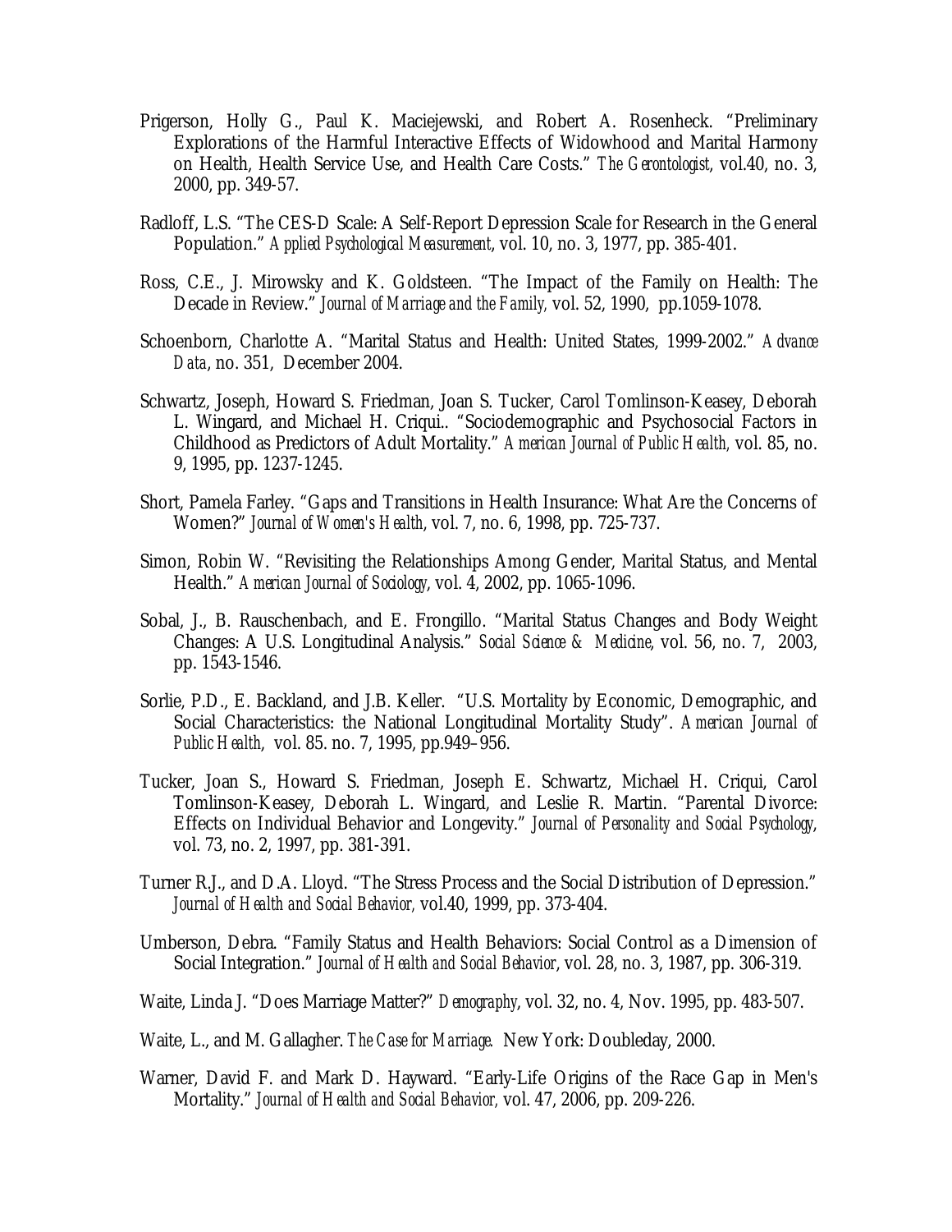Prigerson, Holly G., Paul K. Maciejewski, and Robert A. Rosenheck. "Preliminary Explorations of the Harmful Interactive Effects of Widowhood and Marital Harmony on Health, Health Service Use, and Health Care Costs." *The Gerontologist*, vol.40, no. 3, 2000, pp. 349-57.

Radloff, L.S. "The CES-D Scale: A Self-Report Depression Scale for Research in the General Population." *Applied Psychological Measurement*, vol. 10, no. 3, 1977, pp. 385-401.

Ross, C.E., J. Mirowsky and K. Goldsteen. "The Impact of the Family on Health: The Decade in Review." *Journal of Marriage and the Family,* vol. 52, 1990, pp.1059-1078.

Schoenborn, Charlotte A. "Marital Status and Health: United States, 1999-2002." *Advance Data*, no. 351, December 2004.

Schwartz, Joseph, Howard S. Friedman, Joan S. Tucker, Carol Tomlinson-Keasey, Deborah L. Wingard, and Michael H. Criqui.. "Sociodemographic and Psychosocial Factors in Childhood as Predictors of Adult Mortality." *American Journal of Public Health,* vol. 85, no. 9, 1995, pp. 1237-1245.

Short, Pamela Farley. "Gaps and Transitions in Health Insurance: What Are the Concerns of Women?" *Journal of Women's Health*, vol. 7, no. 6, 1998, pp. 725-737.

Simon, Robin W. "Revisiting the Relationships Among Gender, Marital Status, and Mental Health." *American Journal of Sociology*, vol. 4, 2002, pp. 1065-1096.

Sobal, J., B. Rauschenbach, and E. Frongillo. "Marital Status Changes and Body Weight Changes: A U.S. Longitudinal Analysis." *Social Science & Medicine*, vol. 56, no. 7, 2003, pp. 1543-1546.

Sorlie, P.D., E. Backland, and J.B. Keller. "U.S. Mortality by Economic, Demographic, and Social Characteristics: the National Longitudinal Mortality Study". *American Journal of Public Health*, vol. 85. no. 7, 1995, pp.949–956.

Tucker, Joan S., Howard S. Friedman, Joseph E. Schwartz, Michael H. Criqui, Carol Tomlinson-Keasey, Deborah L. Wingard, and Leslie R. Martin. "Parental Divorce: Effects on Individual Behavior and Longevity." *Journal of Personality and Social Psychology*, vol. 73, no. 2, 1997, pp. 381-391.

Turner R.J., and D.A. Lloyd. "The Stress Process and the Social Distribution of Depression." *Journal of Health and Social Behavior,* vol.40, 1999, pp. 373-404.

Umberson, Debra. "Family Status and Health Behaviors: Social Control as a Dimension of Social Integration." *Journal of Health and Social Behavior*, vol. 28, no. 3, 1987, pp. 306-319.

Waite, Linda J. "Does Marriage Matter?" *Demography*, vol. 32, no. 4, Nov. 1995, pp. 483-507.

Waite, L., and M. Gallagher. *The Case for Marriage.* New York: Doubleday, 2000.

Warner, David F. and Mark D. Hayward. "Early-Life Origins of the Race Gap in Men's Mortality." *Journal of Health and Social Behavior,* vol. 47, 2006, pp. 209-226.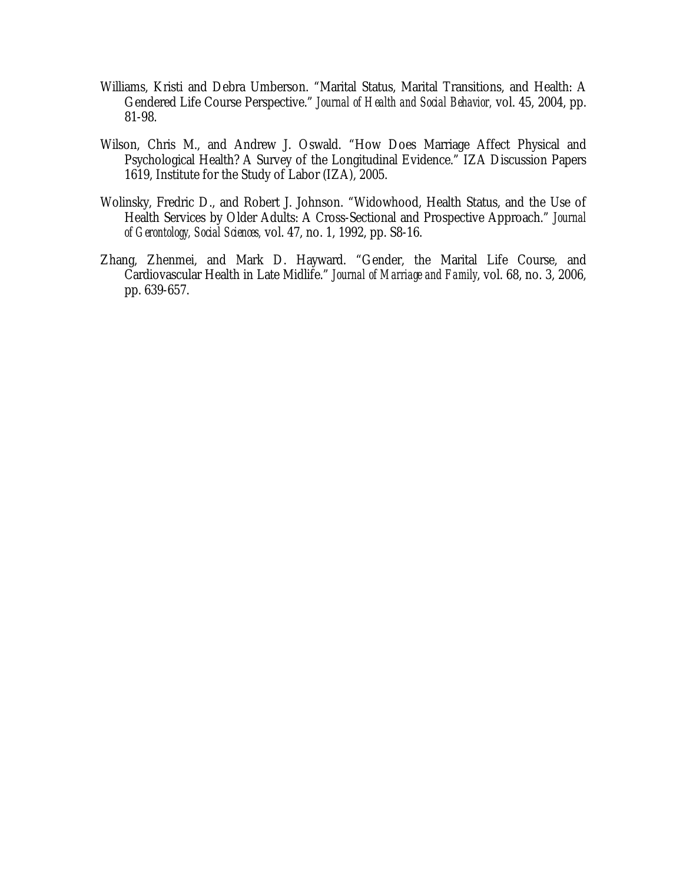Williams, Kristi and Debra Umberson. "Marital Status, Marital Transitions, and Health: A Gendered Life Course Perspective." *Journal of Health and Social Behavior,* vol. 45, 2004, pp. 81-98.

Wilson, Chris M., and Andrew J. Oswald. "How Does Marriage Affect Physical and Psychological Health? A Survey of the Longitudinal Evidence." IZA Discussion Papers 1619, Institute for the Study of Labor (IZA), 2005.

Wolinsky, Fredric D., and Robert J. Johnson. "Widowhood, Health Status, and the Use of Health Services by Older Adults: A Cross-Sectional and Prospective Approach." *Journal of Gerontology, Social Sciences,* vol. 47, no. 1, 1992, pp. S8-16.

Zhang, Zhenmei, and Mark D. Hayward. "Gender, the Marital Life Course, and Cardiovascular Health in Late Midlife." *Journal of Marriage and Family*, vol. 68, no. 3, 2006, pp. 639-657.